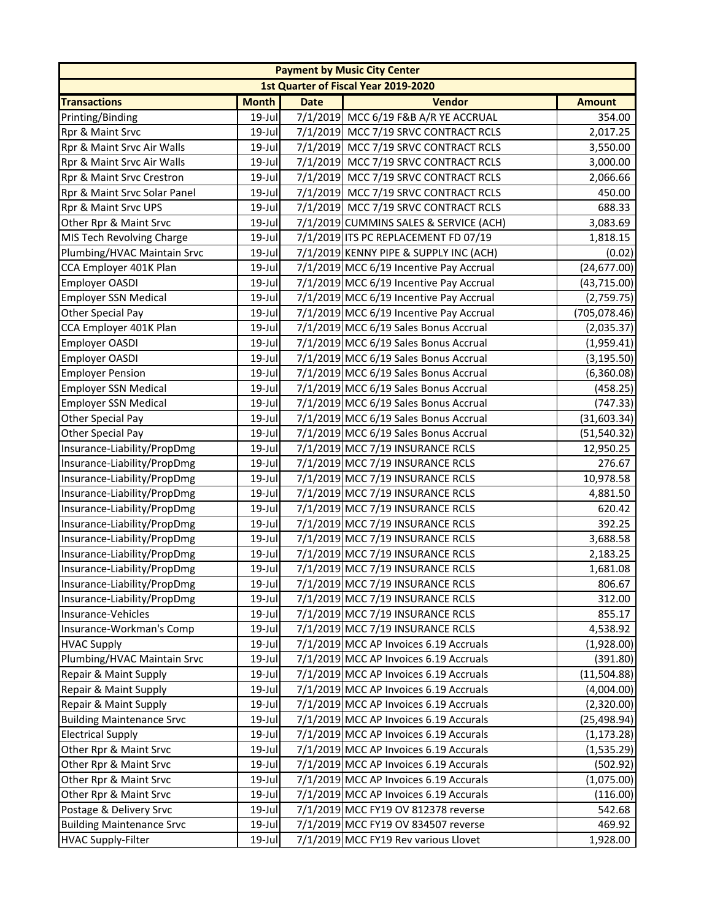| Payment by Music City Center | | | | |
|---|---|---|---|---|
| 1st Quarter of Fiscal Year 2019-2020 | | | | |
| **Transactions** | **Month** | **Date** | **Vendor** | **Amount** |
| Printing/Binding | 19-Jul | 7/1/2019 | MCC 6/19 F&B A/R YE ACCRUAL | 354.00 |
| Rpr & Maint Srvc | 19-Jul | 7/1/2019 | MCC 7/19 SRVC CONTRACT RCLS | 2,017.25 |
| Rpr & Maint Srvc Air Walls | 19-Jul | 7/1/2019 | MCC 7/19 SRVC CONTRACT RCLS | 3,550.00 |
| Rpr & Maint Srvc Air Walls | 19-Jul | 7/1/2019 | MCC 7/19 SRVC CONTRACT RCLS | 3,000.00 |
| Rpr & Maint Srvc Crestron | 19-Jul | 7/1/2019 | MCC 7/19 SRVC CONTRACT RCLS | 2,066.66 |
| Rpr & Maint Srvc Solar Panel | 19-Jul | 7/1/2019 | MCC 7/19 SRVC CONTRACT RCLS | 450.00 |
| Rpr & Maint Srvc UPS | 19-Jul | 7/1/2019 | MCC 7/19 SRVC CONTRACT RCLS | 688.33 |
| Other Rpr & Maint Srvc | 19-Jul | 7/1/2019 | CUMMINS SALES & SERVICE (ACH) | 3,083.69 |
| MIS Tech Revolving Charge | 19-Jul | 7/1/2019 | ITS PC REPLACEMENT FD 07/19 | 1,818.15 |
| Plumbing/HVAC Maintain Srvc | 19-Jul | 7/1/2019 | KENNY PIPE & SUPPLY INC (ACH) | (0.02) |
| CCA Employer 401K Plan | 19-Jul | 7/1/2019 | MCC 6/19 Incentive Pay Accrual | (24,677.00) |
| Employer OASDI | 19-Jul | 7/1/2019 | MCC 6/19 Incentive Pay Accrual | (43,715.00) |
| Employer SSN Medical | 19-Jul | 7/1/2019 | MCC 6/19 Incentive Pay Accrual | (2,759.75) |
| Other Special Pay | 19-Jul | 7/1/2019 | MCC 6/19 Incentive Pay Accrual | (705,078.46) |
| CCA Employer 401K Plan | 19-Jul | 7/1/2019 | MCC 6/19 Sales Bonus Accrual | (2,035.37) |
| Employer OASDI | 19-Jul | 7/1/2019 | MCC 6/19 Sales Bonus Accrual | (1,959.41) |
| Employer OASDI | 19-Jul | 7/1/2019 | MCC 6/19 Sales Bonus Accrual | (3,195.50) |
| Employer Pension | 19-Jul | 7/1/2019 | MCC 6/19 Sales Bonus Accrual | (6,360.08) |
| Employer SSN Medical | 19-Jul | 7/1/2019 | MCC 6/19 Sales Bonus Accrual | (458.25) |
| Employer SSN Medical | 19-Jul | 7/1/2019 | MCC 6/19 Sales Bonus Accrual | (747.33) |
| Other Special Pay | 19-Jul | 7/1/2019 | MCC 6/19 Sales Bonus Accrual | (31,603.34) |
| Other Special Pay | 19-Jul | 7/1/2019 | MCC 6/19 Sales Bonus Accrual | (51,540.32) |
| Insurance-Liability/PropDmg | 19-Jul | 7/1/2019 | MCC 7/19 INSURANCE RCLS | 12,950.25 |
| Insurance-Liability/PropDmg | 19-Jul | 7/1/2019 | MCC 7/19 INSURANCE RCLS | 276.67 |
| Insurance-Liability/PropDmg | 19-Jul | 7/1/2019 | MCC 7/19 INSURANCE RCLS | 10,978.58 |
| Insurance-Liability/PropDmg | 19-Jul | 7/1/2019 | MCC 7/19 INSURANCE RCLS | 4,881.50 |
| Insurance-Liability/PropDmg | 19-Jul | 7/1/2019 | MCC 7/19 INSURANCE RCLS | 620.42 |
| Insurance-Liability/PropDmg | 19-Jul | 7/1/2019 | MCC 7/19 INSURANCE RCLS | 392.25 |
| Insurance-Liability/PropDmg | 19-Jul | 7/1/2019 | MCC 7/19 INSURANCE RCLS | 3,688.58 |
| Insurance-Liability/PropDmg | 19-Jul | 7/1/2019 | MCC 7/19 INSURANCE RCLS | 2,183.25 |
| Insurance-Liability/PropDmg | 19-Jul | 7/1/2019 | MCC 7/19 INSURANCE RCLS | 1,681.08 |
| Insurance-Liability/PropDmg | 19-Jul | 7/1/2019 | MCC 7/19 INSURANCE RCLS | 806.67 |
| Insurance-Liability/PropDmg | 19-Jul | 7/1/2019 | MCC 7/19 INSURANCE RCLS | 312.00 |
| Insurance-Vehicles | 19-Jul | 7/1/2019 | MCC 7/19 INSURANCE RCLS | 855.17 |
| Insurance-Workman's Comp | 19-Jul | 7/1/2019 | MCC 7/19 INSURANCE RCLS | 4,538.92 |
| HVAC Supply | 19-Jul | 7/1/2019 | MCC AP Invoices 6.19 Accruals | (1,928.00) |
| Plumbing/HVAC Maintain Srvc | 19-Jul | 7/1/2019 | MCC AP Invoices 6.19 Accruals | (391.80) |
| Repair & Maint Supply | 19-Jul | 7/1/2019 | MCC AP Invoices 6.19 Accruals | (11,504.88) |
| Repair & Maint Supply | 19-Jul | 7/1/2019 | MCC AP Invoices 6.19 Accruals | (4,004.00) |
| Repair & Maint Supply | 19-Jul | 7/1/2019 | MCC AP Invoices 6.19 Accruals | (2,320.00) |
| Building Maintenance Srvc | 19-Jul | 7/1/2019 | MCC AP Invoices 6.19 Accurals | (25,498.94) |
| Electrical Supply | 19-Jul | 7/1/2019 | MCC AP Invoices 6.19 Accurals | (1,173.28) |
| Other Rpr & Maint Srvc | 19-Jul | 7/1/2019 | MCC AP Invoices 6.19 Accurals | (1,535.29) |
| Other Rpr & Maint Srvc | 19-Jul | 7/1/2019 | MCC AP Invoices 6.19 Accurals | (502.92) |
| Other Rpr & Maint Srvc | 19-Jul | 7/1/2019 | MCC AP Invoices 6.19 Accurals | (1,075.00) |
| Other Rpr & Maint Srvc | 19-Jul | 7/1/2019 | MCC AP Invoices 6.19 Accurals | (116.00) |
| Postage & Delivery Srvc | 19-Jul | 7/1/2019 | MCC FY19 OV 812378 reverse | 542.68 |
| Building Maintenance Srvc | 19-Jul | 7/1/2019 | MCC FY19 OV 834507 reverse | 469.92 |
| HVAC Supply-Filter | 19-Jul | 7/1/2019 | MCC FY19 Rev various Llovet | 1,928.00 |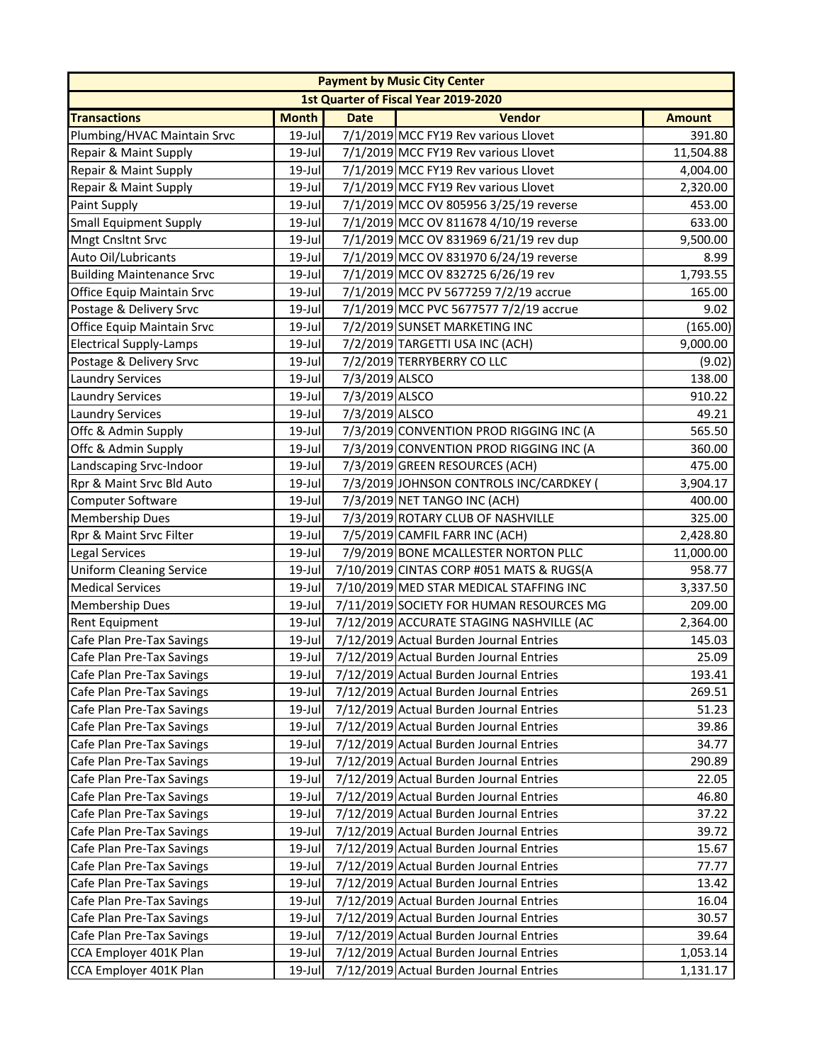| Payment by Music City Center | | | | |
|---|---|---|---|---|
| 1st Quarter of Fiscal Year 2019-2020 | | | | |
| **Transactions** | **Month** | **Date** | **Vendor** | **Amount** |
| Plumbing/HVAC Maintain Srvc | 19-Jul | 7/1/2019 | MCC FY19 Rev various Llovet | 391.80 |
| Repair & Maint Supply | 19-Jul | 7/1/2019 | MCC FY19 Rev various Llovet | 11,504.88 |
| Repair & Maint Supply | 19-Jul | 7/1/2019 | MCC FY19 Rev various Llovet | 4,004.00 |
| Repair & Maint Supply | 19-Jul | 7/1/2019 | MCC FY19 Rev various Llovet | 2,320.00 |
| Paint Supply | 19-Jul | 7/1/2019 | MCC OV 805956 3/25/19 reverse | 453.00 |
| Small Equipment Supply | 19-Jul | 7/1/2019 | MCC OV 811678 4/10/19 reverse | 633.00 |
| Mngt Cnsltnt Srvc | 19-Jul | 7/1/2019 | MCC OV 831969 6/21/19 rev dup | 9,500.00 |
| Auto Oil/Lubricants | 19-Jul | 7/1/2019 | MCC OV 831970 6/24/19 reverse | 8.99 |
| Building Maintenance Srvc | 19-Jul | 7/1/2019 | MCC OV 832725 6/26/19 rev | 1,793.55 |
| Office Equip Maintain Srvc | 19-Jul | 7/1/2019 | MCC PV 5677259 7/2/19 accrue | 165.00 |
| Postage & Delivery Srvc | 19-Jul | 7/1/2019 | MCC PVC 5677577 7/2/19 accrue | 9.02 |
| Office Equip Maintain Srvc | 19-Jul | 7/2/2019 | SUNSET MARKETING INC | (165.00) |
| Electrical Supply-Lamps | 19-Jul | 7/2/2019 | TARGETTI USA INC (ACH) | 9,000.00 |
| Postage & Delivery Srvc | 19-Jul | 7/2/2019 | TERRYBERRY CO LLC | (9.02) |
| Laundry Services | 19-Jul | 7/3/2019 | ALSCO | 138.00 |
| Laundry Services | 19-Jul | 7/3/2019 | ALSCO | 910.22 |
| Laundry Services | 19-Jul | 7/3/2019 | ALSCO | 49.21 |
| Offc & Admin Supply | 19-Jul | 7/3/2019 | CONVENTION PROD RIGGING INC (A | 565.50 |
| Offc & Admin Supply | 19-Jul | 7/3/2019 | CONVENTION PROD RIGGING INC (A | 360.00 |
| Landscaping Srvc-Indoor | 19-Jul | 7/3/2019 | GREEN RESOURCES (ACH) | 475.00 |
| Rpr & Maint Srvc Bld Auto | 19-Jul | 7/3/2019 | JOHNSON CONTROLS INC/CARDKEY ( | 3,904.17 |
| Computer Software | 19-Jul | 7/3/2019 | NET TANGO INC (ACH) | 400.00 |
| Membership Dues | 19-Jul | 7/3/2019 | ROTARY CLUB OF NASHVILLE | 325.00 |
| Rpr & Maint Srvc Filter | 19-Jul | 7/5/2019 | CAMFIL FARR INC (ACH) | 2,428.80 |
| Legal Services | 19-Jul | 7/9/2019 | BONE MCALLESTER NORTON PLLC | 11,000.00 |
| Uniform Cleaning Service | 19-Jul | 7/10/2019 | CINTAS CORP #051 MATS & RUGS(A | 958.77 |
| Medical Services | 19-Jul | 7/10/2019 | MED STAR MEDICAL STAFFING INC | 3,337.50 |
| Membership Dues | 19-Jul | 7/11/2019 | SOCIETY FOR HUMAN RESOURCES MG | 209.00 |
| Rent Equipment | 19-Jul | 7/12/2019 | ACCURATE STAGING NASHVILLE (AC | 2,364.00 |
| Cafe Plan Pre-Tax Savings | 19-Jul | 7/12/2019 | Actual Burden Journal Entries | 145.03 |
| Cafe Plan Pre-Tax Savings | 19-Jul | 7/12/2019 | Actual Burden Journal Entries | 25.09 |
| Cafe Plan Pre-Tax Savings | 19-Jul | 7/12/2019 | Actual Burden Journal Entries | 193.41 |
| Cafe Plan Pre-Tax Savings | 19-Jul | 7/12/2019 | Actual Burden Journal Entries | 269.51 |
| Cafe Plan Pre-Tax Savings | 19-Jul | 7/12/2019 | Actual Burden Journal Entries | 51.23 |
| Cafe Plan Pre-Tax Savings | 19-Jul | 7/12/2019 | Actual Burden Journal Entries | 39.86 |
| Cafe Plan Pre-Tax Savings | 19-Jul | 7/12/2019 | Actual Burden Journal Entries | 34.77 |
| Cafe Plan Pre-Tax Savings | 19-Jul | 7/12/2019 | Actual Burden Journal Entries | 290.89 |
| Cafe Plan Pre-Tax Savings | 19-Jul | 7/12/2019 | Actual Burden Journal Entries | 22.05 |
| Cafe Plan Pre-Tax Savings | 19-Jul | 7/12/2019 | Actual Burden Journal Entries | 46.80 |
| Cafe Plan Pre-Tax Savings | 19-Jul | 7/12/2019 | Actual Burden Journal Entries | 37.22 |
| Cafe Plan Pre-Tax Savings | 19-Jul | 7/12/2019 | Actual Burden Journal Entries | 39.72 |
| Cafe Plan Pre-Tax Savings | 19-Jul | 7/12/2019 | Actual Burden Journal Entries | 15.67 |
| Cafe Plan Pre-Tax Savings | 19-Jul | 7/12/2019 | Actual Burden Journal Entries | 77.77 |
| Cafe Plan Pre-Tax Savings | 19-Jul | 7/12/2019 | Actual Burden Journal Entries | 13.42 |
| Cafe Plan Pre-Tax Savings | 19-Jul | 7/12/2019 | Actual Burden Journal Entries | 16.04 |
| Cafe Plan Pre-Tax Savings | 19-Jul | 7/12/2019 | Actual Burden Journal Entries | 30.57 |
| Cafe Plan Pre-Tax Savings | 19-Jul | 7/12/2019 | Actual Burden Journal Entries | 39.64 |
| CCA Employer 401K Plan | 19-Jul | 7/12/2019 | Actual Burden Journal Entries | 1,053.14 |
| CCA Employer 401K Plan | 19-Jul | 7/12/2019 | Actual Burden Journal Entries | 1,131.17 |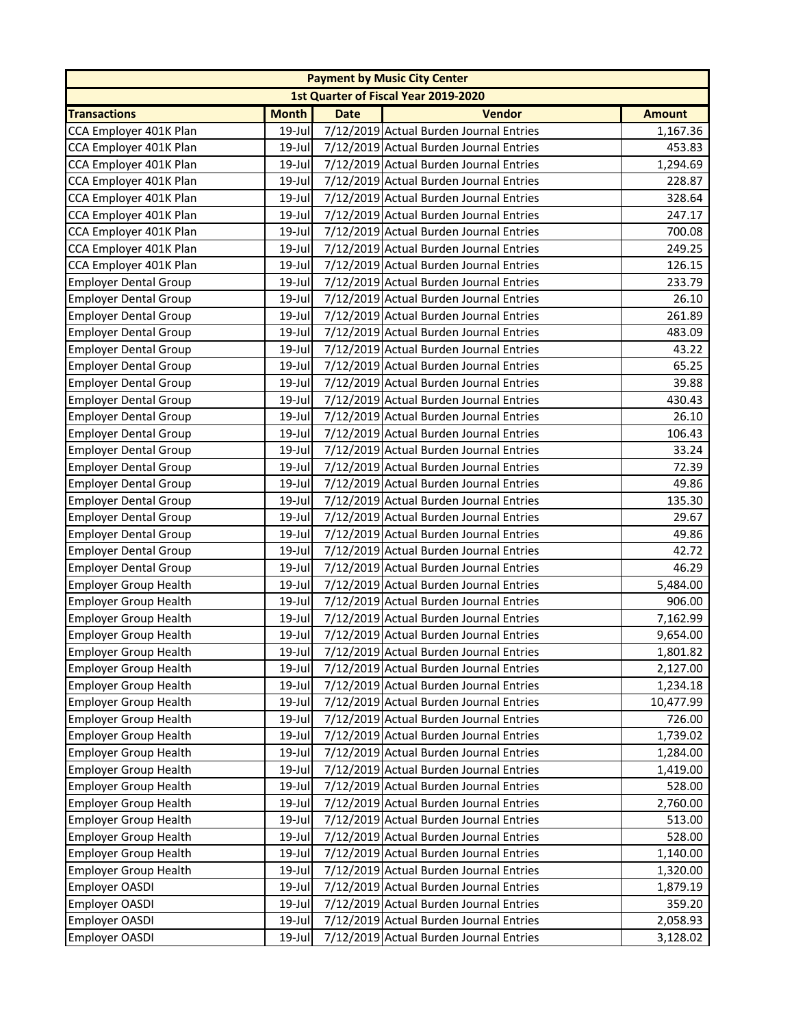| Payment by Music City Center | | | | |
|---|---|---|---|---|
| 1st Quarter of Fiscal Year 2019-2020 | | | | |
| **Transactions** | **Month** | **Date** | **Vendor** | **Amount** |
| CCA Employer 401K Plan | 19-Jul | 7/12/2019 | Actual Burden Journal Entries | 1,167.36 |
| CCA Employer 401K Plan | 19-Jul | 7/12/2019 | Actual Burden Journal Entries | 453.83 |
| CCA Employer 401K Plan | 19-Jul | 7/12/2019 | Actual Burden Journal Entries | 1,294.69 |
| CCA Employer 401K Plan | 19-Jul | 7/12/2019 | Actual Burden Journal Entries | 228.87 |
| CCA Employer 401K Plan | 19-Jul | 7/12/2019 | Actual Burden Journal Entries | 328.64 |
| CCA Employer 401K Plan | 19-Jul | 7/12/2019 | Actual Burden Journal Entries | 247.17 |
| CCA Employer 401K Plan | 19-Jul | 7/12/2019 | Actual Burden Journal Entries | 700.08 |
| CCA Employer 401K Plan | 19-Jul | 7/12/2019 | Actual Burden Journal Entries | 249.25 |
| CCA Employer 401K Plan | 19-Jul | 7/12/2019 | Actual Burden Journal Entries | 126.15 |
| Employer Dental Group | 19-Jul | 7/12/2019 | Actual Burden Journal Entries | 233.79 |
| Employer Dental Group | 19-Jul | 7/12/2019 | Actual Burden Journal Entries | 26.10 |
| Employer Dental Group | 19-Jul | 7/12/2019 | Actual Burden Journal Entries | 261.89 |
| Employer Dental Group | 19-Jul | 7/12/2019 | Actual Burden Journal Entries | 483.09 |
| Employer Dental Group | 19-Jul | 7/12/2019 | Actual Burden Journal Entries | 43.22 |
| Employer Dental Group | 19-Jul | 7/12/2019 | Actual Burden Journal Entries | 65.25 |
| Employer Dental Group | 19-Jul | 7/12/2019 | Actual Burden Journal Entries | 39.88 |
| Employer Dental Group | 19-Jul | 7/12/2019 | Actual Burden Journal Entries | 430.43 |
| Employer Dental Group | 19-Jul | 7/12/2019 | Actual Burden Journal Entries | 26.10 |
| Employer Dental Group | 19-Jul | 7/12/2019 | Actual Burden Journal Entries | 106.43 |
| Employer Dental Group | 19-Jul | 7/12/2019 | Actual Burden Journal Entries | 33.24 |
| Employer Dental Group | 19-Jul | 7/12/2019 | Actual Burden Journal Entries | 72.39 |
| Employer Dental Group | 19-Jul | 7/12/2019 | Actual Burden Journal Entries | 49.86 |
| Employer Dental Group | 19-Jul | 7/12/2019 | Actual Burden Journal Entries | 135.30 |
| Employer Dental Group | 19-Jul | 7/12/2019 | Actual Burden Journal Entries | 29.67 |
| Employer Dental Group | 19-Jul | 7/12/2019 | Actual Burden Journal Entries | 49.86 |
| Employer Dental Group | 19-Jul | 7/12/2019 | Actual Burden Journal Entries | 42.72 |
| Employer Dental Group | 19-Jul | 7/12/2019 | Actual Burden Journal Entries | 46.29 |
| Employer Group Health | 19-Jul | 7/12/2019 | Actual Burden Journal Entries | 5,484.00 |
| Employer Group Health | 19-Jul | 7/12/2019 | Actual Burden Journal Entries | 906.00 |
| Employer Group Health | 19-Jul | 7/12/2019 | Actual Burden Journal Entries | 7,162.99 |
| Employer Group Health | 19-Jul | 7/12/2019 | Actual Burden Journal Entries | 9,654.00 |
| Employer Group Health | 19-Jul | 7/12/2019 | Actual Burden Journal Entries | 1,801.82 |
| Employer Group Health | 19-Jul | 7/12/2019 | Actual Burden Journal Entries | 2,127.00 |
| Employer Group Health | 19-Jul | 7/12/2019 | Actual Burden Journal Entries | 1,234.18 |
| Employer Group Health | 19-Jul | 7/12/2019 | Actual Burden Journal Entries | 10,477.99 |
| Employer Group Health | 19-Jul | 7/12/2019 | Actual Burden Journal Entries | 726.00 |
| Employer Group Health | 19-Jul | 7/12/2019 | Actual Burden Journal Entries | 1,739.02 |
| Employer Group Health | 19-Jul | 7/12/2019 | Actual Burden Journal Entries | 1,284.00 |
| Employer Group Health | 19-Jul | 7/12/2019 | Actual Burden Journal Entries | 1,419.00 |
| Employer Group Health | 19-Jul | 7/12/2019 | Actual Burden Journal Entries | 528.00 |
| Employer Group Health | 19-Jul | 7/12/2019 | Actual Burden Journal Entries | 2,760.00 |
| Employer Group Health | 19-Jul | 7/12/2019 | Actual Burden Journal Entries | 513.00 |
| Employer Group Health | 19-Jul | 7/12/2019 | Actual Burden Journal Entries | 528.00 |
| Employer Group Health | 19-Jul | 7/12/2019 | Actual Burden Journal Entries | 1,140.00 |
| Employer Group Health | 19-Jul | 7/12/2019 | Actual Burden Journal Entries | 1,320.00 |
| Employer OASDI | 19-Jul | 7/12/2019 | Actual Burden Journal Entries | 1,879.19 |
| Employer OASDI | 19-Jul | 7/12/2019 | Actual Burden Journal Entries | 359.20 |
| Employer OASDI | 19-Jul | 7/12/2019 | Actual Burden Journal Entries | 2,058.93 |
| Employer OASDI | 19-Jul | 7/12/2019 | Actual Burden Journal Entries | 3,128.02 |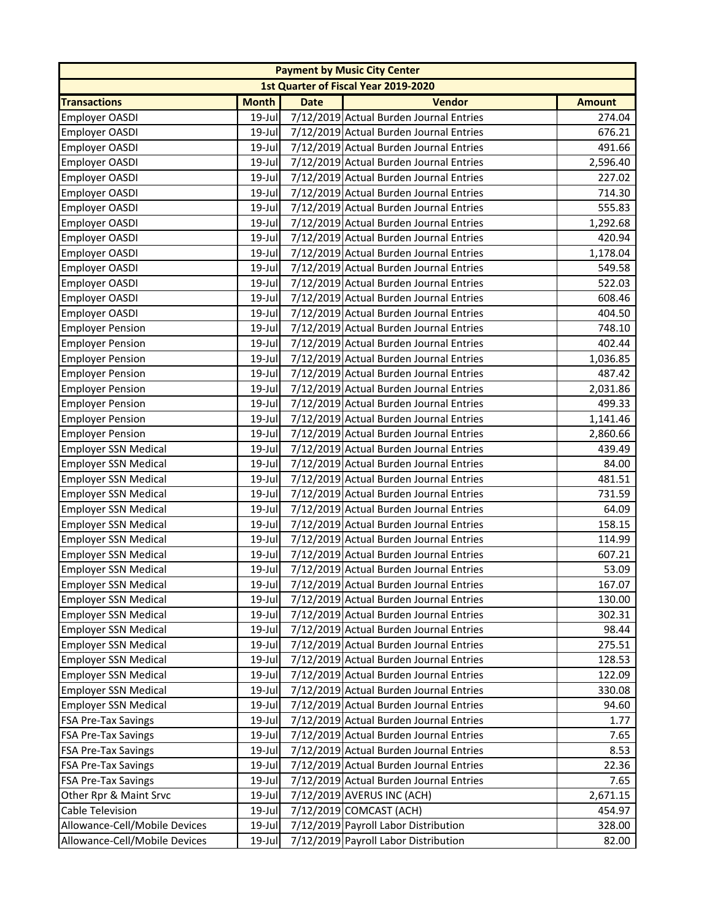| Payment by Music City Center | | | | |
|---|---|---|---|---|
| 1st Quarter of Fiscal Year 2019-2020 | | | | |
| **Transactions** | **Month** | **Date** | **Vendor** | **Amount** |
| Employer OASDI | 19-Jul | 7/12/2019 | Actual Burden Journal Entries | 274.04 |
| Employer OASDI | 19-Jul | 7/12/2019 | Actual Burden Journal Entries | 676.21 |
| Employer OASDI | 19-Jul | 7/12/2019 | Actual Burden Journal Entries | 491.66 |
| Employer OASDI | 19-Jul | 7/12/2019 | Actual Burden Journal Entries | 2,596.40 |
| Employer OASDI | 19-Jul | 7/12/2019 | Actual Burden Journal Entries | 227.02 |
| Employer OASDI | 19-Jul | 7/12/2019 | Actual Burden Journal Entries | 714.30 |
| Employer OASDI | 19-Jul | 7/12/2019 | Actual Burden Journal Entries | 555.83 |
| Employer OASDI | 19-Jul | 7/12/2019 | Actual Burden Journal Entries | 1,292.68 |
| Employer OASDI | 19-Jul | 7/12/2019 | Actual Burden Journal Entries | 420.94 |
| Employer OASDI | 19-Jul | 7/12/2019 | Actual Burden Journal Entries | 1,178.04 |
| Employer OASDI | 19-Jul | 7/12/2019 | Actual Burden Journal Entries | 549.58 |
| Employer OASDI | 19-Jul | 7/12/2019 | Actual Burden Journal Entries | 522.03 |
| Employer OASDI | 19-Jul | 7/12/2019 | Actual Burden Journal Entries | 608.46 |
| Employer OASDI | 19-Jul | 7/12/2019 | Actual Burden Journal Entries | 404.50 |
| Employer Pension | 19-Jul | 7/12/2019 | Actual Burden Journal Entries | 748.10 |
| Employer Pension | 19-Jul | 7/12/2019 | Actual Burden Journal Entries | 402.44 |
| Employer Pension | 19-Jul | 7/12/2019 | Actual Burden Journal Entries | 1,036.85 |
| Employer Pension | 19-Jul | 7/12/2019 | Actual Burden Journal Entries | 487.42 |
| Employer Pension | 19-Jul | 7/12/2019 | Actual Burden Journal Entries | 2,031.86 |
| Employer Pension | 19-Jul | 7/12/2019 | Actual Burden Journal Entries | 499.33 |
| Employer Pension | 19-Jul | 7/12/2019 | Actual Burden Journal Entries | 1,141.46 |
| Employer Pension | 19-Jul | 7/12/2019 | Actual Burden Journal Entries | 2,860.66 |
| Employer SSN Medical | 19-Jul | 7/12/2019 | Actual Burden Journal Entries | 439.49 |
| Employer SSN Medical | 19-Jul | 7/12/2019 | Actual Burden Journal Entries | 84.00 |
| Employer SSN Medical | 19-Jul | 7/12/2019 | Actual Burden Journal Entries | 481.51 |
| Employer SSN Medical | 19-Jul | 7/12/2019 | Actual Burden Journal Entries | 731.59 |
| Employer SSN Medical | 19-Jul | 7/12/2019 | Actual Burden Journal Entries | 64.09 |
| Employer SSN Medical | 19-Jul | 7/12/2019 | Actual Burden Journal Entries | 158.15 |
| Employer SSN Medical | 19-Jul | 7/12/2019 | Actual Burden Journal Entries | 114.99 |
| Employer SSN Medical | 19-Jul | 7/12/2019 | Actual Burden Journal Entries | 607.21 |
| Employer SSN Medical | 19-Jul | 7/12/2019 | Actual Burden Journal Entries | 53.09 |
| Employer SSN Medical | 19-Jul | 7/12/2019 | Actual Burden Journal Entries | 167.07 |
| Employer SSN Medical | 19-Jul | 7/12/2019 | Actual Burden Journal Entries | 130.00 |
| Employer SSN Medical | 19-Jul | 7/12/2019 | Actual Burden Journal Entries | 302.31 |
| Employer SSN Medical | 19-Jul | 7/12/2019 | Actual Burden Journal Entries | 98.44 |
| Employer SSN Medical | 19-Jul | 7/12/2019 | Actual Burden Journal Entries | 275.51 |
| Employer SSN Medical | 19-Jul | 7/12/2019 | Actual Burden Journal Entries | 128.53 |
| Employer SSN Medical | 19-Jul | 7/12/2019 | Actual Burden Journal Entries | 122.09 |
| Employer SSN Medical | 19-Jul | 7/12/2019 | Actual Burden Journal Entries | 330.08 |
| Employer SSN Medical | 19-Jul | 7/12/2019 | Actual Burden Journal Entries | 94.60 |
| FSA Pre-Tax Savings | 19-Jul | 7/12/2019 | Actual Burden Journal Entries | 1.77 |
| FSA Pre-Tax Savings | 19-Jul | 7/12/2019 | Actual Burden Journal Entries | 7.65 |
| FSA Pre-Tax Savings | 19-Jul | 7/12/2019 | Actual Burden Journal Entries | 8.53 |
| FSA Pre-Tax Savings | 19-Jul | 7/12/2019 | Actual Burden Journal Entries | 22.36 |
| FSA Pre-Tax Savings | 19-Jul | 7/12/2019 | Actual Burden Journal Entries | 7.65 |
| Other Rpr & Maint Srvc | 19-Jul | 7/12/2019 | AVERUS INC (ACH) | 2,671.15 |
| Cable Television | 19-Jul | 7/12/2019 | COMCAST (ACH) | 454.97 |
| Allowance-Cell/Mobile Devices | 19-Jul | 7/12/2019 | Payroll Labor Distribution | 328.00 |
| Allowance-Cell/Mobile Devices | 19-Jul | 7/12/2019 | Payroll Labor Distribution | 82.00 |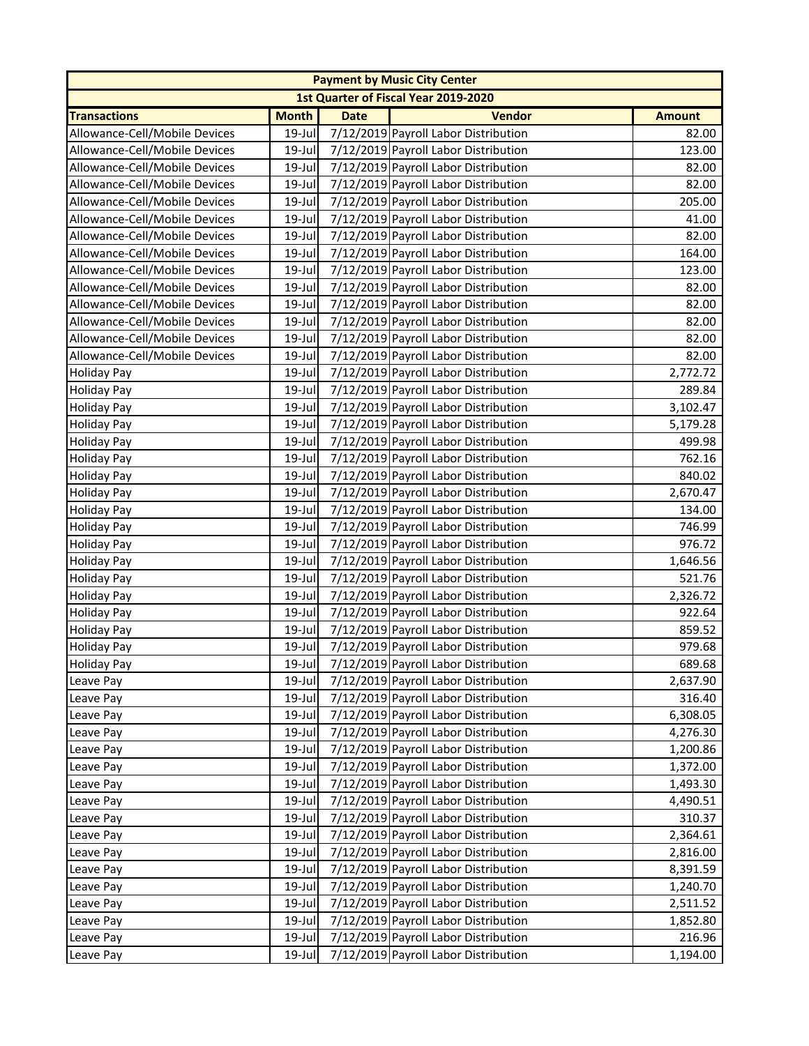| Payment by Music City Center | | | | |
|---|---|---|---|---|
| 1st Quarter of Fiscal Year 2019-2020 | | | | |
| **Transactions** | **Month** | **Date** | **Vendor** | **Amount** |
| Allowance-Cell/Mobile Devices | 19-Jul | 7/12/2019 | Payroll Labor Distribution | 82.00 |
| Allowance-Cell/Mobile Devices | 19-Jul | 7/12/2019 | Payroll Labor Distribution | 123.00 |
| Allowance-Cell/Mobile Devices | 19-Jul | 7/12/2019 | Payroll Labor Distribution | 82.00 |
| Allowance-Cell/Mobile Devices | 19-Jul | 7/12/2019 | Payroll Labor Distribution | 82.00 |
| Allowance-Cell/Mobile Devices | 19-Jul | 7/12/2019 | Payroll Labor Distribution | 205.00 |
| Allowance-Cell/Mobile Devices | 19-Jul | 7/12/2019 | Payroll Labor Distribution | 41.00 |
| Allowance-Cell/Mobile Devices | 19-Jul | 7/12/2019 | Payroll Labor Distribution | 82.00 |
| Allowance-Cell/Mobile Devices | 19-Jul | 7/12/2019 | Payroll Labor Distribution | 164.00 |
| Allowance-Cell/Mobile Devices | 19-Jul | 7/12/2019 | Payroll Labor Distribution | 123.00 |
| Allowance-Cell/Mobile Devices | 19-Jul | 7/12/2019 | Payroll Labor Distribution | 82.00 |
| Allowance-Cell/Mobile Devices | 19-Jul | 7/12/2019 | Payroll Labor Distribution | 82.00 |
| Allowance-Cell/Mobile Devices | 19-Jul | 7/12/2019 | Payroll Labor Distribution | 82.00 |
| Allowance-Cell/Mobile Devices | 19-Jul | 7/12/2019 | Payroll Labor Distribution | 82.00 |
| Allowance-Cell/Mobile Devices | 19-Jul | 7/12/2019 | Payroll Labor Distribution | 82.00 |
| Holiday Pay | 19-Jul | 7/12/2019 | Payroll Labor Distribution | 2,772.72 |
| Holiday Pay | 19-Jul | 7/12/2019 | Payroll Labor Distribution | 289.84 |
| Holiday Pay | 19-Jul | 7/12/2019 | Payroll Labor Distribution | 3,102.47 |
| Holiday Pay | 19-Jul | 7/12/2019 | Payroll Labor Distribution | 5,179.28 |
| Holiday Pay | 19-Jul | 7/12/2019 | Payroll Labor Distribution | 499.98 |
| Holiday Pay | 19-Jul | 7/12/2019 | Payroll Labor Distribution | 762.16 |
| Holiday Pay | 19-Jul | 7/12/2019 | Payroll Labor Distribution | 840.02 |
| Holiday Pay | 19-Jul | 7/12/2019 | Payroll Labor Distribution | 2,670.47 |
| Holiday Pay | 19-Jul | 7/12/2019 | Payroll Labor Distribution | 134.00 |
| Holiday Pay | 19-Jul | 7/12/2019 | Payroll Labor Distribution | 746.99 |
| Holiday Pay | 19-Jul | 7/12/2019 | Payroll Labor Distribution | 976.72 |
| Holiday Pay | 19-Jul | 7/12/2019 | Payroll Labor Distribution | 1,646.56 |
| Holiday Pay | 19-Jul | 7/12/2019 | Payroll Labor Distribution | 521.76 |
| Holiday Pay | 19-Jul | 7/12/2019 | Payroll Labor Distribution | 2,326.72 |
| Holiday Pay | 19-Jul | 7/12/2019 | Payroll Labor Distribution | 922.64 |
| Holiday Pay | 19-Jul | 7/12/2019 | Payroll Labor Distribution | 859.52 |
| Holiday Pay | 19-Jul | 7/12/2019 | Payroll Labor Distribution | 979.68 |
| Holiday Pay | 19-Jul | 7/12/2019 | Payroll Labor Distribution | 689.68 |
| Leave Pay | 19-Jul | 7/12/2019 | Payroll Labor Distribution | 2,637.90 |
| Leave Pay | 19-Jul | 7/12/2019 | Payroll Labor Distribution | 316.40 |
| Leave Pay | 19-Jul | 7/12/2019 | Payroll Labor Distribution | 6,308.05 |
| Leave Pay | 19-Jul | 7/12/2019 | Payroll Labor Distribution | 4,276.30 |
| Leave Pay | 19-Jul | 7/12/2019 | Payroll Labor Distribution | 1,200.86 |
| Leave Pay | 19-Jul | 7/12/2019 | Payroll Labor Distribution | 1,372.00 |
| Leave Pay | 19-Jul | 7/12/2019 | Payroll Labor Distribution | 1,493.30 |
| Leave Pay | 19-Jul | 7/12/2019 | Payroll Labor Distribution | 4,490.51 |
| Leave Pay | 19-Jul | 7/12/2019 | Payroll Labor Distribution | 310.37 |
| Leave Pay | 19-Jul | 7/12/2019 | Payroll Labor Distribution | 2,364.61 |
| Leave Pay | 19-Jul | 7/12/2019 | Payroll Labor Distribution | 2,816.00 |
| Leave Pay | 19-Jul | 7/12/2019 | Payroll Labor Distribution | 8,391.59 |
| Leave Pay | 19-Jul | 7/12/2019 | Payroll Labor Distribution | 1,240.70 |
| Leave Pay | 19-Jul | 7/12/2019 | Payroll Labor Distribution | 2,511.52 |
| Leave Pay | 19-Jul | 7/12/2019 | Payroll Labor Distribution | 1,852.80 |
| Leave Pay | 19-Jul | 7/12/2019 | Payroll Labor Distribution | 216.96 |
| Leave Pay | 19-Jul | 7/12/2019 | Payroll Labor Distribution | 1,194.00 |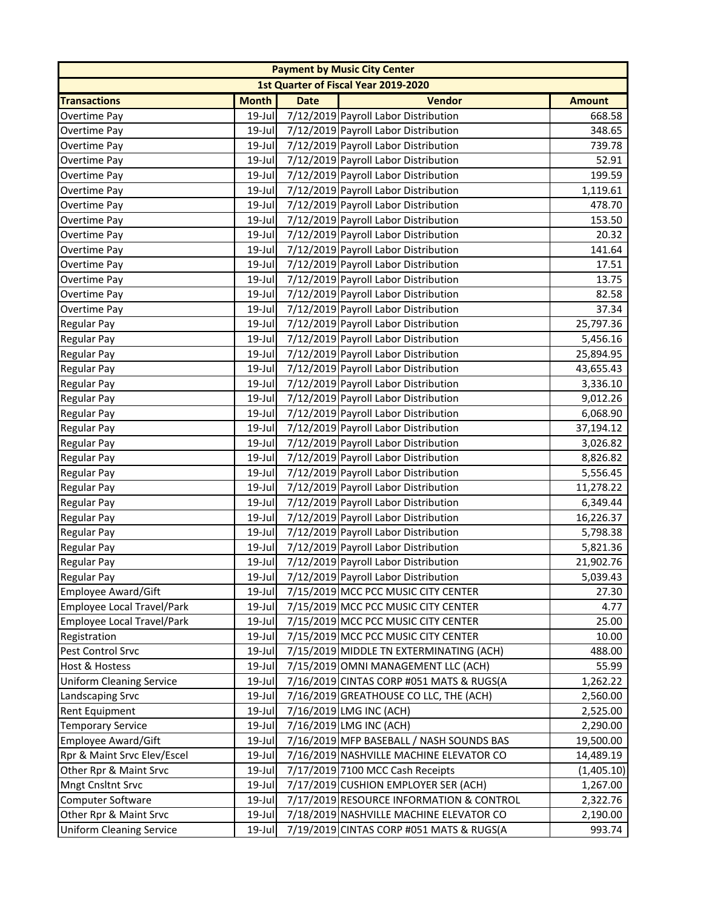| Payment by Music City Center | | | | |
|---|---|---|---|---|
| 1st Quarter of Fiscal Year 2019-2020 | | | | |
| **Transactions** | **Month** | **Date** | **Vendor** | **Amount** |
| Overtime Pay | 19-Jul | 7/12/2019 | Payroll Labor Distribution | 668.58 |
| Overtime Pay | 19-Jul | 7/12/2019 | Payroll Labor Distribution | 348.65 |
| Overtime Pay | 19-Jul | 7/12/2019 | Payroll Labor Distribution | 739.78 |
| Overtime Pay | 19-Jul | 7/12/2019 | Payroll Labor Distribution | 52.91 |
| Overtime Pay | 19-Jul | 7/12/2019 | Payroll Labor Distribution | 199.59 |
| Overtime Pay | 19-Jul | 7/12/2019 | Payroll Labor Distribution | 1,119.61 |
| Overtime Pay | 19-Jul | 7/12/2019 | Payroll Labor Distribution | 478.70 |
| Overtime Pay | 19-Jul | 7/12/2019 | Payroll Labor Distribution | 153.50 |
| Overtime Pay | 19-Jul | 7/12/2019 | Payroll Labor Distribution | 20.32 |
| Overtime Pay | 19-Jul | 7/12/2019 | Payroll Labor Distribution | 141.64 |
| Overtime Pay | 19-Jul | 7/12/2019 | Payroll Labor Distribution | 17.51 |
| Overtime Pay | 19-Jul | 7/12/2019 | Payroll Labor Distribution | 13.75 |
| Overtime Pay | 19-Jul | 7/12/2019 | Payroll Labor Distribution | 82.58 |
| Overtime Pay | 19-Jul | 7/12/2019 | Payroll Labor Distribution | 37.34 |
| Regular Pay | 19-Jul | 7/12/2019 | Payroll Labor Distribution | 25,797.36 |
| Regular Pay | 19-Jul | 7/12/2019 | Payroll Labor Distribution | 5,456.16 |
| Regular Pay | 19-Jul | 7/12/2019 | Payroll Labor Distribution | 25,894.95 |
| Regular Pay | 19-Jul | 7/12/2019 | Payroll Labor Distribution | 43,655.43 |
| Regular Pay | 19-Jul | 7/12/2019 | Payroll Labor Distribution | 3,336.10 |
| Regular Pay | 19-Jul | 7/12/2019 | Payroll Labor Distribution | 9,012.26 |
| Regular Pay | 19-Jul | 7/12/2019 | Payroll Labor Distribution | 6,068.90 |
| Regular Pay | 19-Jul | 7/12/2019 | Payroll Labor Distribution | 37,194.12 |
| Regular Pay | 19-Jul | 7/12/2019 | Payroll Labor Distribution | 3,026.82 |
| Regular Pay | 19-Jul | 7/12/2019 | Payroll Labor Distribution | 8,826.82 |
| Regular Pay | 19-Jul | 7/12/2019 | Payroll Labor Distribution | 5,556.45 |
| Regular Pay | 19-Jul | 7/12/2019 | Payroll Labor Distribution | 11,278.22 |
| Regular Pay | 19-Jul | 7/12/2019 | Payroll Labor Distribution | 6,349.44 |
| Regular Pay | 19-Jul | 7/12/2019 | Payroll Labor Distribution | 16,226.37 |
| Regular Pay | 19-Jul | 7/12/2019 | Payroll Labor Distribution | 5,798.38 |
| Regular Pay | 19-Jul | 7/12/2019 | Payroll Labor Distribution | 5,821.36 |
| Regular Pay | 19-Jul | 7/12/2019 | Payroll Labor Distribution | 21,902.76 |
| Regular Pay | 19-Jul | 7/12/2019 | Payroll Labor Distribution | 5,039.43 |
| Employee Award/Gift | 19-Jul | 7/15/2019 | MCC PCC MUSIC CITY CENTER | 27.30 |
| Employee Local Travel/Park | 19-Jul | 7/15/2019 | MCC PCC MUSIC CITY CENTER | 4.77 |
| Employee Local Travel/Park | 19-Jul | 7/15/2019 | MCC PCC MUSIC CITY CENTER | 25.00 |
| Registration | 19-Jul | 7/15/2019 | MCC PCC MUSIC CITY CENTER | 10.00 |
| Pest Control Srvc | 19-Jul | 7/15/2019 | MIDDLE TN EXTERMINATING (ACH) | 488.00 |
| Host & Hostess | 19-Jul | 7/15/2019 | OMNI MANAGEMENT LLC (ACH) | 55.99 |
| Uniform Cleaning Service | 19-Jul | 7/16/2019 | CINTAS CORP #051 MATS & RUGS(A | 1,262.22 |
| Landscaping Srvc | 19-Jul | 7/16/2019 | GREATHOUSE CO LLC, THE (ACH) | 2,560.00 |
| Rent Equipment | 19-Jul | 7/16/2019 | LMG INC (ACH) | 2,525.00 |
| Temporary Service | 19-Jul | 7/16/2019 | LMG INC (ACH) | 2,290.00 |
| Employee Award/Gift | 19-Jul | 7/16/2019 | MFP BASEBALL / NASH SOUNDS BAS | 19,500.00 |
| Rpr & Maint Srvc Elev/Escel | 19-Jul | 7/16/2019 | NASHVILLE MACHINE ELEVATOR CO | 14,489.19 |
| Other Rpr & Maint Srvc | 19-Jul | 7/17/2019 | 7100 MCC Cash Receipts | (1,405.10) |
| Mngt Cnsltnt Srvc | 19-Jul | 7/17/2019 | CUSHION EMPLOYER SER (ACH) | 1,267.00 |
| Computer Software | 19-Jul | 7/17/2019 | RESOURCE INFORMATION & CONTROL | 2,322.76 |
| Other Rpr & Maint Srvc | 19-Jul | 7/18/2019 | NASHVILLE MACHINE ELEVATOR CO | 2,190.00 |
| Uniform Cleaning Service | 19-Jul | 7/19/2019 | CINTAS CORP #051 MATS & RUGS(A | 993.74 |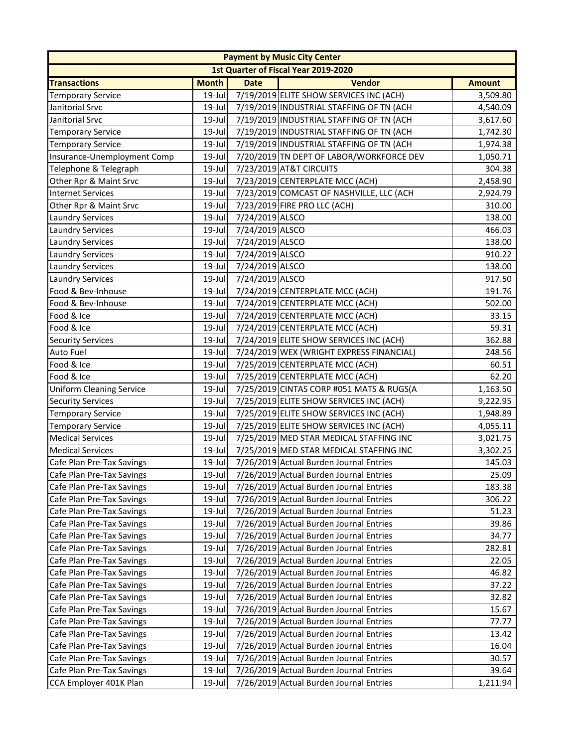| Payment by Music City Center | | | | |
|---|---|---|---|---|
| 1st Quarter of Fiscal Year 2019-2020 | | | | |
| **Transactions** | **Month** | **Date** | **Vendor** | **Amount** |
| Temporary Service | 19-Jul | 7/19/2019 | ELITE SHOW SERVICES INC (ACH) | 3,509.80 |
| Janitorial Srvc | 19-Jul | 7/19/2019 | INDUSTRIAL STAFFING OF TN (ACH | 4,540.09 |
| Janitorial Srvc | 19-Jul | 7/19/2019 | INDUSTRIAL STAFFING OF TN (ACH | 3,617.60 |
| Temporary Service | 19-Jul | 7/19/2019 | INDUSTRIAL STAFFING OF TN (ACH | 1,742.30 |
| Temporary Service | 19-Jul | 7/19/2019 | INDUSTRIAL STAFFING OF TN (ACH | 1,974.38 |
| Insurance-Unemployment Comp | 19-Jul | 7/20/2019 | TN DEPT OF LABOR/WORKFORCE DEV | 1,050.71 |
| Telephone & Telegraph | 19-Jul | 7/23/2019 | AT&T CIRCUITS | 304.38 |
| Other Rpr & Maint Srvc | 19-Jul | 7/23/2019 | CENTERPLATE MCC (ACH) | 2,458.90 |
| Internet Services | 19-Jul | 7/23/2019 | COMCAST OF NASHVILLE, LLC (ACH | 2,924.79 |
| Other Rpr & Maint Srvc | 19-Jul | 7/23/2019 | FIRE PRO LLC (ACH) | 310.00 |
| Laundry Services | 19-Jul | 7/24/2019 | ALSCO | 138.00 |
| Laundry Services | 19-Jul | 7/24/2019 | ALSCO | 466.03 |
| Laundry Services | 19-Jul | 7/24/2019 | ALSCO | 138.00 |
| Laundry Services | 19-Jul | 7/24/2019 | ALSCO | 910.22 |
| Laundry Services | 19-Jul | 7/24/2019 | ALSCO | 138.00 |
| Laundry Services | 19-Jul | 7/24/2019 | ALSCO | 917.50 |
| Food & Bev-Inhouse | 19-Jul | 7/24/2019 | CENTERPLATE MCC (ACH) | 191.76 |
| Food & Bev-Inhouse | 19-Jul | 7/24/2019 | CENTERPLATE MCC (ACH) | 502.00 |
| Food & Ice | 19-Jul | 7/24/2019 | CENTERPLATE MCC (ACH) | 33.15 |
| Food & Ice | 19-Jul | 7/24/2019 | CENTERPLATE MCC (ACH) | 59.31 |
| Security Services | 19-Jul | 7/24/2019 | ELITE SHOW SERVICES INC (ACH) | 362.88 |
| Auto Fuel | 19-Jul | 7/24/2019 | WEX (WRIGHT EXPRESS FINANCIAL) | 248.56 |
| Food & Ice | 19-Jul | 7/25/2019 | CENTERPLATE MCC (ACH) | 60.51 |
| Food & Ice | 19-Jul | 7/25/2019 | CENTERPLATE MCC (ACH) | 62.20 |
| Uniform Cleaning Service | 19-Jul | 7/25/2019 | CINTAS CORP #051 MATS & RUGS(A | 1,163.50 |
| Security Services | 19-Jul | 7/25/2019 | ELITE SHOW SERVICES INC (ACH) | 9,222.95 |
| Temporary Service | 19-Jul | 7/25/2019 | ELITE SHOW SERVICES INC (ACH) | 1,948.89 |
| Temporary Service | 19-Jul | 7/25/2019 | ELITE SHOW SERVICES INC (ACH) | 4,055.11 |
| Medical Services | 19-Jul | 7/25/2019 | MED STAR MEDICAL STAFFING INC | 3,021.75 |
| Medical Services | 19-Jul | 7/25/2019 | MED STAR MEDICAL STAFFING INC | 3,302.25 |
| Cafe Plan Pre-Tax Savings | 19-Jul | 7/26/2019 | Actual Burden Journal Entries | 145.03 |
| Cafe Plan Pre-Tax Savings | 19-Jul | 7/26/2019 | Actual Burden Journal Entries | 25.09 |
| Cafe Plan Pre-Tax Savings | 19-Jul | 7/26/2019 | Actual Burden Journal Entries | 183.38 |
| Cafe Plan Pre-Tax Savings | 19-Jul | 7/26/2019 | Actual Burden Journal Entries | 306.22 |
| Cafe Plan Pre-Tax Savings | 19-Jul | 7/26/2019 | Actual Burden Journal Entries | 51.23 |
| Cafe Plan Pre-Tax Savings | 19-Jul | 7/26/2019 | Actual Burden Journal Entries | 39.86 |
| Cafe Plan Pre-Tax Savings | 19-Jul | 7/26/2019 | Actual Burden Journal Entries | 34.77 |
| Cafe Plan Pre-Tax Savings | 19-Jul | 7/26/2019 | Actual Burden Journal Entries | 282.81 |
| Cafe Plan Pre-Tax Savings | 19-Jul | 7/26/2019 | Actual Burden Journal Entries | 22.05 |
| Cafe Plan Pre-Tax Savings | 19-Jul | 7/26/2019 | Actual Burden Journal Entries | 46.82 |
| Cafe Plan Pre-Tax Savings | 19-Jul | 7/26/2019 | Actual Burden Journal Entries | 37.22 |
| Cafe Plan Pre-Tax Savings | 19-Jul | 7/26/2019 | Actual Burden Journal Entries | 32.82 |
| Cafe Plan Pre-Tax Savings | 19-Jul | 7/26/2019 | Actual Burden Journal Entries | 15.67 |
| Cafe Plan Pre-Tax Savings | 19-Jul | 7/26/2019 | Actual Burden Journal Entries | 77.77 |
| Cafe Plan Pre-Tax Savings | 19-Jul | 7/26/2019 | Actual Burden Journal Entries | 13.42 |
| Cafe Plan Pre-Tax Savings | 19-Jul | 7/26/2019 | Actual Burden Journal Entries | 16.04 |
| Cafe Plan Pre-Tax Savings | 19-Jul | 7/26/2019 | Actual Burden Journal Entries | 30.57 |
| Cafe Plan Pre-Tax Savings | 19-Jul | 7/26/2019 | Actual Burden Journal Entries | 39.64 |
| CCA Employer 401K Plan | 19-Jul | 7/26/2019 | Actual Burden Journal Entries | 1,211.94 |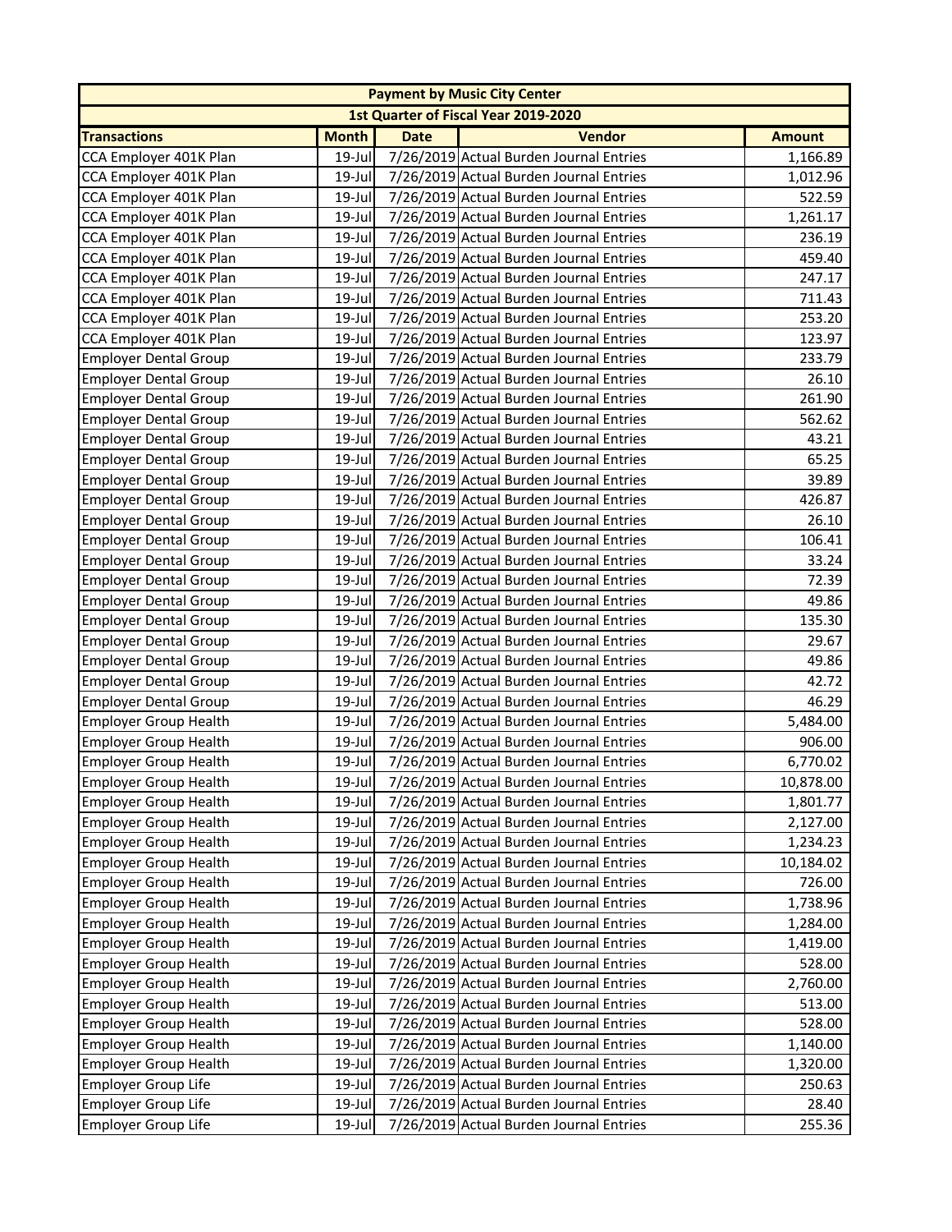| Payment by Music City Center | | | | |
|---|---|---|---|---|
| 1st Quarter of Fiscal Year 2019-2020 | | | | |
| **Transactions** | **Month** | **Date** | **Vendor** | **Amount** |
| CCA Employer 401K Plan | 19-Jul | 7/26/2019 | Actual Burden Journal Entries | 1,166.89 |
| CCA Employer 401K Plan | 19-Jul | 7/26/2019 | Actual Burden Journal Entries | 1,012.96 |
| CCA Employer 401K Plan | 19-Jul | 7/26/2019 | Actual Burden Journal Entries | 522.59 |
| CCA Employer 401K Plan | 19-Jul | 7/26/2019 | Actual Burden Journal Entries | 1,261.17 |
| CCA Employer 401K Plan | 19-Jul | 7/26/2019 | Actual Burden Journal Entries | 236.19 |
| CCA Employer 401K Plan | 19-Jul | 7/26/2019 | Actual Burden Journal Entries | 459.40 |
| CCA Employer 401K Plan | 19-Jul | 7/26/2019 | Actual Burden Journal Entries | 247.17 |
| CCA Employer 401K Plan | 19-Jul | 7/26/2019 | Actual Burden Journal Entries | 711.43 |
| CCA Employer 401K Plan | 19-Jul | 7/26/2019 | Actual Burden Journal Entries | 253.20 |
| CCA Employer 401K Plan | 19-Jul | 7/26/2019 | Actual Burden Journal Entries | 123.97 |
| Employer Dental Group | 19-Jul | 7/26/2019 | Actual Burden Journal Entries | 233.79 |
| Employer Dental Group | 19-Jul | 7/26/2019 | Actual Burden Journal Entries | 26.10 |
| Employer Dental Group | 19-Jul | 7/26/2019 | Actual Burden Journal Entries | 261.90 |
| Employer Dental Group | 19-Jul | 7/26/2019 | Actual Burden Journal Entries | 562.62 |
| Employer Dental Group | 19-Jul | 7/26/2019 | Actual Burden Journal Entries | 43.21 |
| Employer Dental Group | 19-Jul | 7/26/2019 | Actual Burden Journal Entries | 65.25 |
| Employer Dental Group | 19-Jul | 7/26/2019 | Actual Burden Journal Entries | 39.89 |
| Employer Dental Group | 19-Jul | 7/26/2019 | Actual Burden Journal Entries | 426.87 |
| Employer Dental Group | 19-Jul | 7/26/2019 | Actual Burden Journal Entries | 26.10 |
| Employer Dental Group | 19-Jul | 7/26/2019 | Actual Burden Journal Entries | 106.41 |
| Employer Dental Group | 19-Jul | 7/26/2019 | Actual Burden Journal Entries | 33.24 |
| Employer Dental Group | 19-Jul | 7/26/2019 | Actual Burden Journal Entries | 72.39 |
| Employer Dental Group | 19-Jul | 7/26/2019 | Actual Burden Journal Entries | 49.86 |
| Employer Dental Group | 19-Jul | 7/26/2019 | Actual Burden Journal Entries | 135.30 |
| Employer Dental Group | 19-Jul | 7/26/2019 | Actual Burden Journal Entries | 29.67 |
| Employer Dental Group | 19-Jul | 7/26/2019 | Actual Burden Journal Entries | 49.86 |
| Employer Dental Group | 19-Jul | 7/26/2019 | Actual Burden Journal Entries | 42.72 |
| Employer Dental Group | 19-Jul | 7/26/2019 | Actual Burden Journal Entries | 46.29 |
| Employer Group Health | 19-Jul | 7/26/2019 | Actual Burden Journal Entries | 5,484.00 |
| Employer Group Health | 19-Jul | 7/26/2019 | Actual Burden Journal Entries | 906.00 |
| Employer Group Health | 19-Jul | 7/26/2019 | Actual Burden Journal Entries | 6,770.02 |
| Employer Group Health | 19-Jul | 7/26/2019 | Actual Burden Journal Entries | 10,878.00 |
| Employer Group Health | 19-Jul | 7/26/2019 | Actual Burden Journal Entries | 1,801.77 |
| Employer Group Health | 19-Jul | 7/26/2019 | Actual Burden Journal Entries | 2,127.00 |
| Employer Group Health | 19-Jul | 7/26/2019 | Actual Burden Journal Entries | 1,234.23 |
| Employer Group Health | 19-Jul | 7/26/2019 | Actual Burden Journal Entries | 10,184.02 |
| Employer Group Health | 19-Jul | 7/26/2019 | Actual Burden Journal Entries | 726.00 |
| Employer Group Health | 19-Jul | 7/26/2019 | Actual Burden Journal Entries | 1,738.96 |
| Employer Group Health | 19-Jul | 7/26/2019 | Actual Burden Journal Entries | 1,284.00 |
| Employer Group Health | 19-Jul | 7/26/2019 | Actual Burden Journal Entries | 1,419.00 |
| Employer Group Health | 19-Jul | 7/26/2019 | Actual Burden Journal Entries | 528.00 |
| Employer Group Health | 19-Jul | 7/26/2019 | Actual Burden Journal Entries | 2,760.00 |
| Employer Group Health | 19-Jul | 7/26/2019 | Actual Burden Journal Entries | 513.00 |
| Employer Group Health | 19-Jul | 7/26/2019 | Actual Burden Journal Entries | 528.00 |
| Employer Group Health | 19-Jul | 7/26/2019 | Actual Burden Journal Entries | 1,140.00 |
| Employer Group Health | 19-Jul | 7/26/2019 | Actual Burden Journal Entries | 1,320.00 |
| Employer Group Life | 19-Jul | 7/26/2019 | Actual Burden Journal Entries | 250.63 |
| Employer Group Life | 19-Jul | 7/26/2019 | Actual Burden Journal Entries | 28.40 |
| Employer Group Life | 19-Jul | 7/26/2019 | Actual Burden Journal Entries | 255.36 |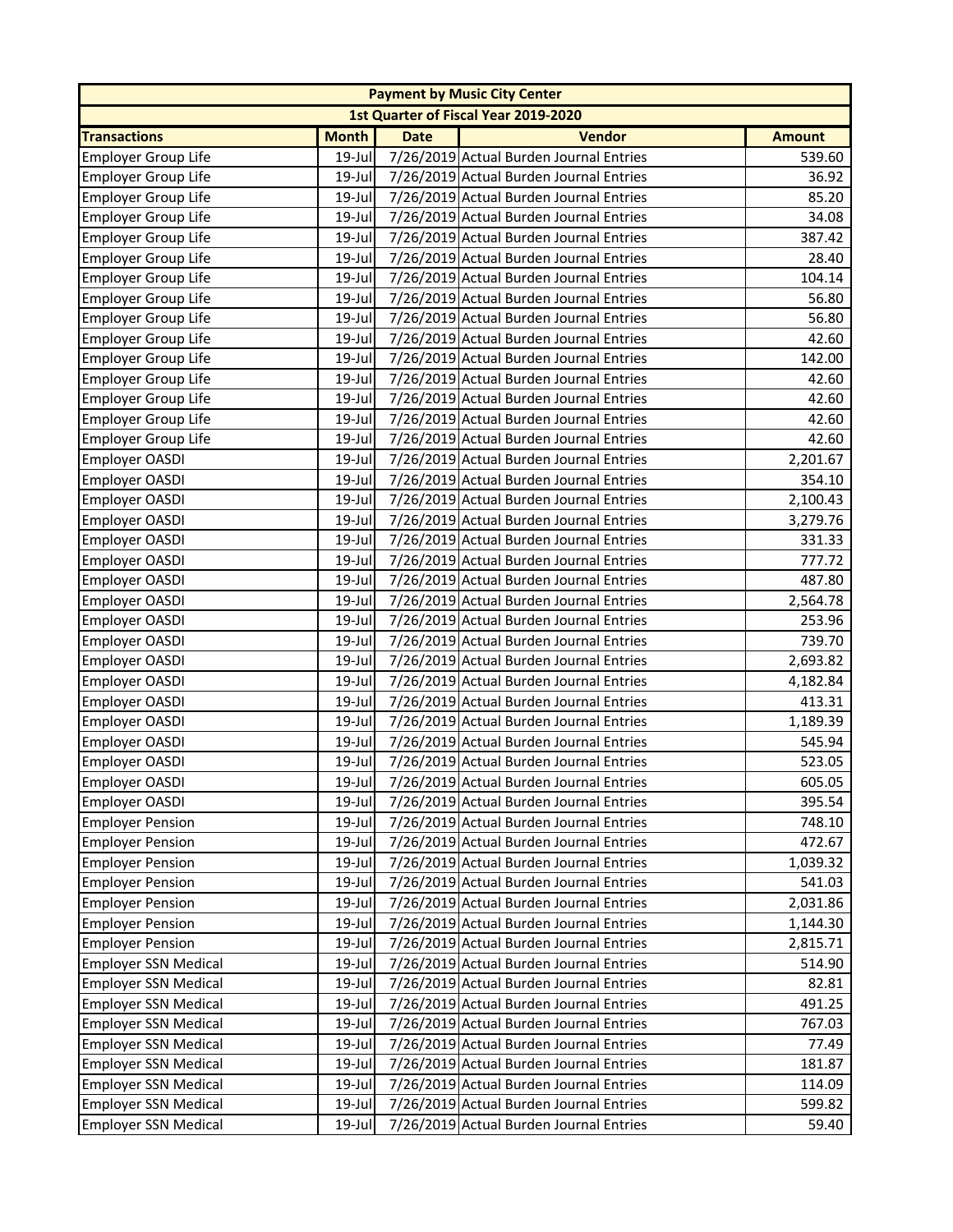| Payment by Music City Center | | | | |
|---|---|---|---|---|
| 1st Quarter of Fiscal Year 2019-2020 | | | | |
| **Transactions** | **Month** | **Date** | **Vendor** | **Amount** |
| Employer Group Life | 19-Jul | 7/26/2019 | Actual Burden Journal Entries | 539.60 |
| Employer Group Life | 19-Jul | 7/26/2019 | Actual Burden Journal Entries | 36.92 |
| Employer Group Life | 19-Jul | 7/26/2019 | Actual Burden Journal Entries | 85.20 |
| Employer Group Life | 19-Jul | 7/26/2019 | Actual Burden Journal Entries | 34.08 |
| Employer Group Life | 19-Jul | 7/26/2019 | Actual Burden Journal Entries | 387.42 |
| Employer Group Life | 19-Jul | 7/26/2019 | Actual Burden Journal Entries | 28.40 |
| Employer Group Life | 19-Jul | 7/26/2019 | Actual Burden Journal Entries | 104.14 |
| Employer Group Life | 19-Jul | 7/26/2019 | Actual Burden Journal Entries | 56.80 |
| Employer Group Life | 19-Jul | 7/26/2019 | Actual Burden Journal Entries | 56.80 |
| Employer Group Life | 19-Jul | 7/26/2019 | Actual Burden Journal Entries | 42.60 |
| Employer Group Life | 19-Jul | 7/26/2019 | Actual Burden Journal Entries | 142.00 |
| Employer Group Life | 19-Jul | 7/26/2019 | Actual Burden Journal Entries | 42.60 |
| Employer Group Life | 19-Jul | 7/26/2019 | Actual Burden Journal Entries | 42.60 |
| Employer Group Life | 19-Jul | 7/26/2019 | Actual Burden Journal Entries | 42.60 |
| Employer Group Life | 19-Jul | 7/26/2019 | Actual Burden Journal Entries | 42.60 |
| Employer OASDI | 19-Jul | 7/26/2019 | Actual Burden Journal Entries | 2,201.67 |
| Employer OASDI | 19-Jul | 7/26/2019 | Actual Burden Journal Entries | 354.10 |
| Employer OASDI | 19-Jul | 7/26/2019 | Actual Burden Journal Entries | 2,100.43 |
| Employer OASDI | 19-Jul | 7/26/2019 | Actual Burden Journal Entries | 3,279.76 |
| Employer OASDI | 19-Jul | 7/26/2019 | Actual Burden Journal Entries | 331.33 |
| Employer OASDI | 19-Jul | 7/26/2019 | Actual Burden Journal Entries | 777.72 |
| Employer OASDI | 19-Jul | 7/26/2019 | Actual Burden Journal Entries | 487.80 |
| Employer OASDI | 19-Jul | 7/26/2019 | Actual Burden Journal Entries | 2,564.78 |
| Employer OASDI | 19-Jul | 7/26/2019 | Actual Burden Journal Entries | 253.96 |
| Employer OASDI | 19-Jul | 7/26/2019 | Actual Burden Journal Entries | 739.70 |
| Employer OASDI | 19-Jul | 7/26/2019 | Actual Burden Journal Entries | 2,693.82 |
| Employer OASDI | 19-Jul | 7/26/2019 | Actual Burden Journal Entries | 4,182.84 |
| Employer OASDI | 19-Jul | 7/26/2019 | Actual Burden Journal Entries | 413.31 |
| Employer OASDI | 19-Jul | 7/26/2019 | Actual Burden Journal Entries | 1,189.39 |
| Employer OASDI | 19-Jul | 7/26/2019 | Actual Burden Journal Entries | 545.94 |
| Employer OASDI | 19-Jul | 7/26/2019 | Actual Burden Journal Entries | 523.05 |
| Employer OASDI | 19-Jul | 7/26/2019 | Actual Burden Journal Entries | 605.05 |
| Employer OASDI | 19-Jul | 7/26/2019 | Actual Burden Journal Entries | 395.54 |
| Employer Pension | 19-Jul | 7/26/2019 | Actual Burden Journal Entries | 748.10 |
| Employer Pension | 19-Jul | 7/26/2019 | Actual Burden Journal Entries | 472.67 |
| Employer Pension | 19-Jul | 7/26/2019 | Actual Burden Journal Entries | 1,039.32 |
| Employer Pension | 19-Jul | 7/26/2019 | Actual Burden Journal Entries | 541.03 |
| Employer Pension | 19-Jul | 7/26/2019 | Actual Burden Journal Entries | 2,031.86 |
| Employer Pension | 19-Jul | 7/26/2019 | Actual Burden Journal Entries | 1,144.30 |
| Employer Pension | 19-Jul | 7/26/2019 | Actual Burden Journal Entries | 2,815.71 |
| Employer SSN Medical | 19-Jul | 7/26/2019 | Actual Burden Journal Entries | 514.90 |
| Employer SSN Medical | 19-Jul | 7/26/2019 | Actual Burden Journal Entries | 82.81 |
| Employer SSN Medical | 19-Jul | 7/26/2019 | Actual Burden Journal Entries | 491.25 |
| Employer SSN Medical | 19-Jul | 7/26/2019 | Actual Burden Journal Entries | 767.03 |
| Employer SSN Medical | 19-Jul | 7/26/2019 | Actual Burden Journal Entries | 77.49 |
| Employer SSN Medical | 19-Jul | 7/26/2019 | Actual Burden Journal Entries | 181.87 |
| Employer SSN Medical | 19-Jul | 7/26/2019 | Actual Burden Journal Entries | 114.09 |
| Employer SSN Medical | 19-Jul | 7/26/2019 | Actual Burden Journal Entries | 599.82 |
| Employer SSN Medical | 19-Jul | 7/26/2019 | Actual Burden Journal Entries | 59.40 |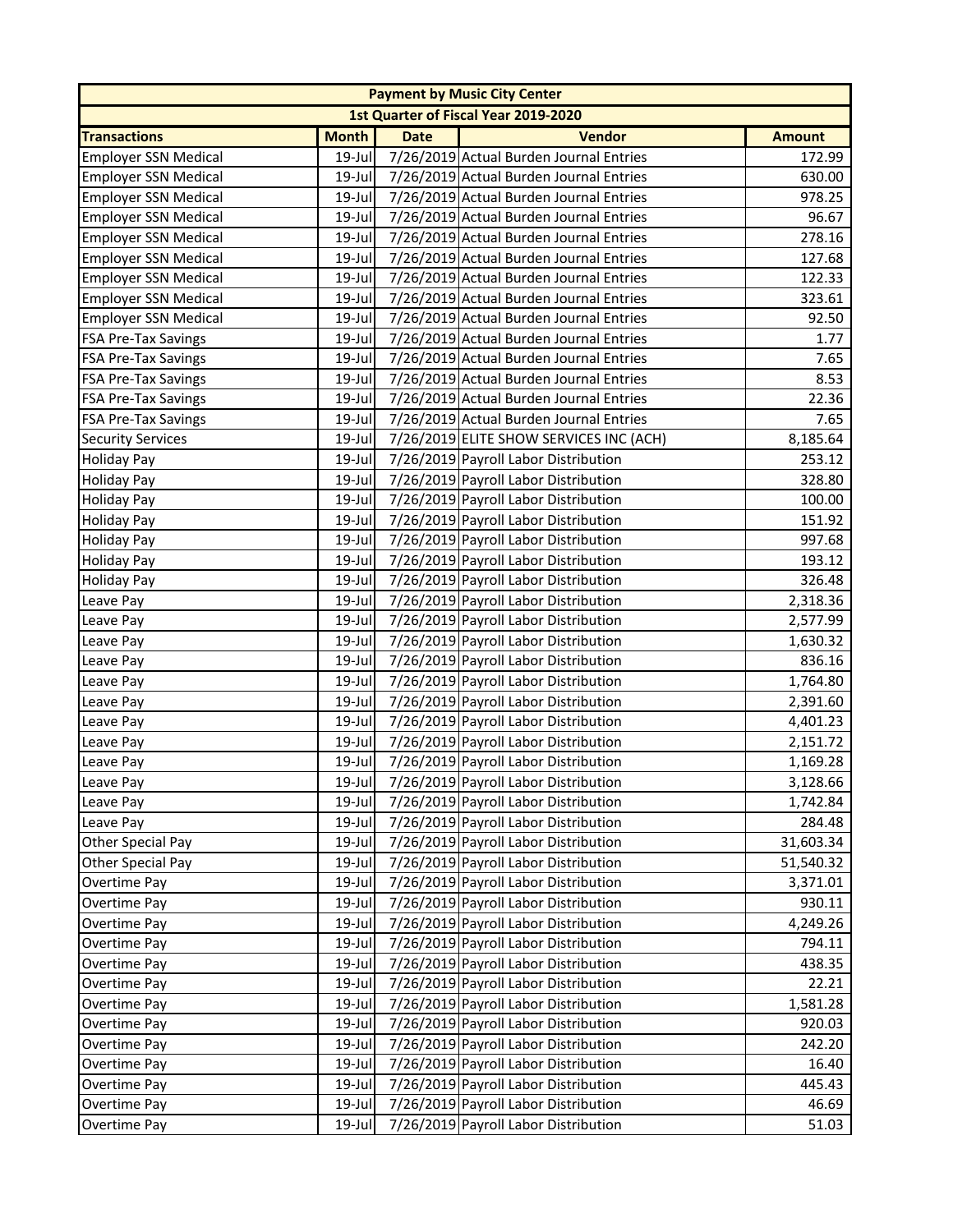| Payment by Music City Center | | | | |
|---|---|---|---|---|
| 1st Quarter of Fiscal Year 2019-2020 | | | | |
| **Transactions** | **Month** | **Date** | **Vendor** | **Amount** |
| Employer SSN Medical | 19-Jul | 7/26/2019 | Actual Burden Journal Entries | 172.99 |
| Employer SSN Medical | 19-Jul | 7/26/2019 | Actual Burden Journal Entries | 630.00 |
| Employer SSN Medical | 19-Jul | 7/26/2019 | Actual Burden Journal Entries | 978.25 |
| Employer SSN Medical | 19-Jul | 7/26/2019 | Actual Burden Journal Entries | 96.67 |
| Employer SSN Medical | 19-Jul | 7/26/2019 | Actual Burden Journal Entries | 278.16 |
| Employer SSN Medical | 19-Jul | 7/26/2019 | Actual Burden Journal Entries | 127.68 |
| Employer SSN Medical | 19-Jul | 7/26/2019 | Actual Burden Journal Entries | 122.33 |
| Employer SSN Medical | 19-Jul | 7/26/2019 | Actual Burden Journal Entries | 323.61 |
| Employer SSN Medical | 19-Jul | 7/26/2019 | Actual Burden Journal Entries | 92.50 |
| FSA Pre-Tax Savings | 19-Jul | 7/26/2019 | Actual Burden Journal Entries | 1.77 |
| FSA Pre-Tax Savings | 19-Jul | 7/26/2019 | Actual Burden Journal Entries | 7.65 |
| FSA Pre-Tax Savings | 19-Jul | 7/26/2019 | Actual Burden Journal Entries | 8.53 |
| FSA Pre-Tax Savings | 19-Jul | 7/26/2019 | Actual Burden Journal Entries | 22.36 |
| FSA Pre-Tax Savings | 19-Jul | 7/26/2019 | Actual Burden Journal Entries | 7.65 |
| Security Services | 19-Jul | 7/26/2019 | ELITE SHOW SERVICES INC (ACH) | 8,185.64 |
| Holiday Pay | 19-Jul | 7/26/2019 | Payroll Labor Distribution | 253.12 |
| Holiday Pay | 19-Jul | 7/26/2019 | Payroll Labor Distribution | 328.80 |
| Holiday Pay | 19-Jul | 7/26/2019 | Payroll Labor Distribution | 100.00 |
| Holiday Pay | 19-Jul | 7/26/2019 | Payroll Labor Distribution | 151.92 |
| Holiday Pay | 19-Jul | 7/26/2019 | Payroll Labor Distribution | 997.68 |
| Holiday Pay | 19-Jul | 7/26/2019 | Payroll Labor Distribution | 193.12 |
| Holiday Pay | 19-Jul | 7/26/2019 | Payroll Labor Distribution | 326.48 |
| Leave Pay | 19-Jul | 7/26/2019 | Payroll Labor Distribution | 2,318.36 |
| Leave Pay | 19-Jul | 7/26/2019 | Payroll Labor Distribution | 2,577.99 |
| Leave Pay | 19-Jul | 7/26/2019 | Payroll Labor Distribution | 1,630.32 |
| Leave Pay | 19-Jul | 7/26/2019 | Payroll Labor Distribution | 836.16 |
| Leave Pay | 19-Jul | 7/26/2019 | Payroll Labor Distribution | 1,764.80 |
| Leave Pay | 19-Jul | 7/26/2019 | Payroll Labor Distribution | 2,391.60 |
| Leave Pay | 19-Jul | 7/26/2019 | Payroll Labor Distribution | 4,401.23 |
| Leave Pay | 19-Jul | 7/26/2019 | Payroll Labor Distribution | 2,151.72 |
| Leave Pay | 19-Jul | 7/26/2019 | Payroll Labor Distribution | 1,169.28 |
| Leave Pay | 19-Jul | 7/26/2019 | Payroll Labor Distribution | 3,128.66 |
| Leave Pay | 19-Jul | 7/26/2019 | Payroll Labor Distribution | 1,742.84 |
| Leave Pay | 19-Jul | 7/26/2019 | Payroll Labor Distribution | 284.48 |
| Other Special Pay | 19-Jul | 7/26/2019 | Payroll Labor Distribution | 31,603.34 |
| Other Special Pay | 19-Jul | 7/26/2019 | Payroll Labor Distribution | 51,540.32 |
| Overtime Pay | 19-Jul | 7/26/2019 | Payroll Labor Distribution | 3,371.01 |
| Overtime Pay | 19-Jul | 7/26/2019 | Payroll Labor Distribution | 930.11 |
| Overtime Pay | 19-Jul | 7/26/2019 | Payroll Labor Distribution | 4,249.26 |
| Overtime Pay | 19-Jul | 7/26/2019 | Payroll Labor Distribution | 794.11 |
| Overtime Pay | 19-Jul | 7/26/2019 | Payroll Labor Distribution | 438.35 |
| Overtime Pay | 19-Jul | 7/26/2019 | Payroll Labor Distribution | 22.21 |
| Overtime Pay | 19-Jul | 7/26/2019 | Payroll Labor Distribution | 1,581.28 |
| Overtime Pay | 19-Jul | 7/26/2019 | Payroll Labor Distribution | 920.03 |
| Overtime Pay | 19-Jul | 7/26/2019 | Payroll Labor Distribution | 242.20 |
| Overtime Pay | 19-Jul | 7/26/2019 | Payroll Labor Distribution | 16.40 |
| Overtime Pay | 19-Jul | 7/26/2019 | Payroll Labor Distribution | 445.43 |
| Overtime Pay | 19-Jul | 7/26/2019 | Payroll Labor Distribution | 46.69 |
| Overtime Pay | 19-Jul | 7/26/2019 | Payroll Labor Distribution | 51.03 |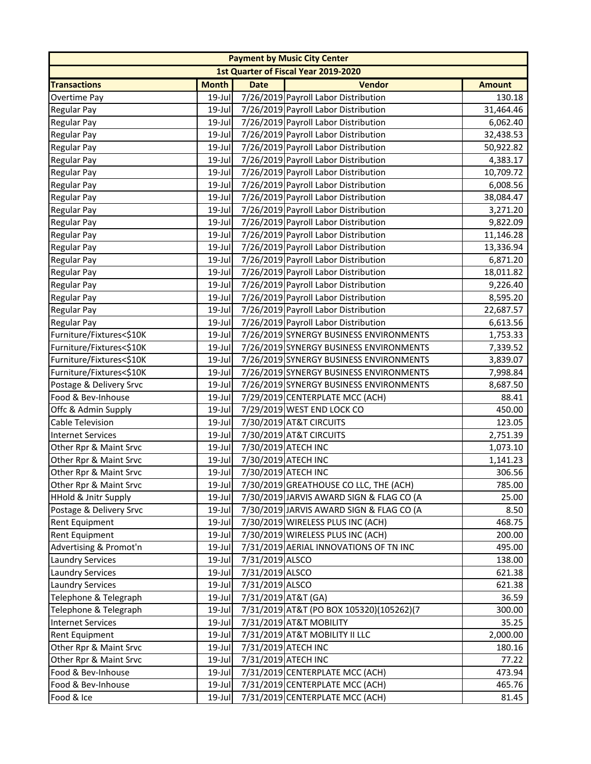| Payment by Music City Center | | | | |
|---|---|---|---|---|
| 1st Quarter of Fiscal Year 2019-2020 | | | | |
| **Transactions** | **Month** | **Date** | **Vendor** | **Amount** |
| Overtime Pay | 19-Jul | 7/26/2019 | Payroll Labor Distribution | 130.18 |
| Regular Pay | 19-Jul | 7/26/2019 | Payroll Labor Distribution | 31,464.46 |
| Regular Pay | 19-Jul | 7/26/2019 | Payroll Labor Distribution | 6,062.40 |
| Regular Pay | 19-Jul | 7/26/2019 | Payroll Labor Distribution | 32,438.53 |
| Regular Pay | 19-Jul | 7/26/2019 | Payroll Labor Distribution | 50,922.82 |
| Regular Pay | 19-Jul | 7/26/2019 | Payroll Labor Distribution | 4,383.17 |
| Regular Pay | 19-Jul | 7/26/2019 | Payroll Labor Distribution | 10,709.72 |
| Regular Pay | 19-Jul | 7/26/2019 | Payroll Labor Distribution | 6,008.56 |
| Regular Pay | 19-Jul | 7/26/2019 | Payroll Labor Distribution | 38,084.47 |
| Regular Pay | 19-Jul | 7/26/2019 | Payroll Labor Distribution | 3,271.20 |
| Regular Pay | 19-Jul | 7/26/2019 | Payroll Labor Distribution | 9,822.09 |
| Regular Pay | 19-Jul | 7/26/2019 | Payroll Labor Distribution | 11,146.28 |
| Regular Pay | 19-Jul | 7/26/2019 | Payroll Labor Distribution | 13,336.94 |
| Regular Pay | 19-Jul | 7/26/2019 | Payroll Labor Distribution | 6,871.20 |
| Regular Pay | 19-Jul | 7/26/2019 | Payroll Labor Distribution | 18,011.82 |
| Regular Pay | 19-Jul | 7/26/2019 | Payroll Labor Distribution | 9,226.40 |
| Regular Pay | 19-Jul | 7/26/2019 | Payroll Labor Distribution | 8,595.20 |
| Regular Pay | 19-Jul | 7/26/2019 | Payroll Labor Distribution | 22,687.57 |
| Regular Pay | 19-Jul | 7/26/2019 | Payroll Labor Distribution | 6,613.56 |
| Furniture/Fixtures<$10K | 19-Jul | 7/26/2019 | SYNERGY BUSINESS ENVIRONMENTS | 1,753.33 |
| Furniture/Fixtures<$10K | 19-Jul | 7/26/2019 | SYNERGY BUSINESS ENVIRONMENTS | 7,339.52 |
| Furniture/Fixtures<$10K | 19-Jul | 7/26/2019 | SYNERGY BUSINESS ENVIRONMENTS | 3,839.07 |
| Furniture/Fixtures<$10K | 19-Jul | 7/26/2019 | SYNERGY BUSINESS ENVIRONMENTS | 7,998.84 |
| Postage & Delivery Srvc | 19-Jul | 7/26/2019 | SYNERGY BUSINESS ENVIRONMENTS | 8,687.50 |
| Food & Bev-Inhouse | 19-Jul | 7/29/2019 | CENTERPLATE MCC (ACH) | 88.41 |
| Offc & Admin Supply | 19-Jul | 7/29/2019 | WEST END LOCK CO | 450.00 |
| Cable Television | 19-Jul | 7/30/2019 | AT&T CIRCUITS | 123.05 |
| Internet Services | 19-Jul | 7/30/2019 | AT&T CIRCUITS | 2,751.39 |
| Other Rpr & Maint Srvc | 19-Jul | 7/30/2019 | ATECH INC | 1,073.10 |
| Other Rpr & Maint Srvc | 19-Jul | 7/30/2019 | ATECH INC | 1,141.23 |
| Other Rpr & Maint Srvc | 19-Jul | 7/30/2019 | ATECH INC | 306.56 |
| Other Rpr & Maint Srvc | 19-Jul | 7/30/2019 | GREATHOUSE CO LLC, THE (ACH) | 785.00 |
| HHold & Jnitr Supply | 19-Jul | 7/30/2019 | JARVIS AWARD SIGN & FLAG CO (A | 25.00 |
| Postage & Delivery Srvc | 19-Jul | 7/30/2019 | JARVIS AWARD SIGN & FLAG CO (A | 8.50 |
| Rent Equipment | 19-Jul | 7/30/2019 | WIRELESS PLUS INC (ACH) | 468.75 |
| Rent Equipment | 19-Jul | 7/30/2019 | WIRELESS PLUS INC (ACH) | 200.00 |
| Advertising & Promot'n | 19-Jul | 7/31/2019 | AERIAL INNOVATIONS OF TN INC | 495.00 |
| Laundry Services | 19-Jul | 7/31/2019 | ALSCO | 138.00 |
| Laundry Services | 19-Jul | 7/31/2019 | ALSCO | 621.38 |
| Laundry Services | 19-Jul | 7/31/2019 | ALSCO | 621.38 |
| Telephone & Telegraph | 19-Jul | 7/31/2019 | AT&T (GA) | 36.59 |
| Telephone & Telegraph | 19-Jul | 7/31/2019 | AT&T (PO BOX 105320)(105262)(7 | 300.00 |
| Internet Services | 19-Jul | 7/31/2019 | AT&T MOBILITY | 35.25 |
| Rent Equipment | 19-Jul | 7/31/2019 | AT&T MOBILITY II LLC | 2,000.00 |
| Other Rpr & Maint Srvc | 19-Jul | 7/31/2019 | ATECH INC | 180.16 |
| Other Rpr & Maint Srvc | 19-Jul | 7/31/2019 | ATECH INC | 77.22 |
| Food & Bev-Inhouse | 19-Jul | 7/31/2019 | CENTERPLATE MCC (ACH) | 473.94 |
| Food & Bev-Inhouse | 19-Jul | 7/31/2019 | CENTERPLATE MCC (ACH) | 465.76 |
| Food & Ice | 19-Jul | 7/31/2019 | CENTERPLATE MCC (ACH) | 81.45 |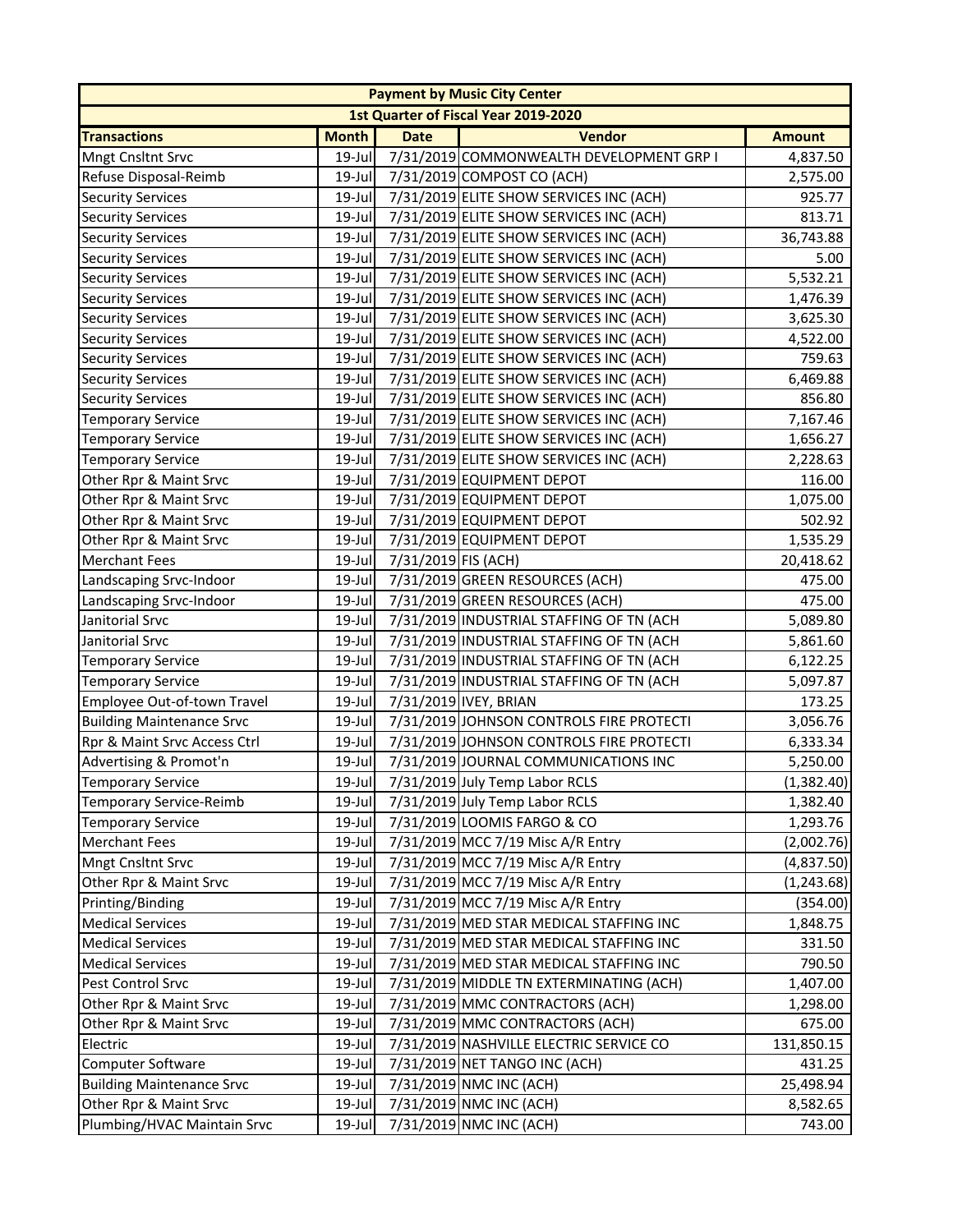| Payment by Music City Center | | | | |
|---|---|---|---|---|
| 1st Quarter of Fiscal Year 2019-2020 | | | | |
| **Transactions** | **Month** | **Date** | **Vendor** | **Amount** |
| Mngt Cnsltnt Srvc | 19-Jul | 7/31/2019 | COMMONWEALTH DEVELOPMENT GRP I | 4,837.50 |
| Refuse Disposal-Reimb | 19-Jul | 7/31/2019 | COMPOST CO (ACH) | 2,575.00 |
| Security Services | 19-Jul | 7/31/2019 | ELITE SHOW SERVICES INC (ACH) | 925.77 |
| Security Services | 19-Jul | 7/31/2019 | ELITE SHOW SERVICES INC (ACH) | 813.71 |
| Security Services | 19-Jul | 7/31/2019 | ELITE SHOW SERVICES INC (ACH) | 36,743.88 |
| Security Services | 19-Jul | 7/31/2019 | ELITE SHOW SERVICES INC (ACH) | 5.00 |
| Security Services | 19-Jul | 7/31/2019 | ELITE SHOW SERVICES INC (ACH) | 5,532.21 |
| Security Services | 19-Jul | 7/31/2019 | ELITE SHOW SERVICES INC (ACH) | 1,476.39 |
| Security Services | 19-Jul | 7/31/2019 | ELITE SHOW SERVICES INC (ACH) | 3,625.30 |
| Security Services | 19-Jul | 7/31/2019 | ELITE SHOW SERVICES INC (ACH) | 4,522.00 |
| Security Services | 19-Jul | 7/31/2019 | ELITE SHOW SERVICES INC (ACH) | 759.63 |
| Security Services | 19-Jul | 7/31/2019 | ELITE SHOW SERVICES INC (ACH) | 6,469.88 |
| Security Services | 19-Jul | 7/31/2019 | ELITE SHOW SERVICES INC (ACH) | 856.80 |
| Temporary Service | 19-Jul | 7/31/2019 | ELITE SHOW SERVICES INC (ACH) | 7,167.46 |
| Temporary Service | 19-Jul | 7/31/2019 | ELITE SHOW SERVICES INC (ACH) | 1,656.27 |
| Temporary Service | 19-Jul | 7/31/2019 | ELITE SHOW SERVICES INC (ACH) | 2,228.63 |
| Other Rpr & Maint Srvc | 19-Jul | 7/31/2019 | EQUIPMENT DEPOT | 116.00 |
| Other Rpr & Maint Srvc | 19-Jul | 7/31/2019 | EQUIPMENT DEPOT | 1,075.00 |
| Other Rpr & Maint Srvc | 19-Jul | 7/31/2019 | EQUIPMENT DEPOT | 502.92 |
| Other Rpr & Maint Srvc | 19-Jul | 7/31/2019 | EQUIPMENT DEPOT | 1,535.29 |
| Merchant Fees | 19-Jul | 7/31/2019 | FIS (ACH) | 20,418.62 |
| Landscaping Srvc-Indoor | 19-Jul | 7/31/2019 | GREEN RESOURCES (ACH) | 475.00 |
| Landscaping Srvc-Indoor | 19-Jul | 7/31/2019 | GREEN RESOURCES (ACH) | 475.00 |
| Janitorial Srvc | 19-Jul | 7/31/2019 | INDUSTRIAL STAFFING OF TN (ACH | 5,089.80 |
| Janitorial Srvc | 19-Jul | 7/31/2019 | INDUSTRIAL STAFFING OF TN (ACH | 5,861.60 |
| Temporary Service | 19-Jul | 7/31/2019 | INDUSTRIAL STAFFING OF TN (ACH | 6,122.25 |
| Temporary Service | 19-Jul | 7/31/2019 | INDUSTRIAL STAFFING OF TN (ACH | 5,097.87 |
| Employee Out-of-town Travel | 19-Jul | 7/31/2019 | IVEY, BRIAN | 173.25 |
| Building Maintenance Srvc | 19-Jul | 7/31/2019 | JOHNSON CONTROLS FIRE PROTECTI | 3,056.76 |
| Rpr & Maint Srvc Access Ctrl | 19-Jul | 7/31/2019 | JOHNSON CONTROLS FIRE PROTECTI | 6,333.34 |
| Advertising & Promot'n | 19-Jul | 7/31/2019 | JOURNAL COMMUNICATIONS INC | 5,250.00 |
| Temporary Service | 19-Jul | 7/31/2019 | July Temp Labor RCLS | (1,382.40) |
| Temporary Service-Reimb | 19-Jul | 7/31/2019 | July Temp Labor RCLS | 1,382.40 |
| Temporary Service | 19-Jul | 7/31/2019 | LOOMIS FARGO & CO | 1,293.76 |
| Merchant Fees | 19-Jul | 7/31/2019 | MCC 7/19 Misc A/R Entry | (2,002.76) |
| Mngt Cnsltnt Srvc | 19-Jul | 7/31/2019 | MCC 7/19 Misc A/R Entry | (4,837.50) |
| Other Rpr & Maint Srvc | 19-Jul | 7/31/2019 | MCC 7/19 Misc A/R Entry | (1,243.68) |
| Printing/Binding | 19-Jul | 7/31/2019 | MCC 7/19 Misc A/R Entry | (354.00) |
| Medical Services | 19-Jul | 7/31/2019 | MED STAR MEDICAL STAFFING INC | 1,848.75 |
| Medical Services | 19-Jul | 7/31/2019 | MED STAR MEDICAL STAFFING INC | 331.50 |
| Medical Services | 19-Jul | 7/31/2019 | MED STAR MEDICAL STAFFING INC | 790.50 |
| Pest Control Srvc | 19-Jul | 7/31/2019 | MIDDLE TN EXTERMINATING (ACH) | 1,407.00 |
| Other Rpr & Maint Srvc | 19-Jul | 7/31/2019 | MMC CONTRACTORS (ACH) | 1,298.00 |
| Other Rpr & Maint Srvc | 19-Jul | 7/31/2019 | MMC CONTRACTORS (ACH) | 675.00 |
| Electric | 19-Jul | 7/31/2019 | NASHVILLE ELECTRIC SERVICE CO | 131,850.15 |
| Computer Software | 19-Jul | 7/31/2019 | NET TANGO INC (ACH) | 431.25 |
| Building Maintenance Srvc | 19-Jul | 7/31/2019 | NMC INC (ACH) | 25,498.94 |
| Other Rpr & Maint Srvc | 19-Jul | 7/31/2019 | NMC INC (ACH) | 8,582.65 |
| Plumbing/HVAC Maintain Srvc | 19-Jul | 7/31/2019 | NMC INC (ACH) | 743.00 |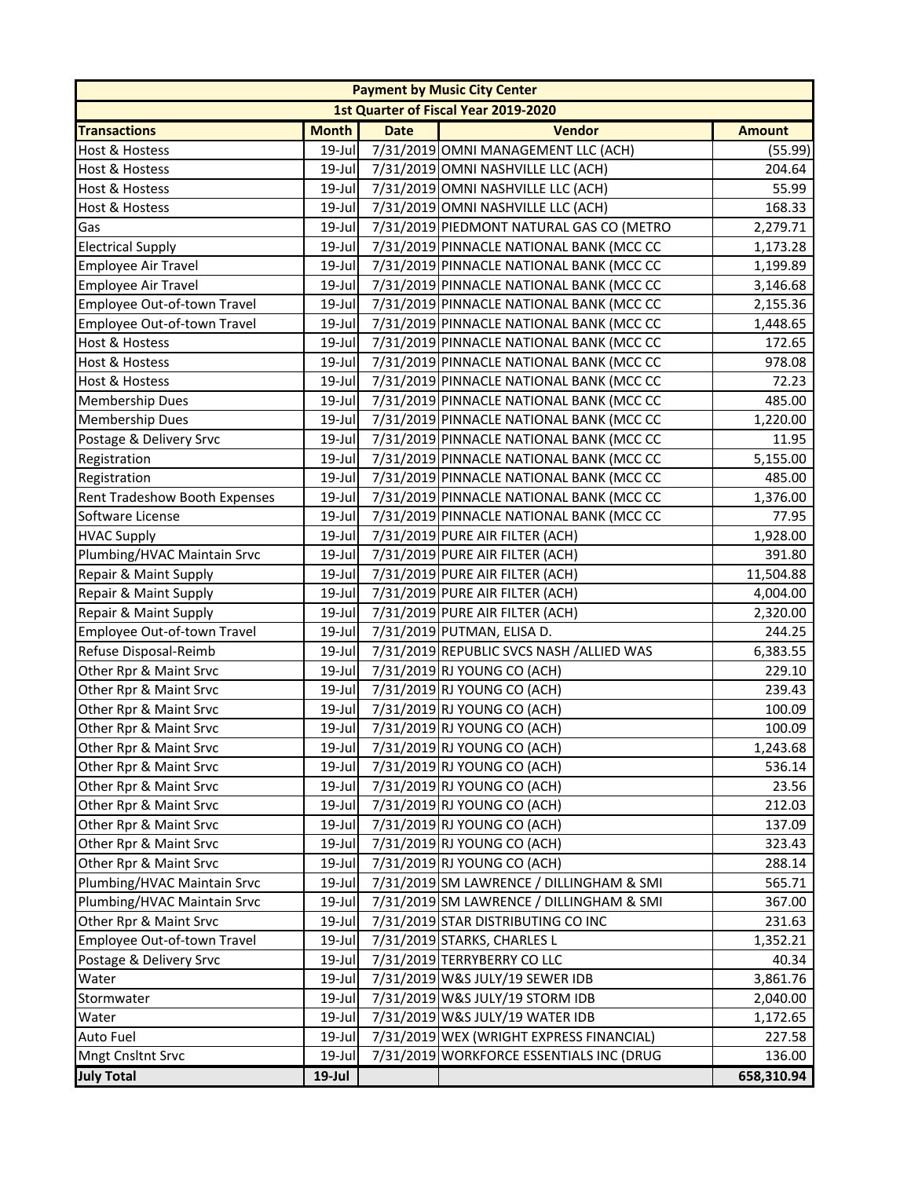| Payment by Music City Center | | | | |
|---|---|---|---|---|
| 1st Quarter of Fiscal Year 2019-2020 | | | | |
| **Transactions** | **Month** | **Date** | **Vendor** | **Amount** |
| Host & Hostess | 19-Jul | 7/31/2019 | OMNI MANAGEMENT LLC (ACH) | (55.99) |
| Host & Hostess | 19-Jul | 7/31/2019 | OMNI NASHVILLE LLC (ACH) | 204.64 |
| Host & Hostess | 19-Jul | 7/31/2019 | OMNI NASHVILLE LLC (ACH) | 55.99 |
| Host & Hostess | 19-Jul | 7/31/2019 | OMNI NASHVILLE LLC (ACH) | 168.33 |
| Gas | 19-Jul | 7/31/2019 | PIEDMONT NATURAL GAS CO (METRO | 2,279.71 |
| Electrical Supply | 19-Jul | 7/31/2019 | PINNACLE NATIONAL BANK (MCC CC | 1,173.28 |
| Employee Air Travel | 19-Jul | 7/31/2019 | PINNACLE NATIONAL BANK (MCC CC | 1,199.89 |
| Employee Air Travel | 19-Jul | 7/31/2019 | PINNACLE NATIONAL BANK (MCC CC | 3,146.68 |
| Employee Out-of-town Travel | 19-Jul | 7/31/2019 | PINNACLE NATIONAL BANK (MCC CC | 2,155.36 |
| Employee Out-of-town Travel | 19-Jul | 7/31/2019 | PINNACLE NATIONAL BANK (MCC CC | 1,448.65 |
| Host & Hostess | 19-Jul | 7/31/2019 | PINNACLE NATIONAL BANK (MCC CC | 172.65 |
| Host & Hostess | 19-Jul | 7/31/2019 | PINNACLE NATIONAL BANK (MCC CC | 978.08 |
| Host & Hostess | 19-Jul | 7/31/2019 | PINNACLE NATIONAL BANK (MCC CC | 72.23 |
| Membership Dues | 19-Jul | 7/31/2019 | PINNACLE NATIONAL BANK (MCC CC | 485.00 |
| Membership Dues | 19-Jul | 7/31/2019 | PINNACLE NATIONAL BANK (MCC CC | 1,220.00 |
| Postage & Delivery Srvc | 19-Jul | 7/31/2019 | PINNACLE NATIONAL BANK (MCC CC | 11.95 |
| Registration | 19-Jul | 7/31/2019 | PINNACLE NATIONAL BANK (MCC CC | 5,155.00 |
| Registration | 19-Jul | 7/31/2019 | PINNACLE NATIONAL BANK (MCC CC | 485.00 |
| Rent Tradeshow Booth Expenses | 19-Jul | 7/31/2019 | PINNACLE NATIONAL BANK (MCC CC | 1,376.00 |
| Software License | 19-Jul | 7/31/2019 | PINNACLE NATIONAL BANK (MCC CC | 77.95 |
| HVAC Supply | 19-Jul | 7/31/2019 | PURE AIR FILTER (ACH) | 1,928.00 |
| Plumbing/HVAC Maintain Srvc | 19-Jul | 7/31/2019 | PURE AIR FILTER (ACH) | 391.80 |
| Repair & Maint Supply | 19-Jul | 7/31/2019 | PURE AIR FILTER (ACH) | 11,504.88 |
| Repair & Maint Supply | 19-Jul | 7/31/2019 | PURE AIR FILTER (ACH) | 4,004.00 |
| Repair & Maint Supply | 19-Jul | 7/31/2019 | PURE AIR FILTER (ACH) | 2,320.00 |
| Employee Out-of-town Travel | 19-Jul | 7/31/2019 | PUTMAN, ELISA D. | 244.25 |
| Refuse Disposal-Reimb | 19-Jul | 7/31/2019 | REPUBLIC SVCS NASH /ALLIED WAS | 6,383.55 |
| Other Rpr & Maint Srvc | 19-Jul | 7/31/2019 | RJ YOUNG CO (ACH) | 229.10 |
| Other Rpr & Maint Srvc | 19-Jul | 7/31/2019 | RJ YOUNG CO (ACH) | 239.43 |
| Other Rpr & Maint Srvc | 19-Jul | 7/31/2019 | RJ YOUNG CO (ACH) | 100.09 |
| Other Rpr & Maint Srvc | 19-Jul | 7/31/2019 | RJ YOUNG CO (ACH) | 100.09 |
| Other Rpr & Maint Srvc | 19-Jul | 7/31/2019 | RJ YOUNG CO (ACH) | 1,243.68 |
| Other Rpr & Maint Srvc | 19-Jul | 7/31/2019 | RJ YOUNG CO (ACH) | 536.14 |
| Other Rpr & Maint Srvc | 19-Jul | 7/31/2019 | RJ YOUNG CO (ACH) | 23.56 |
| Other Rpr & Maint Srvc | 19-Jul | 7/31/2019 | RJ YOUNG CO (ACH) | 212.03 |
| Other Rpr & Maint Srvc | 19-Jul | 7/31/2019 | RJ YOUNG CO (ACH) | 137.09 |
| Other Rpr & Maint Srvc | 19-Jul | 7/31/2019 | RJ YOUNG CO (ACH) | 323.43 |
| Other Rpr & Maint Srvc | 19-Jul | 7/31/2019 | RJ YOUNG CO (ACH) | 288.14 |
| Plumbing/HVAC Maintain Srvc | 19-Jul | 7/31/2019 | SM LAWRENCE / DILLINGHAM & SMI | 565.71 |
| Plumbing/HVAC Maintain Srvc | 19-Jul | 7/31/2019 | SM LAWRENCE / DILLINGHAM & SMI | 367.00 |
| Other Rpr & Maint Srvc | 19-Jul | 7/31/2019 | STAR DISTRIBUTING CO INC | 231.63 |
| Employee Out-of-town Travel | 19-Jul | 7/31/2019 | STARKS, CHARLES L | 1,352.21 |
| Postage & Delivery Srvc | 19-Jul | 7/31/2019 | TERRYBERRY CO LLC | 40.34 |
| Water | 19-Jul | 7/31/2019 | W&S JULY/19 SEWER IDB | 3,861.76 |
| Stormwater | 19-Jul | 7/31/2019 | W&S JULY/19 STORM IDB | 2,040.00 |
| Water | 19-Jul | 7/31/2019 | W&S JULY/19 WATER IDB | 1,172.65 |
| Auto Fuel | 19-Jul | 7/31/2019 | WEX (WRIGHT EXPRESS FINANCIAL) | 227.58 |
| Mngt Cnsltnt Srvc | 19-Jul | 7/31/2019 | WORKFORCE ESSENTIALS INC (DRUG | 136.00 |
| **July Total** | **19-Jul** | | | **658,310.94** |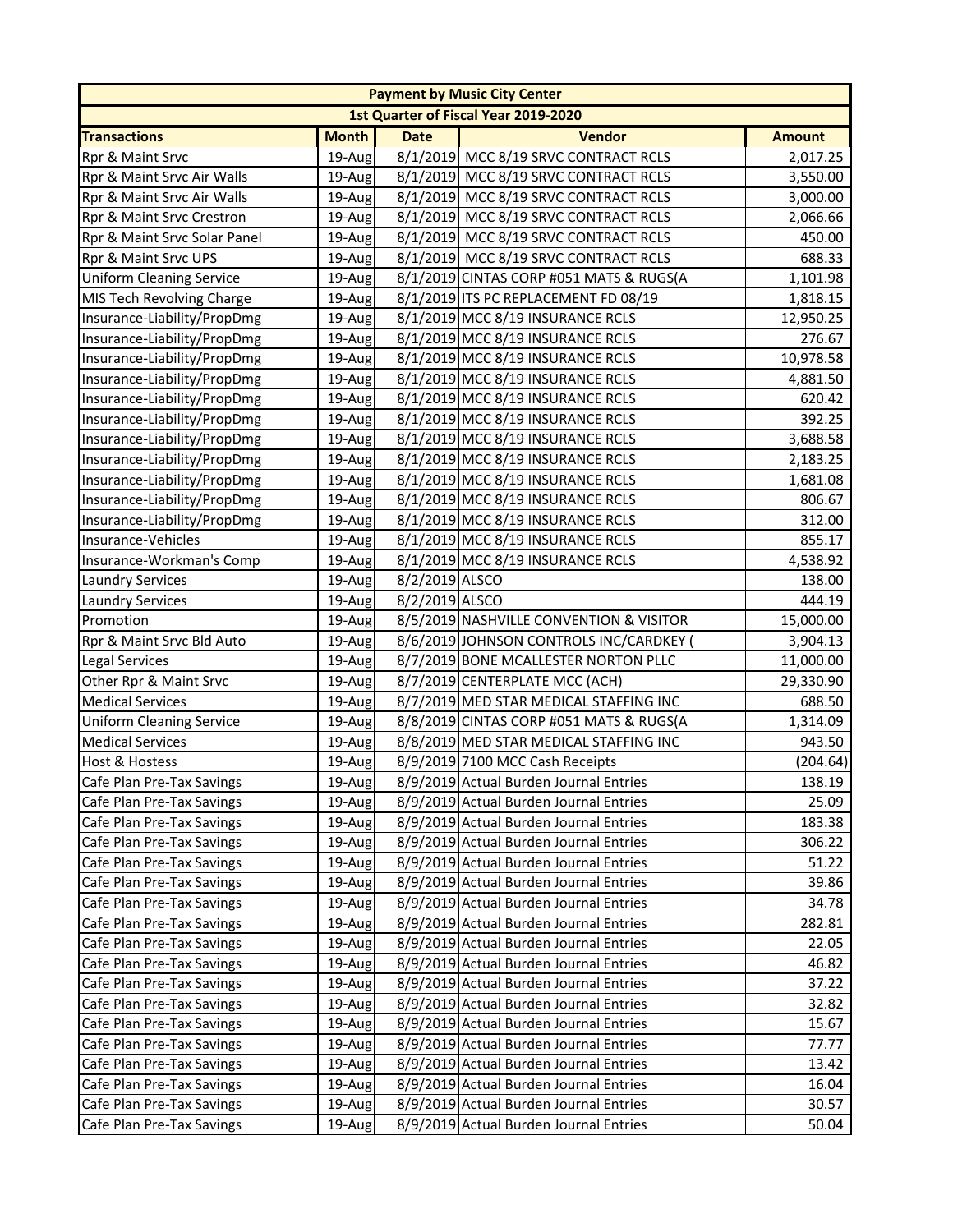| Payment by Music City Center | | | | |
|---|---|---|---|---|
| 1st Quarter of Fiscal Year 2019-2020 | | | | |
| **Transactions** | **Month** | **Date** | **Vendor** | **Amount** |
| Rpr & Maint Srvc | 19-Aug | 8/1/2019 | MCC 8/19 SRVC CONTRACT RCLS | 2,017.25 |
| Rpr & Maint Srvc Air Walls | 19-Aug | 8/1/2019 | MCC 8/19 SRVC CONTRACT RCLS | 3,550.00 |
| Rpr & Maint Srvc Air Walls | 19-Aug | 8/1/2019 | MCC 8/19 SRVC CONTRACT RCLS | 3,000.00 |
| Rpr & Maint Srvc Crestron | 19-Aug | 8/1/2019 | MCC 8/19 SRVC CONTRACT RCLS | 2,066.66 |
| Rpr & Maint Srvc Solar Panel | 19-Aug | 8/1/2019 | MCC 8/19 SRVC CONTRACT RCLS | 450.00 |
| Rpr & Maint Srvc UPS | 19-Aug | 8/1/2019 | MCC 8/19 SRVC CONTRACT RCLS | 688.33 |
| Uniform Cleaning Service | 19-Aug | 8/1/2019 | CINTAS CORP #051 MATS & RUGS(A | 1,101.98 |
| MIS Tech Revolving Charge | 19-Aug | 8/1/2019 | ITS PC REPLACEMENT FD 08/19 | 1,818.15 |
| Insurance-Liability/PropDmg | 19-Aug | 8/1/2019 | MCC 8/19 INSURANCE RCLS | 12,950.25 |
| Insurance-Liability/PropDmg | 19-Aug | 8/1/2019 | MCC 8/19 INSURANCE RCLS | 276.67 |
| Insurance-Liability/PropDmg | 19-Aug | 8/1/2019 | MCC 8/19 INSURANCE RCLS | 10,978.58 |
| Insurance-Liability/PropDmg | 19-Aug | 8/1/2019 | MCC 8/19 INSURANCE RCLS | 4,881.50 |
| Insurance-Liability/PropDmg | 19-Aug | 8/1/2019 | MCC 8/19 INSURANCE RCLS | 620.42 |
| Insurance-Liability/PropDmg | 19-Aug | 8/1/2019 | MCC 8/19 INSURANCE RCLS | 392.25 |
| Insurance-Liability/PropDmg | 19-Aug | 8/1/2019 | MCC 8/19 INSURANCE RCLS | 3,688.58 |
| Insurance-Liability/PropDmg | 19-Aug | 8/1/2019 | MCC 8/19 INSURANCE RCLS | 2,183.25 |
| Insurance-Liability/PropDmg | 19-Aug | 8/1/2019 | MCC 8/19 INSURANCE RCLS | 1,681.08 |
| Insurance-Liability/PropDmg | 19-Aug | 8/1/2019 | MCC 8/19 INSURANCE RCLS | 806.67 |
| Insurance-Liability/PropDmg | 19-Aug | 8/1/2019 | MCC 8/19 INSURANCE RCLS | 312.00 |
| Insurance-Vehicles | 19-Aug | 8/1/2019 | MCC 8/19 INSURANCE RCLS | 855.17 |
| Insurance-Workman's Comp | 19-Aug | 8/1/2019 | MCC 8/19 INSURANCE RCLS | 4,538.92 |
| Laundry Services | 19-Aug | 8/2/2019 | ALSCO | 138.00 |
| Laundry Services | 19-Aug | 8/2/2019 | ALSCO | 444.19 |
| Promotion | 19-Aug | 8/5/2019 | NASHVILLE CONVENTION & VISITOR | 15,000.00 |
| Rpr & Maint Srvc Bld Auto | 19-Aug | 8/6/2019 | JOHNSON CONTROLS INC/CARDKEY ( | 3,904.13 |
| Legal Services | 19-Aug | 8/7/2019 | BONE MCALLESTER NORTON PLLC | 11,000.00 |
| Other Rpr & Maint Srvc | 19-Aug | 8/7/2019 | CENTERPLATE MCC (ACH) | 29,330.90 |
| Medical Services | 19-Aug | 8/7/2019 | MED STAR MEDICAL STAFFING INC | 688.50 |
| Uniform Cleaning Service | 19-Aug | 8/8/2019 | CINTAS CORP #051 MATS & RUGS(A | 1,314.09 |
| Medical Services | 19-Aug | 8/8/2019 | MED STAR MEDICAL STAFFING INC | 943.50 |
| Host & Hostess | 19-Aug | 8/9/2019 | 7100 MCC Cash Receipts | (204.64) |
| Cafe Plan Pre-Tax Savings | 19-Aug | 8/9/2019 | Actual Burden Journal Entries | 138.19 |
| Cafe Plan Pre-Tax Savings | 19-Aug | 8/9/2019 | Actual Burden Journal Entries | 25.09 |
| Cafe Plan Pre-Tax Savings | 19-Aug | 8/9/2019 | Actual Burden Journal Entries | 183.38 |
| Cafe Plan Pre-Tax Savings | 19-Aug | 8/9/2019 | Actual Burden Journal Entries | 306.22 |
| Cafe Plan Pre-Tax Savings | 19-Aug | 8/9/2019 | Actual Burden Journal Entries | 51.22 |
| Cafe Plan Pre-Tax Savings | 19-Aug | 8/9/2019 | Actual Burden Journal Entries | 39.86 |
| Cafe Plan Pre-Tax Savings | 19-Aug | 8/9/2019 | Actual Burden Journal Entries | 34.78 |
| Cafe Plan Pre-Tax Savings | 19-Aug | 8/9/2019 | Actual Burden Journal Entries | 282.81 |
| Cafe Plan Pre-Tax Savings | 19-Aug | 8/9/2019 | Actual Burden Journal Entries | 22.05 |
| Cafe Plan Pre-Tax Savings | 19-Aug | 8/9/2019 | Actual Burden Journal Entries | 46.82 |
| Cafe Plan Pre-Tax Savings | 19-Aug | 8/9/2019 | Actual Burden Journal Entries | 37.22 |
| Cafe Plan Pre-Tax Savings | 19-Aug | 8/9/2019 | Actual Burden Journal Entries | 32.82 |
| Cafe Plan Pre-Tax Savings | 19-Aug | 8/9/2019 | Actual Burden Journal Entries | 15.67 |
| Cafe Plan Pre-Tax Savings | 19-Aug | 8/9/2019 | Actual Burden Journal Entries | 77.77 |
| Cafe Plan Pre-Tax Savings | 19-Aug | 8/9/2019 | Actual Burden Journal Entries | 13.42 |
| Cafe Plan Pre-Tax Savings | 19-Aug | 8/9/2019 | Actual Burden Journal Entries | 16.04 |
| Cafe Plan Pre-Tax Savings | 19-Aug | 8/9/2019 | Actual Burden Journal Entries | 30.57 |
| Cafe Plan Pre-Tax Savings | 19-Aug | 8/9/2019 | Actual Burden Journal Entries | 50.04 |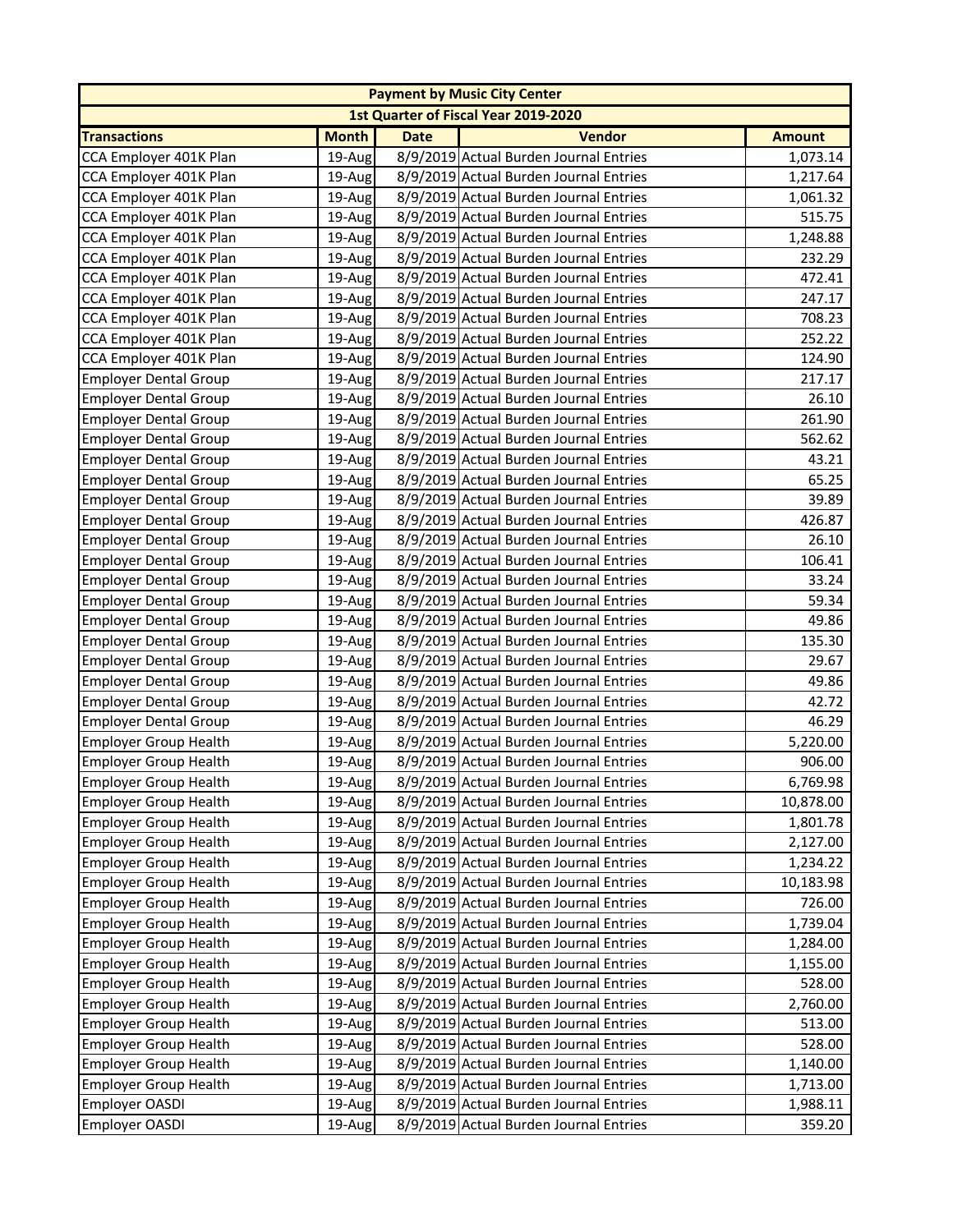| Payment by Music City Center | | | | |
|---|---|---|---|---|
| 1st Quarter of Fiscal Year 2019-2020 | | | | |
| **Transactions** | **Month** | **Date** | **Vendor** | **Amount** |
| CCA Employer 401K Plan | 19-Aug | 8/9/2019 | Actual Burden Journal Entries | 1,073.14 |
| CCA Employer 401K Plan | 19-Aug | 8/9/2019 | Actual Burden Journal Entries | 1,217.64 |
| CCA Employer 401K Plan | 19-Aug | 8/9/2019 | Actual Burden Journal Entries | 1,061.32 |
| CCA Employer 401K Plan | 19-Aug | 8/9/2019 | Actual Burden Journal Entries | 515.75 |
| CCA Employer 401K Plan | 19-Aug | 8/9/2019 | Actual Burden Journal Entries | 1,248.88 |
| CCA Employer 401K Plan | 19-Aug | 8/9/2019 | Actual Burden Journal Entries | 232.29 |
| CCA Employer 401K Plan | 19-Aug | 8/9/2019 | Actual Burden Journal Entries | 472.41 |
| CCA Employer 401K Plan | 19-Aug | 8/9/2019 | Actual Burden Journal Entries | 247.17 |
| CCA Employer 401K Plan | 19-Aug | 8/9/2019 | Actual Burden Journal Entries | 708.23 |
| CCA Employer 401K Plan | 19-Aug | 8/9/2019 | Actual Burden Journal Entries | 252.22 |
| CCA Employer 401K Plan | 19-Aug | 8/9/2019 | Actual Burden Journal Entries | 124.90 |
| Employer Dental Group | 19-Aug | 8/9/2019 | Actual Burden Journal Entries | 217.17 |
| Employer Dental Group | 19-Aug | 8/9/2019 | Actual Burden Journal Entries | 26.10 |
| Employer Dental Group | 19-Aug | 8/9/2019 | Actual Burden Journal Entries | 261.90 |
| Employer Dental Group | 19-Aug | 8/9/2019 | Actual Burden Journal Entries | 562.62 |
| Employer Dental Group | 19-Aug | 8/9/2019 | Actual Burden Journal Entries | 43.21 |
| Employer Dental Group | 19-Aug | 8/9/2019 | Actual Burden Journal Entries | 65.25 |
| Employer Dental Group | 19-Aug | 8/9/2019 | Actual Burden Journal Entries | 39.89 |
| Employer Dental Group | 19-Aug | 8/9/2019 | Actual Burden Journal Entries | 426.87 |
| Employer Dental Group | 19-Aug | 8/9/2019 | Actual Burden Journal Entries | 26.10 |
| Employer Dental Group | 19-Aug | 8/9/2019 | Actual Burden Journal Entries | 106.41 |
| Employer Dental Group | 19-Aug | 8/9/2019 | Actual Burden Journal Entries | 33.24 |
| Employer Dental Group | 19-Aug | 8/9/2019 | Actual Burden Journal Entries | 59.34 |
| Employer Dental Group | 19-Aug | 8/9/2019 | Actual Burden Journal Entries | 49.86 |
| Employer Dental Group | 19-Aug | 8/9/2019 | Actual Burden Journal Entries | 135.30 |
| Employer Dental Group | 19-Aug | 8/9/2019 | Actual Burden Journal Entries | 29.67 |
| Employer Dental Group | 19-Aug | 8/9/2019 | Actual Burden Journal Entries | 49.86 |
| Employer Dental Group | 19-Aug | 8/9/2019 | Actual Burden Journal Entries | 42.72 |
| Employer Dental Group | 19-Aug | 8/9/2019 | Actual Burden Journal Entries | 46.29 |
| Employer Group Health | 19-Aug | 8/9/2019 | Actual Burden Journal Entries | 5,220.00 |
| Employer Group Health | 19-Aug | 8/9/2019 | Actual Burden Journal Entries | 906.00 |
| Employer Group Health | 19-Aug | 8/9/2019 | Actual Burden Journal Entries | 6,769.98 |
| Employer Group Health | 19-Aug | 8/9/2019 | Actual Burden Journal Entries | 10,878.00 |
| Employer Group Health | 19-Aug | 8/9/2019 | Actual Burden Journal Entries | 1,801.78 |
| Employer Group Health | 19-Aug | 8/9/2019 | Actual Burden Journal Entries | 2,127.00 |
| Employer Group Health | 19-Aug | 8/9/2019 | Actual Burden Journal Entries | 1,234.22 |
| Employer Group Health | 19-Aug | 8/9/2019 | Actual Burden Journal Entries | 10,183.98 |
| Employer Group Health | 19-Aug | 8/9/2019 | Actual Burden Journal Entries | 726.00 |
| Employer Group Health | 19-Aug | 8/9/2019 | Actual Burden Journal Entries | 1,739.04 |
| Employer Group Health | 19-Aug | 8/9/2019 | Actual Burden Journal Entries | 1,284.00 |
| Employer Group Health | 19-Aug | 8/9/2019 | Actual Burden Journal Entries | 1,155.00 |
| Employer Group Health | 19-Aug | 8/9/2019 | Actual Burden Journal Entries | 528.00 |
| Employer Group Health | 19-Aug | 8/9/2019 | Actual Burden Journal Entries | 2,760.00 |
| Employer Group Health | 19-Aug | 8/9/2019 | Actual Burden Journal Entries | 513.00 |
| Employer Group Health | 19-Aug | 8/9/2019 | Actual Burden Journal Entries | 528.00 |
| Employer Group Health | 19-Aug | 8/9/2019 | Actual Burden Journal Entries | 1,140.00 |
| Employer Group Health | 19-Aug | 8/9/2019 | Actual Burden Journal Entries | 1,713.00 |
| Employer OASDI | 19-Aug | 8/9/2019 | Actual Burden Journal Entries | 1,988.11 |
| Employer OASDI | 19-Aug | 8/9/2019 | Actual Burden Journal Entries | 359.20 |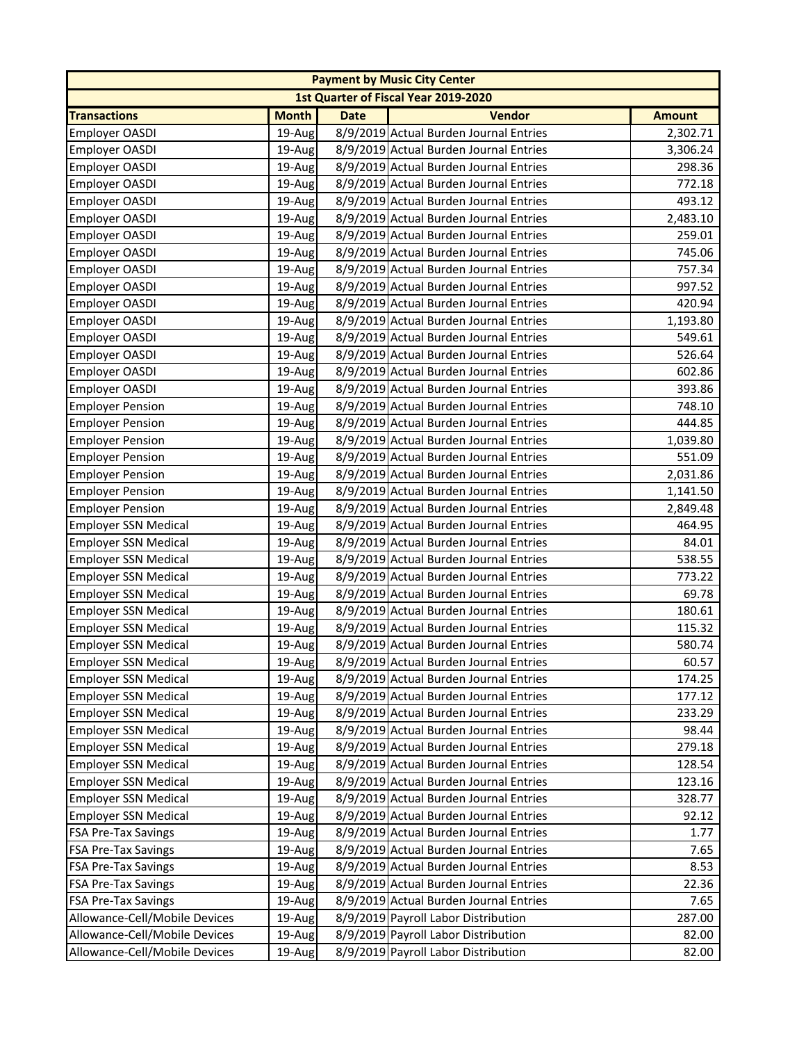| Payment by Music City Center | | | | |
|---|---|---|---|---|
| 1st Quarter of Fiscal Year 2019-2020 | | | | |
| **Transactions** | **Month** | **Date** | **Vendor** | **Amount** |
| Employer OASDI | 19-Aug | 8/9/2019 | Actual Burden Journal Entries | 2,302.71 |
| Employer OASDI | 19-Aug | 8/9/2019 | Actual Burden Journal Entries | 3,306.24 |
| Employer OASDI | 19-Aug | 8/9/2019 | Actual Burden Journal Entries | 298.36 |
| Employer OASDI | 19-Aug | 8/9/2019 | Actual Burden Journal Entries | 772.18 |
| Employer OASDI | 19-Aug | 8/9/2019 | Actual Burden Journal Entries | 493.12 |
| Employer OASDI | 19-Aug | 8/9/2019 | Actual Burden Journal Entries | 2,483.10 |
| Employer OASDI | 19-Aug | 8/9/2019 | Actual Burden Journal Entries | 259.01 |
| Employer OASDI | 19-Aug | 8/9/2019 | Actual Burden Journal Entries | 745.06 |
| Employer OASDI | 19-Aug | 8/9/2019 | Actual Burden Journal Entries | 757.34 |
| Employer OASDI | 19-Aug | 8/9/2019 | Actual Burden Journal Entries | 997.52 |
| Employer OASDI | 19-Aug | 8/9/2019 | Actual Burden Journal Entries | 420.94 |
| Employer OASDI | 19-Aug | 8/9/2019 | Actual Burden Journal Entries | 1,193.80 |
| Employer OASDI | 19-Aug | 8/9/2019 | Actual Burden Journal Entries | 549.61 |
| Employer OASDI | 19-Aug | 8/9/2019 | Actual Burden Journal Entries | 526.64 |
| Employer OASDI | 19-Aug | 8/9/2019 | Actual Burden Journal Entries | 602.86 |
| Employer OASDI | 19-Aug | 8/9/2019 | Actual Burden Journal Entries | 393.86 |
| Employer Pension | 19-Aug | 8/9/2019 | Actual Burden Journal Entries | 748.10 |
| Employer Pension | 19-Aug | 8/9/2019 | Actual Burden Journal Entries | 444.85 |
| Employer Pension | 19-Aug | 8/9/2019 | Actual Burden Journal Entries | 1,039.80 |
| Employer Pension | 19-Aug | 8/9/2019 | Actual Burden Journal Entries | 551.09 |
| Employer Pension | 19-Aug | 8/9/2019 | Actual Burden Journal Entries | 2,031.86 |
| Employer Pension | 19-Aug | 8/9/2019 | Actual Burden Journal Entries | 1,141.50 |
| Employer Pension | 19-Aug | 8/9/2019 | Actual Burden Journal Entries | 2,849.48 |
| Employer SSN Medical | 19-Aug | 8/9/2019 | Actual Burden Journal Entries | 464.95 |
| Employer SSN Medical | 19-Aug | 8/9/2019 | Actual Burden Journal Entries | 84.01 |
| Employer SSN Medical | 19-Aug | 8/9/2019 | Actual Burden Journal Entries | 538.55 |
| Employer SSN Medical | 19-Aug | 8/9/2019 | Actual Burden Journal Entries | 773.22 |
| Employer SSN Medical | 19-Aug | 8/9/2019 | Actual Burden Journal Entries | 69.78 |
| Employer SSN Medical | 19-Aug | 8/9/2019 | Actual Burden Journal Entries | 180.61 |
| Employer SSN Medical | 19-Aug | 8/9/2019 | Actual Burden Journal Entries | 115.32 |
| Employer SSN Medical | 19-Aug | 8/9/2019 | Actual Burden Journal Entries | 580.74 |
| Employer SSN Medical | 19-Aug | 8/9/2019 | Actual Burden Journal Entries | 60.57 |
| Employer SSN Medical | 19-Aug | 8/9/2019 | Actual Burden Journal Entries | 174.25 |
| Employer SSN Medical | 19-Aug | 8/9/2019 | Actual Burden Journal Entries | 177.12 |
| Employer SSN Medical | 19-Aug | 8/9/2019 | Actual Burden Journal Entries | 233.29 |
| Employer SSN Medical | 19-Aug | 8/9/2019 | Actual Burden Journal Entries | 98.44 |
| Employer SSN Medical | 19-Aug | 8/9/2019 | Actual Burden Journal Entries | 279.18 |
| Employer SSN Medical | 19-Aug | 8/9/2019 | Actual Burden Journal Entries | 128.54 |
| Employer SSN Medical | 19-Aug | 8/9/2019 | Actual Burden Journal Entries | 123.16 |
| Employer SSN Medical | 19-Aug | 8/9/2019 | Actual Burden Journal Entries | 328.77 |
| Employer SSN Medical | 19-Aug | 8/9/2019 | Actual Burden Journal Entries | 92.12 |
| FSA Pre-Tax Savings | 19-Aug | 8/9/2019 | Actual Burden Journal Entries | 1.77 |
| FSA Pre-Tax Savings | 19-Aug | 8/9/2019 | Actual Burden Journal Entries | 7.65 |
| FSA Pre-Tax Savings | 19-Aug | 8/9/2019 | Actual Burden Journal Entries | 8.53 |
| FSA Pre-Tax Savings | 19-Aug | 8/9/2019 | Actual Burden Journal Entries | 22.36 |
| FSA Pre-Tax Savings | 19-Aug | 8/9/2019 | Actual Burden Journal Entries | 7.65 |
| Allowance-Cell/Mobile Devices | 19-Aug | 8/9/2019 | Payroll Labor Distribution | 287.00 |
| Allowance-Cell/Mobile Devices | 19-Aug | 8/9/2019 | Payroll Labor Distribution | 82.00 |
| Allowance-Cell/Mobile Devices | 19-Aug | 8/9/2019 | Payroll Labor Distribution | 82.00 |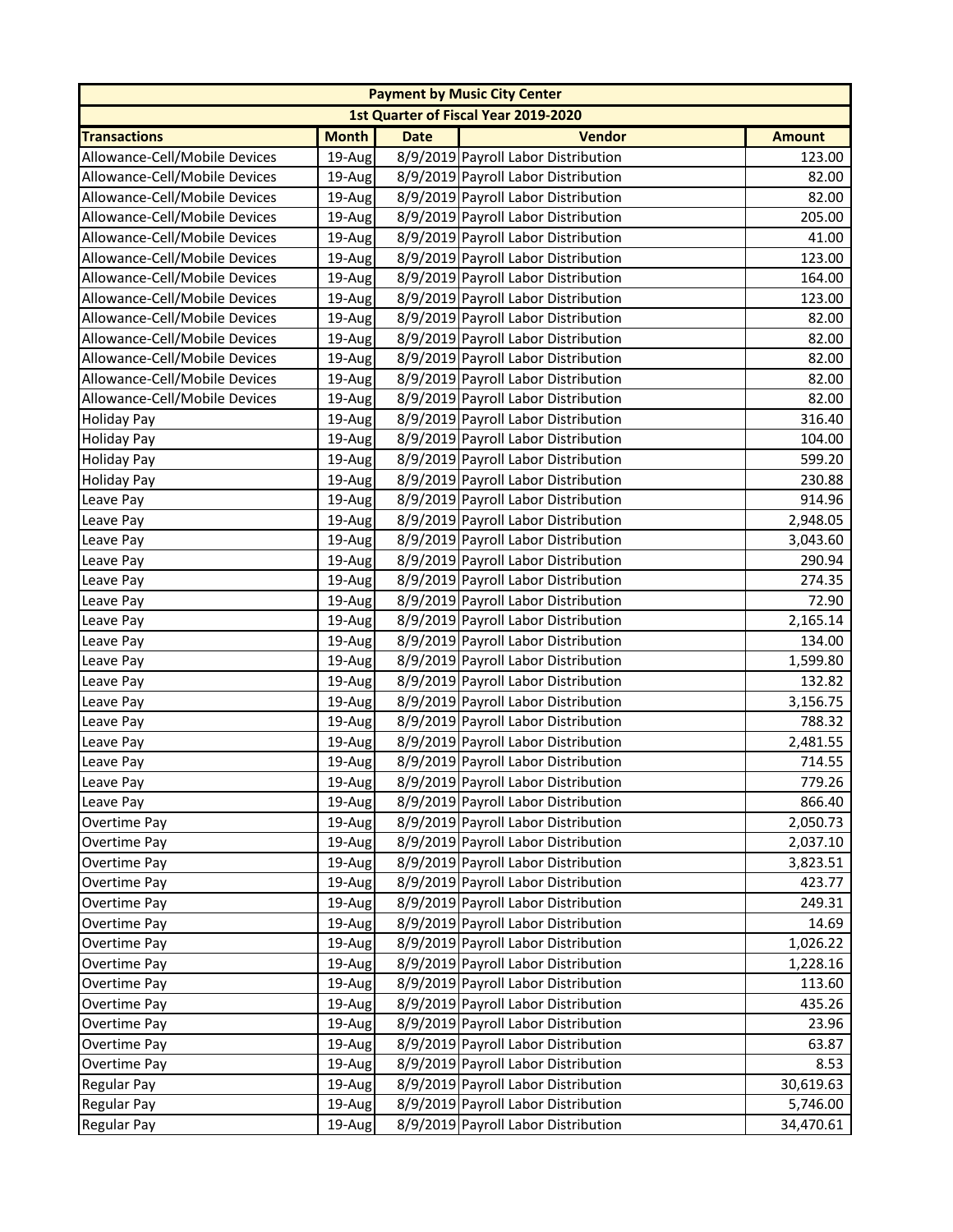| Payment by Music City Center | | | | |
|---|---|---|---|---|
| 1st Quarter of Fiscal Year 2019-2020 | | | | |
| **Transactions** | **Month** | **Date** | **Vendor** | **Amount** |
| Allowance-Cell/Mobile Devices | 19-Aug | 8/9/2019 | Payroll Labor Distribution | 123.00 |
| Allowance-Cell/Mobile Devices | 19-Aug | 8/9/2019 | Payroll Labor Distribution | 82.00 |
| Allowance-Cell/Mobile Devices | 19-Aug | 8/9/2019 | Payroll Labor Distribution | 82.00 |
| Allowance-Cell/Mobile Devices | 19-Aug | 8/9/2019 | Payroll Labor Distribution | 205.00 |
| Allowance-Cell/Mobile Devices | 19-Aug | 8/9/2019 | Payroll Labor Distribution | 41.00 |
| Allowance-Cell/Mobile Devices | 19-Aug | 8/9/2019 | Payroll Labor Distribution | 123.00 |
| Allowance-Cell/Mobile Devices | 19-Aug | 8/9/2019 | Payroll Labor Distribution | 164.00 |
| Allowance-Cell/Mobile Devices | 19-Aug | 8/9/2019 | Payroll Labor Distribution | 123.00 |
| Allowance-Cell/Mobile Devices | 19-Aug | 8/9/2019 | Payroll Labor Distribution | 82.00 |
| Allowance-Cell/Mobile Devices | 19-Aug | 8/9/2019 | Payroll Labor Distribution | 82.00 |
| Allowance-Cell/Mobile Devices | 19-Aug | 8/9/2019 | Payroll Labor Distribution | 82.00 |
| Allowance-Cell/Mobile Devices | 19-Aug | 8/9/2019 | Payroll Labor Distribution | 82.00 |
| Allowance-Cell/Mobile Devices | 19-Aug | 8/9/2019 | Payroll Labor Distribution | 82.00 |
| Holiday Pay | 19-Aug | 8/9/2019 | Payroll Labor Distribution | 316.40 |
| Holiday Pay | 19-Aug | 8/9/2019 | Payroll Labor Distribution | 104.00 |
| Holiday Pay | 19-Aug | 8/9/2019 | Payroll Labor Distribution | 599.20 |
| Holiday Pay | 19-Aug | 8/9/2019 | Payroll Labor Distribution | 230.88 |
| Leave Pay | 19-Aug | 8/9/2019 | Payroll Labor Distribution | 914.96 |
| Leave Pay | 19-Aug | 8/9/2019 | Payroll Labor Distribution | 2,948.05 |
| Leave Pay | 19-Aug | 8/9/2019 | Payroll Labor Distribution | 3,043.60 |
| Leave Pay | 19-Aug | 8/9/2019 | Payroll Labor Distribution | 290.94 |
| Leave Pay | 19-Aug | 8/9/2019 | Payroll Labor Distribution | 274.35 |
| Leave Pay | 19-Aug | 8/9/2019 | Payroll Labor Distribution | 72.90 |
| Leave Pay | 19-Aug | 8/9/2019 | Payroll Labor Distribution | 2,165.14 |
| Leave Pay | 19-Aug | 8/9/2019 | Payroll Labor Distribution | 134.00 |
| Leave Pay | 19-Aug | 8/9/2019 | Payroll Labor Distribution | 1,599.80 |
| Leave Pay | 19-Aug | 8/9/2019 | Payroll Labor Distribution | 132.82 |
| Leave Pay | 19-Aug | 8/9/2019 | Payroll Labor Distribution | 3,156.75 |
| Leave Pay | 19-Aug | 8/9/2019 | Payroll Labor Distribution | 788.32 |
| Leave Pay | 19-Aug | 8/9/2019 | Payroll Labor Distribution | 2,481.55 |
| Leave Pay | 19-Aug | 8/9/2019 | Payroll Labor Distribution | 714.55 |
| Leave Pay | 19-Aug | 8/9/2019 | Payroll Labor Distribution | 779.26 |
| Leave Pay | 19-Aug | 8/9/2019 | Payroll Labor Distribution | 866.40 |
| Overtime Pay | 19-Aug | 8/9/2019 | Payroll Labor Distribution | 2,050.73 |
| Overtime Pay | 19-Aug | 8/9/2019 | Payroll Labor Distribution | 2,037.10 |
| Overtime Pay | 19-Aug | 8/9/2019 | Payroll Labor Distribution | 3,823.51 |
| Overtime Pay | 19-Aug | 8/9/2019 | Payroll Labor Distribution | 423.77 |
| Overtime Pay | 19-Aug | 8/9/2019 | Payroll Labor Distribution | 249.31 |
| Overtime Pay | 19-Aug | 8/9/2019 | Payroll Labor Distribution | 14.69 |
| Overtime Pay | 19-Aug | 8/9/2019 | Payroll Labor Distribution | 1,026.22 |
| Overtime Pay | 19-Aug | 8/9/2019 | Payroll Labor Distribution | 1,228.16 |
| Overtime Pay | 19-Aug | 8/9/2019 | Payroll Labor Distribution | 113.60 |
| Overtime Pay | 19-Aug | 8/9/2019 | Payroll Labor Distribution | 435.26 |
| Overtime Pay | 19-Aug | 8/9/2019 | Payroll Labor Distribution | 23.96 |
| Overtime Pay | 19-Aug | 8/9/2019 | Payroll Labor Distribution | 63.87 |
| Overtime Pay | 19-Aug | 8/9/2019 | Payroll Labor Distribution | 8.53 |
| Regular Pay | 19-Aug | 8/9/2019 | Payroll Labor Distribution | 30,619.63 |
| Regular Pay | 19-Aug | 8/9/2019 | Payroll Labor Distribution | 5,746.00 |
| Regular Pay | 19-Aug | 8/9/2019 | Payroll Labor Distribution | 34,470.61 |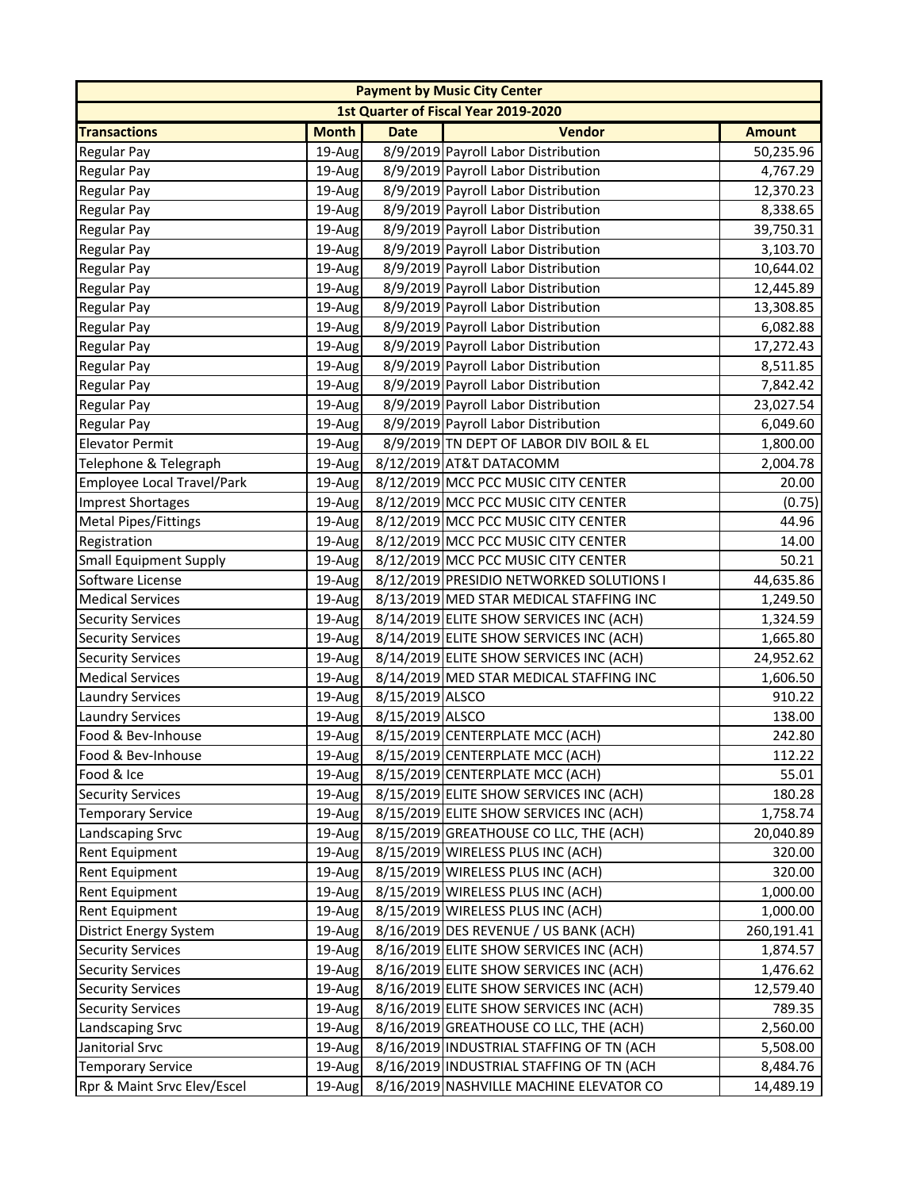| Payment by Music City Center | | | | |
|---|---|---|---|---|
| 1st Quarter of Fiscal Year 2019-2020 | | | | |
| **Transactions** | **Month** | **Date** | **Vendor** | **Amount** |
| Regular Pay | 19-Aug | 8/9/2019 | Payroll Labor Distribution | 50,235.96 |
| Regular Pay | 19-Aug | 8/9/2019 | Payroll Labor Distribution | 4,767.29 |
| Regular Pay | 19-Aug | 8/9/2019 | Payroll Labor Distribution | 12,370.23 |
| Regular Pay | 19-Aug | 8/9/2019 | Payroll Labor Distribution | 8,338.65 |
| Regular Pay | 19-Aug | 8/9/2019 | Payroll Labor Distribution | 39,750.31 |
| Regular Pay | 19-Aug | 8/9/2019 | Payroll Labor Distribution | 3,103.70 |
| Regular Pay | 19-Aug | 8/9/2019 | Payroll Labor Distribution | 10,644.02 |
| Regular Pay | 19-Aug | 8/9/2019 | Payroll Labor Distribution | 12,445.89 |
| Regular Pay | 19-Aug | 8/9/2019 | Payroll Labor Distribution | 13,308.85 |
| Regular Pay | 19-Aug | 8/9/2019 | Payroll Labor Distribution | 6,082.88 |
| Regular Pay | 19-Aug | 8/9/2019 | Payroll Labor Distribution | 17,272.43 |
| Regular Pay | 19-Aug | 8/9/2019 | Payroll Labor Distribution | 8,511.85 |
| Regular Pay | 19-Aug | 8/9/2019 | Payroll Labor Distribution | 7,842.42 |
| Regular Pay | 19-Aug | 8/9/2019 | Payroll Labor Distribution | 23,027.54 |
| Regular Pay | 19-Aug | 8/9/2019 | Payroll Labor Distribution | 6,049.60 |
| Elevator Permit | 19-Aug | 8/9/2019 | TN DEPT OF LABOR DIV BOIL & EL | 1,800.00 |
| Telephone & Telegraph | 19-Aug | 8/12/2019 | AT&T DATACOMM | 2,004.78 |
| Employee Local Travel/Park | 19-Aug | 8/12/2019 | MCC PCC MUSIC CITY CENTER | 20.00 |
| Imprest Shortages | 19-Aug | 8/12/2019 | MCC PCC MUSIC CITY CENTER | (0.75) |
| Metal Pipes/Fittings | 19-Aug | 8/12/2019 | MCC PCC MUSIC CITY CENTER | 44.96 |
| Registration | 19-Aug | 8/12/2019 | MCC PCC MUSIC CITY CENTER | 14.00 |
| Small Equipment Supply | 19-Aug | 8/12/2019 | MCC PCC MUSIC CITY CENTER | 50.21 |
| Software License | 19-Aug | 8/12/2019 | PRESIDIO NETWORKED SOLUTIONS I | 44,635.86 |
| Medical Services | 19-Aug | 8/13/2019 | MED STAR MEDICAL STAFFING INC | 1,249.50 |
| Security Services | 19-Aug | 8/14/2019 | ELITE SHOW SERVICES INC (ACH) | 1,324.59 |
| Security Services | 19-Aug | 8/14/2019 | ELITE SHOW SERVICES INC (ACH) | 1,665.80 |
| Security Services | 19-Aug | 8/14/2019 | ELITE SHOW SERVICES INC (ACH) | 24,952.62 |
| Medical Services | 19-Aug | 8/14/2019 | MED STAR MEDICAL STAFFING INC | 1,606.50 |
| Laundry Services | 19-Aug | 8/15/2019 | ALSCO | 910.22 |
| Laundry Services | 19-Aug | 8/15/2019 | ALSCO | 138.00 |
| Food & Bev-Inhouse | 19-Aug | 8/15/2019 | CENTERPLATE MCC (ACH) | 242.80 |
| Food & Bev-Inhouse | 19-Aug | 8/15/2019 | CENTERPLATE MCC (ACH) | 112.22 |
| Food & Ice | 19-Aug | 8/15/2019 | CENTERPLATE MCC (ACH) | 55.01 |
| Security Services | 19-Aug | 8/15/2019 | ELITE SHOW SERVICES INC (ACH) | 180.28 |
| Temporary Service | 19-Aug | 8/15/2019 | ELITE SHOW SERVICES INC (ACH) | 1,758.74 |
| Landscaping Srvc | 19-Aug | 8/15/2019 | GREATHOUSE CO LLC, THE (ACH) | 20,040.89 |
| Rent Equipment | 19-Aug | 8/15/2019 | WIRELESS PLUS INC (ACH) | 320.00 |
| Rent Equipment | 19-Aug | 8/15/2019 | WIRELESS PLUS INC (ACH) | 320.00 |
| Rent Equipment | 19-Aug | 8/15/2019 | WIRELESS PLUS INC (ACH) | 1,000.00 |
| Rent Equipment | 19-Aug | 8/15/2019 | WIRELESS PLUS INC (ACH) | 1,000.00 |
| District Energy System | 19-Aug | 8/16/2019 | DES REVENUE / US BANK (ACH) | 260,191.41 |
| Security Services | 19-Aug | 8/16/2019 | ELITE SHOW SERVICES INC (ACH) | 1,874.57 |
| Security Services | 19-Aug | 8/16/2019 | ELITE SHOW SERVICES INC (ACH) | 1,476.62 |
| Security Services | 19-Aug | 8/16/2019 | ELITE SHOW SERVICES INC (ACH) | 12,579.40 |
| Security Services | 19-Aug | 8/16/2019 | ELITE SHOW SERVICES INC (ACH) | 789.35 |
| Landscaping Srvc | 19-Aug | 8/16/2019 | GREATHOUSE CO LLC, THE (ACH) | 2,560.00 |
| Janitorial Srvc | 19-Aug | 8/16/2019 | INDUSTRIAL STAFFING OF TN (ACH | 5,508.00 |
| Temporary Service | 19-Aug | 8/16/2019 | INDUSTRIAL STAFFING OF TN (ACH | 8,484.76 |
| Rpr & Maint Srvc Elev/Escel | 19-Aug | 8/16/2019 | NASHVILLE MACHINE ELEVATOR CO | 14,489.19 |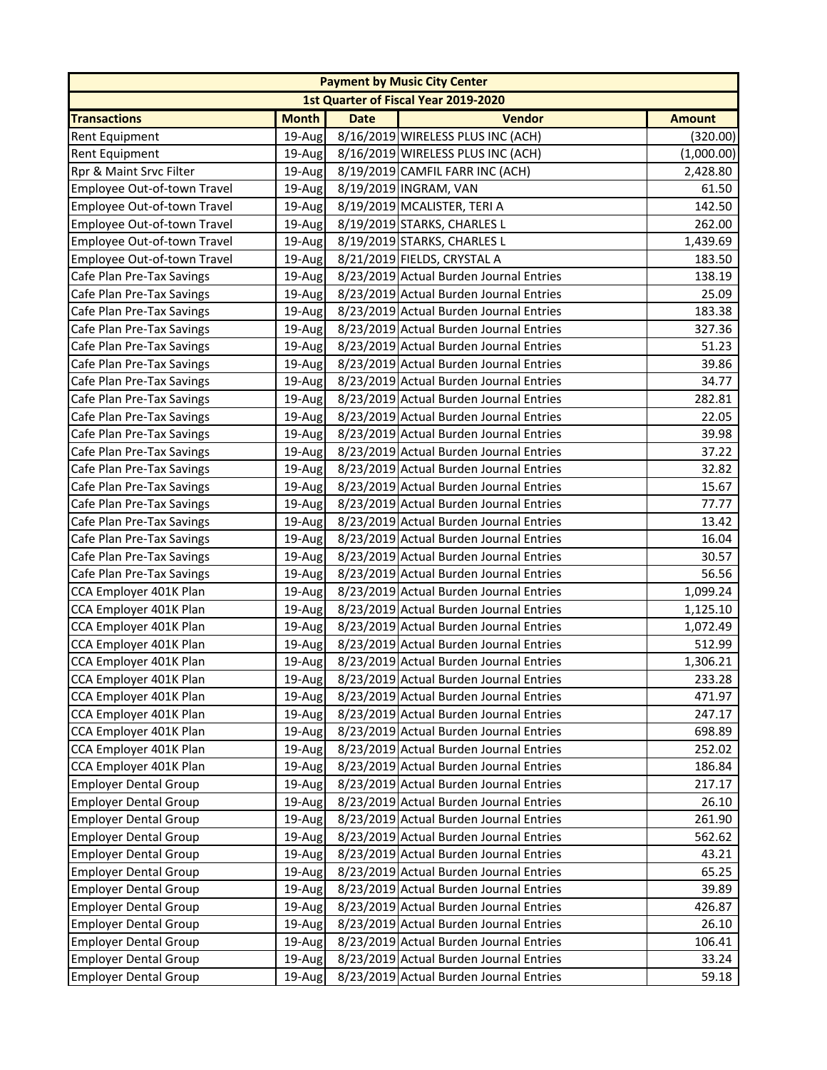| Payment by Music City Center | | | | |
|---|---|---|---|---|
| 1st Quarter of Fiscal Year 2019-2020 | | | | |
| **Transactions** | **Month** | **Date** | **Vendor** | **Amount** |
| Rent Equipment | 19-Aug | 8/16/2019 | WIRELESS PLUS INC (ACH) | (320.00) |
| Rent Equipment | 19-Aug | 8/16/2019 | WIRELESS PLUS INC (ACH) | (1,000.00) |
| Rpr & Maint Srvc Filter | 19-Aug | 8/19/2019 | CAMFIL FARR INC (ACH) | 2,428.80 |
| Employee Out-of-town Travel | 19-Aug | 8/19/2019 | INGRAM, VAN | 61.50 |
| Employee Out-of-town Travel | 19-Aug | 8/19/2019 | MCALISTER, TERI A | 142.50 |
| Employee Out-of-town Travel | 19-Aug | 8/19/2019 | STARKS, CHARLES L | 262.00 |
| Employee Out-of-town Travel | 19-Aug | 8/19/2019 | STARKS, CHARLES L | 1,439.69 |
| Employee Out-of-town Travel | 19-Aug | 8/21/2019 | FIELDS, CRYSTAL A | 183.50 |
| Cafe Plan Pre-Tax Savings | 19-Aug | 8/23/2019 | Actual Burden Journal Entries | 138.19 |
| Cafe Plan Pre-Tax Savings | 19-Aug | 8/23/2019 | Actual Burden Journal Entries | 25.09 |
| Cafe Plan Pre-Tax Savings | 19-Aug | 8/23/2019 | Actual Burden Journal Entries | 183.38 |
| Cafe Plan Pre-Tax Savings | 19-Aug | 8/23/2019 | Actual Burden Journal Entries | 327.36 |
| Cafe Plan Pre-Tax Savings | 19-Aug | 8/23/2019 | Actual Burden Journal Entries | 51.23 |
| Cafe Plan Pre-Tax Savings | 19-Aug | 8/23/2019 | Actual Burden Journal Entries | 39.86 |
| Cafe Plan Pre-Tax Savings | 19-Aug | 8/23/2019 | Actual Burden Journal Entries | 34.77 |
| Cafe Plan Pre-Tax Savings | 19-Aug | 8/23/2019 | Actual Burden Journal Entries | 282.81 |
| Cafe Plan Pre-Tax Savings | 19-Aug | 8/23/2019 | Actual Burden Journal Entries | 22.05 |
| Cafe Plan Pre-Tax Savings | 19-Aug | 8/23/2019 | Actual Burden Journal Entries | 39.98 |
| Cafe Plan Pre-Tax Savings | 19-Aug | 8/23/2019 | Actual Burden Journal Entries | 37.22 |
| Cafe Plan Pre-Tax Savings | 19-Aug | 8/23/2019 | Actual Burden Journal Entries | 32.82 |
| Cafe Plan Pre-Tax Savings | 19-Aug | 8/23/2019 | Actual Burden Journal Entries | 15.67 |
| Cafe Plan Pre-Tax Savings | 19-Aug | 8/23/2019 | Actual Burden Journal Entries | 77.77 |
| Cafe Plan Pre-Tax Savings | 19-Aug | 8/23/2019 | Actual Burden Journal Entries | 13.42 |
| Cafe Plan Pre-Tax Savings | 19-Aug | 8/23/2019 | Actual Burden Journal Entries | 16.04 |
| Cafe Plan Pre-Tax Savings | 19-Aug | 8/23/2019 | Actual Burden Journal Entries | 30.57 |
| Cafe Plan Pre-Tax Savings | 19-Aug | 8/23/2019 | Actual Burden Journal Entries | 56.56 |
| CCA Employer 401K Plan | 19-Aug | 8/23/2019 | Actual Burden Journal Entries | 1,099.24 |
| CCA Employer 401K Plan | 19-Aug | 8/23/2019 | Actual Burden Journal Entries | 1,125.10 |
| CCA Employer 401K Plan | 19-Aug | 8/23/2019 | Actual Burden Journal Entries | 1,072.49 |
| CCA Employer 401K Plan | 19-Aug | 8/23/2019 | Actual Burden Journal Entries | 512.99 |
| CCA Employer 401K Plan | 19-Aug | 8/23/2019 | Actual Burden Journal Entries | 1,306.21 |
| CCA Employer 401K Plan | 19-Aug | 8/23/2019 | Actual Burden Journal Entries | 233.28 |
| CCA Employer 401K Plan | 19-Aug | 8/23/2019 | Actual Burden Journal Entries | 471.97 |
| CCA Employer 401K Plan | 19-Aug | 8/23/2019 | Actual Burden Journal Entries | 247.17 |
| CCA Employer 401K Plan | 19-Aug | 8/23/2019 | Actual Burden Journal Entries | 698.89 |
| CCA Employer 401K Plan | 19-Aug | 8/23/2019 | Actual Burden Journal Entries | 252.02 |
| CCA Employer 401K Plan | 19-Aug | 8/23/2019 | Actual Burden Journal Entries | 186.84 |
| Employer Dental Group | 19-Aug | 8/23/2019 | Actual Burden Journal Entries | 217.17 |
| Employer Dental Group | 19-Aug | 8/23/2019 | Actual Burden Journal Entries | 26.10 |
| Employer Dental Group | 19-Aug | 8/23/2019 | Actual Burden Journal Entries | 261.90 |
| Employer Dental Group | 19-Aug | 8/23/2019 | Actual Burden Journal Entries | 562.62 |
| Employer Dental Group | 19-Aug | 8/23/2019 | Actual Burden Journal Entries | 43.21 |
| Employer Dental Group | 19-Aug | 8/23/2019 | Actual Burden Journal Entries | 65.25 |
| Employer Dental Group | 19-Aug | 8/23/2019 | Actual Burden Journal Entries | 39.89 |
| Employer Dental Group | 19-Aug | 8/23/2019 | Actual Burden Journal Entries | 426.87 |
| Employer Dental Group | 19-Aug | 8/23/2019 | Actual Burden Journal Entries | 26.10 |
| Employer Dental Group | 19-Aug | 8/23/2019 | Actual Burden Journal Entries | 106.41 |
| Employer Dental Group | 19-Aug | 8/23/2019 | Actual Burden Journal Entries | 33.24 |
| Employer Dental Group | 19-Aug | 8/23/2019 | Actual Burden Journal Entries | 59.18 |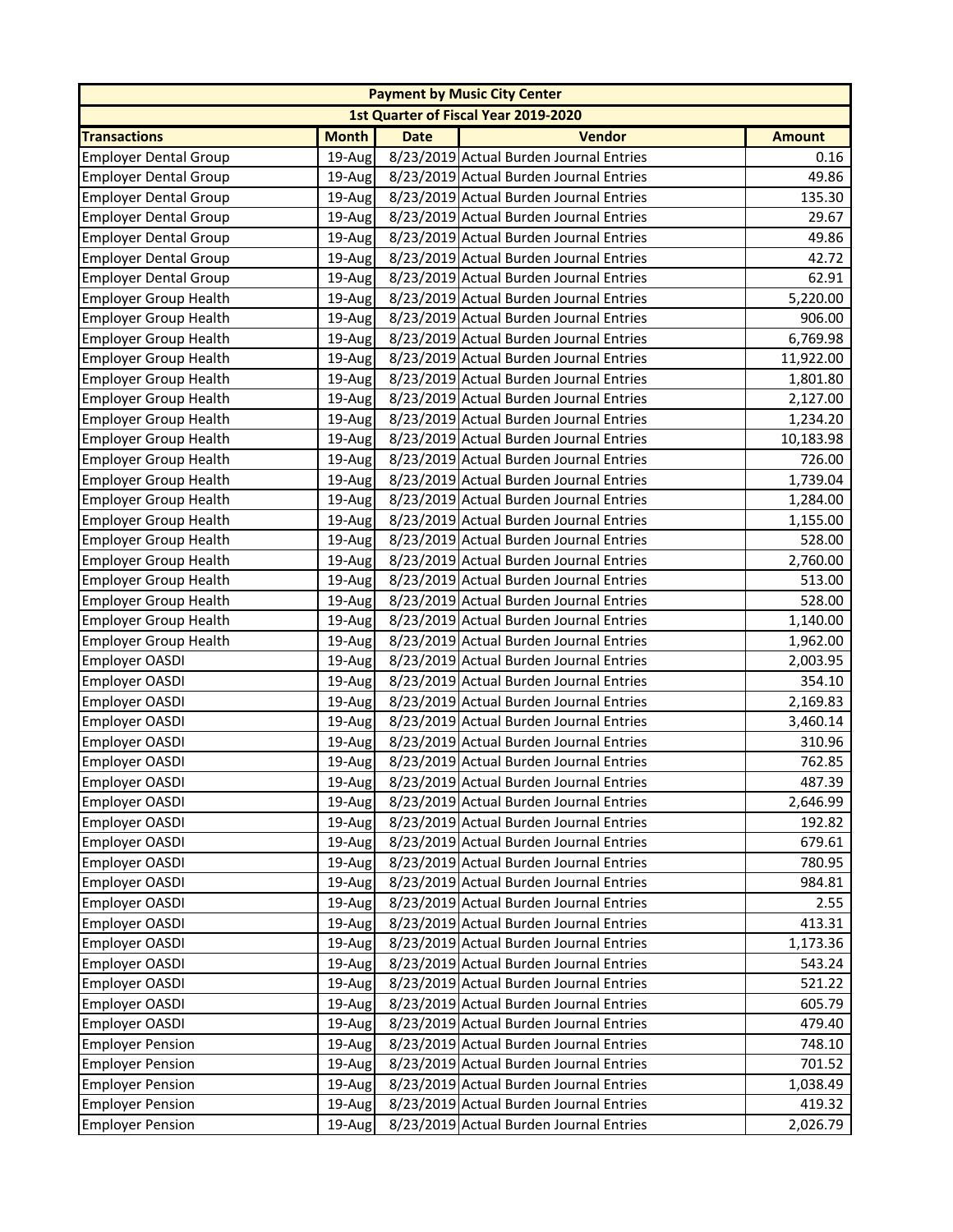| Payment by Music City Center | | | | |
|---|---|---|---|---|
| 1st Quarter of Fiscal Year 2019-2020 | | | | |
| **Transactions** | **Month** | **Date** | **Vendor** | **Amount** |
| Employer Dental Group | 19-Aug | 8/23/2019 | Actual Burden Journal Entries | 0.16 |
| Employer Dental Group | 19-Aug | 8/23/2019 | Actual Burden Journal Entries | 49.86 |
| Employer Dental Group | 19-Aug | 8/23/2019 | Actual Burden Journal Entries | 135.30 |
| Employer Dental Group | 19-Aug | 8/23/2019 | Actual Burden Journal Entries | 29.67 |
| Employer Dental Group | 19-Aug | 8/23/2019 | Actual Burden Journal Entries | 49.86 |
| Employer Dental Group | 19-Aug | 8/23/2019 | Actual Burden Journal Entries | 42.72 |
| Employer Dental Group | 19-Aug | 8/23/2019 | Actual Burden Journal Entries | 62.91 |
| Employer Group Health | 19-Aug | 8/23/2019 | Actual Burden Journal Entries | 5,220.00 |
| Employer Group Health | 19-Aug | 8/23/2019 | Actual Burden Journal Entries | 906.00 |
| Employer Group Health | 19-Aug | 8/23/2019 | Actual Burden Journal Entries | 6,769.98 |
| Employer Group Health | 19-Aug | 8/23/2019 | Actual Burden Journal Entries | 11,922.00 |
| Employer Group Health | 19-Aug | 8/23/2019 | Actual Burden Journal Entries | 1,801.80 |
| Employer Group Health | 19-Aug | 8/23/2019 | Actual Burden Journal Entries | 2,127.00 |
| Employer Group Health | 19-Aug | 8/23/2019 | Actual Burden Journal Entries | 1,234.20 |
| Employer Group Health | 19-Aug | 8/23/2019 | Actual Burden Journal Entries | 10,183.98 |
| Employer Group Health | 19-Aug | 8/23/2019 | Actual Burden Journal Entries | 726.00 |
| Employer Group Health | 19-Aug | 8/23/2019 | Actual Burden Journal Entries | 1,739.04 |
| Employer Group Health | 19-Aug | 8/23/2019 | Actual Burden Journal Entries | 1,284.00 |
| Employer Group Health | 19-Aug | 8/23/2019 | Actual Burden Journal Entries | 1,155.00 |
| Employer Group Health | 19-Aug | 8/23/2019 | Actual Burden Journal Entries | 528.00 |
| Employer Group Health | 19-Aug | 8/23/2019 | Actual Burden Journal Entries | 2,760.00 |
| Employer Group Health | 19-Aug | 8/23/2019 | Actual Burden Journal Entries | 513.00 |
| Employer Group Health | 19-Aug | 8/23/2019 | Actual Burden Journal Entries | 528.00 |
| Employer Group Health | 19-Aug | 8/23/2019 | Actual Burden Journal Entries | 1,140.00 |
| Employer Group Health | 19-Aug | 8/23/2019 | Actual Burden Journal Entries | 1,962.00 |
| Employer OASDI | 19-Aug | 8/23/2019 | Actual Burden Journal Entries | 2,003.95 |
| Employer OASDI | 19-Aug | 8/23/2019 | Actual Burden Journal Entries | 354.10 |
| Employer OASDI | 19-Aug | 8/23/2019 | Actual Burden Journal Entries | 2,169.83 |
| Employer OASDI | 19-Aug | 8/23/2019 | Actual Burden Journal Entries | 3,460.14 |
| Employer OASDI | 19-Aug | 8/23/2019 | Actual Burden Journal Entries | 310.96 |
| Employer OASDI | 19-Aug | 8/23/2019 | Actual Burden Journal Entries | 762.85 |
| Employer OASDI | 19-Aug | 8/23/2019 | Actual Burden Journal Entries | 487.39 |
| Employer OASDI | 19-Aug | 8/23/2019 | Actual Burden Journal Entries | 2,646.99 |
| Employer OASDI | 19-Aug | 8/23/2019 | Actual Burden Journal Entries | 192.82 |
| Employer OASDI | 19-Aug | 8/23/2019 | Actual Burden Journal Entries | 679.61 |
| Employer OASDI | 19-Aug | 8/23/2019 | Actual Burden Journal Entries | 780.95 |
| Employer OASDI | 19-Aug | 8/23/2019 | Actual Burden Journal Entries | 984.81 |
| Employer OASDI | 19-Aug | 8/23/2019 | Actual Burden Journal Entries | 2.55 |
| Employer OASDI | 19-Aug | 8/23/2019 | Actual Burden Journal Entries | 413.31 |
| Employer OASDI | 19-Aug | 8/23/2019 | Actual Burden Journal Entries | 1,173.36 |
| Employer OASDI | 19-Aug | 8/23/2019 | Actual Burden Journal Entries | 543.24 |
| Employer OASDI | 19-Aug | 8/23/2019 | Actual Burden Journal Entries | 521.22 |
| Employer OASDI | 19-Aug | 8/23/2019 | Actual Burden Journal Entries | 605.79 |
| Employer OASDI | 19-Aug | 8/23/2019 | Actual Burden Journal Entries | 479.40 |
| Employer Pension | 19-Aug | 8/23/2019 | Actual Burden Journal Entries | 748.10 |
| Employer Pension | 19-Aug | 8/23/2019 | Actual Burden Journal Entries | 701.52 |
| Employer Pension | 19-Aug | 8/23/2019 | Actual Burden Journal Entries | 1,038.49 |
| Employer Pension | 19-Aug | 8/23/2019 | Actual Burden Journal Entries | 419.32 |
| Employer Pension | 19-Aug | 8/23/2019 | Actual Burden Journal Entries | 2,026.79 |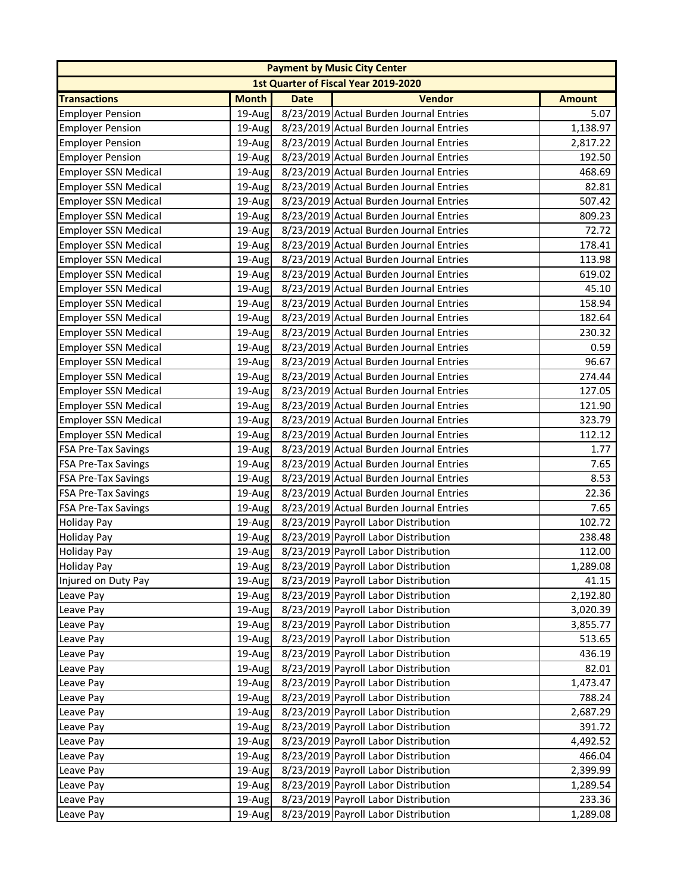| Payment by Music City Center | | | | |
|---|---|---|---|---|
| 1st Quarter of Fiscal Year 2019-2020 | | | | |
| **Transactions** | **Month** | **Date** | **Vendor** | **Amount** |
| Employer Pension | 19-Aug | 8/23/2019 | Actual Burden Journal Entries | 5.07 |
| Employer Pension | 19-Aug | 8/23/2019 | Actual Burden Journal Entries | 1,138.97 |
| Employer Pension | 19-Aug | 8/23/2019 | Actual Burden Journal Entries | 2,817.22 |
| Employer Pension | 19-Aug | 8/23/2019 | Actual Burden Journal Entries | 192.50 |
| Employer SSN Medical | 19-Aug | 8/23/2019 | Actual Burden Journal Entries | 468.69 |
| Employer SSN Medical | 19-Aug | 8/23/2019 | Actual Burden Journal Entries | 82.81 |
| Employer SSN Medical | 19-Aug | 8/23/2019 | Actual Burden Journal Entries | 507.42 |
| Employer SSN Medical | 19-Aug | 8/23/2019 | Actual Burden Journal Entries | 809.23 |
| Employer SSN Medical | 19-Aug | 8/23/2019 | Actual Burden Journal Entries | 72.72 |
| Employer SSN Medical | 19-Aug | 8/23/2019 | Actual Burden Journal Entries | 178.41 |
| Employer SSN Medical | 19-Aug | 8/23/2019 | Actual Burden Journal Entries | 113.98 |
| Employer SSN Medical | 19-Aug | 8/23/2019 | Actual Burden Journal Entries | 619.02 |
| Employer SSN Medical | 19-Aug | 8/23/2019 | Actual Burden Journal Entries | 45.10 |
| Employer SSN Medical | 19-Aug | 8/23/2019 | Actual Burden Journal Entries | 158.94 |
| Employer SSN Medical | 19-Aug | 8/23/2019 | Actual Burden Journal Entries | 182.64 |
| Employer SSN Medical | 19-Aug | 8/23/2019 | Actual Burden Journal Entries | 230.32 |
| Employer SSN Medical | 19-Aug | 8/23/2019 | Actual Burden Journal Entries | 0.59 |
| Employer SSN Medical | 19-Aug | 8/23/2019 | Actual Burden Journal Entries | 96.67 |
| Employer SSN Medical | 19-Aug | 8/23/2019 | Actual Burden Journal Entries | 274.44 |
| Employer SSN Medical | 19-Aug | 8/23/2019 | Actual Burden Journal Entries | 127.05 |
| Employer SSN Medical | 19-Aug | 8/23/2019 | Actual Burden Journal Entries | 121.90 |
| Employer SSN Medical | 19-Aug | 8/23/2019 | Actual Burden Journal Entries | 323.79 |
| Employer SSN Medical | 19-Aug | 8/23/2019 | Actual Burden Journal Entries | 112.12 |
| FSA Pre-Tax Savings | 19-Aug | 8/23/2019 | Actual Burden Journal Entries | 1.77 |
| FSA Pre-Tax Savings | 19-Aug | 8/23/2019 | Actual Burden Journal Entries | 7.65 |
| FSA Pre-Tax Savings | 19-Aug | 8/23/2019 | Actual Burden Journal Entries | 8.53 |
| FSA Pre-Tax Savings | 19-Aug | 8/23/2019 | Actual Burden Journal Entries | 22.36 |
| FSA Pre-Tax Savings | 19-Aug | 8/23/2019 | Actual Burden Journal Entries | 7.65 |
| Holiday Pay | 19-Aug | 8/23/2019 | Payroll Labor Distribution | 102.72 |
| Holiday Pay | 19-Aug | 8/23/2019 | Payroll Labor Distribution | 238.48 |
| Holiday Pay | 19-Aug | 8/23/2019 | Payroll Labor Distribution | 112.00 |
| Holiday Pay | 19-Aug | 8/23/2019 | Payroll Labor Distribution | 1,289.08 |
| Injured on Duty Pay | 19-Aug | 8/23/2019 | Payroll Labor Distribution | 41.15 |
| Leave Pay | 19-Aug | 8/23/2019 | Payroll Labor Distribution | 2,192.80 |
| Leave Pay | 19-Aug | 8/23/2019 | Payroll Labor Distribution | 3,020.39 |
| Leave Pay | 19-Aug | 8/23/2019 | Payroll Labor Distribution | 3,855.77 |
| Leave Pay | 19-Aug | 8/23/2019 | Payroll Labor Distribution | 513.65 |
| Leave Pay | 19-Aug | 8/23/2019 | Payroll Labor Distribution | 436.19 |
| Leave Pay | 19-Aug | 8/23/2019 | Payroll Labor Distribution | 82.01 |
| Leave Pay | 19-Aug | 8/23/2019 | Payroll Labor Distribution | 1,473.47 |
| Leave Pay | 19-Aug | 8/23/2019 | Payroll Labor Distribution | 788.24 |
| Leave Pay | 19-Aug | 8/23/2019 | Payroll Labor Distribution | 2,687.29 |
| Leave Pay | 19-Aug | 8/23/2019 | Payroll Labor Distribution | 391.72 |
| Leave Pay | 19-Aug | 8/23/2019 | Payroll Labor Distribution | 4,492.52 |
| Leave Pay | 19-Aug | 8/23/2019 | Payroll Labor Distribution | 466.04 |
| Leave Pay | 19-Aug | 8/23/2019 | Payroll Labor Distribution | 2,399.99 |
| Leave Pay | 19-Aug | 8/23/2019 | Payroll Labor Distribution | 1,289.54 |
| Leave Pay | 19-Aug | 8/23/2019 | Payroll Labor Distribution | 233.36 |
| Leave Pay | 19-Aug | 8/23/2019 | Payroll Labor Distribution | 1,289.08 |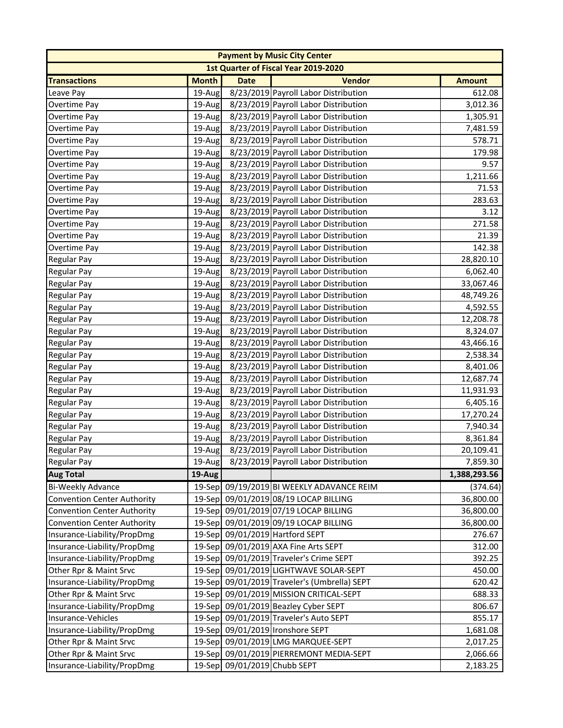| Payment by Music City Center | | | | |
|---|---|---|---|---|
| 1st Quarter of Fiscal Year 2019-2020 | | | | |
| **Transactions** | **Month** | **Date** | **Vendor** | **Amount** |
| Leave Pay | 19-Aug | 8/23/2019 | Payroll Labor Distribution | 612.08 |
| Overtime Pay | 19-Aug | 8/23/2019 | Payroll Labor Distribution | 3,012.36 |
| Overtime Pay | 19-Aug | 8/23/2019 | Payroll Labor Distribution | 1,305.91 |
| Overtime Pay | 19-Aug | 8/23/2019 | Payroll Labor Distribution | 7,481.59 |
| Overtime Pay | 19-Aug | 8/23/2019 | Payroll Labor Distribution | 578.71 |
| Overtime Pay | 19-Aug | 8/23/2019 | Payroll Labor Distribution | 179.98 |
| Overtime Pay | 19-Aug | 8/23/2019 | Payroll Labor Distribution | 9.57 |
| Overtime Pay | 19-Aug | 8/23/2019 | Payroll Labor Distribution | 1,211.66 |
| Overtime Pay | 19-Aug | 8/23/2019 | Payroll Labor Distribution | 71.53 |
| Overtime Pay | 19-Aug | 8/23/2019 | Payroll Labor Distribution | 283.63 |
| Overtime Pay | 19-Aug | 8/23/2019 | Payroll Labor Distribution | 3.12 |
| Overtime Pay | 19-Aug | 8/23/2019 | Payroll Labor Distribution | 271.58 |
| Overtime Pay | 19-Aug | 8/23/2019 | Payroll Labor Distribution | 21.39 |
| Overtime Pay | 19-Aug | 8/23/2019 | Payroll Labor Distribution | 142.38 |
| Regular Pay | 19-Aug | 8/23/2019 | Payroll Labor Distribution | 28,820.10 |
| Regular Pay | 19-Aug | 8/23/2019 | Payroll Labor Distribution | 6,062.40 |
| Regular Pay | 19-Aug | 8/23/2019 | Payroll Labor Distribution | 33,067.46 |
| Regular Pay | 19-Aug | 8/23/2019 | Payroll Labor Distribution | 48,749.26 |
| Regular Pay | 19-Aug | 8/23/2019 | Payroll Labor Distribution | 4,592.55 |
| Regular Pay | 19-Aug | 8/23/2019 | Payroll Labor Distribution | 12,208.78 |
| Regular Pay | 19-Aug | 8/23/2019 | Payroll Labor Distribution | 8,324.07 |
| Regular Pay | 19-Aug | 8/23/2019 | Payroll Labor Distribution | 43,466.16 |
| Regular Pay | 19-Aug | 8/23/2019 | Payroll Labor Distribution | 2,538.34 |
| Regular Pay | 19-Aug | 8/23/2019 | Payroll Labor Distribution | 8,401.06 |
| Regular Pay | 19-Aug | 8/23/2019 | Payroll Labor Distribution | 12,687.74 |
| Regular Pay | 19-Aug | 8/23/2019 | Payroll Labor Distribution | 11,931.93 |
| Regular Pay | 19-Aug | 8/23/2019 | Payroll Labor Distribution | 6,405.16 |
| Regular Pay | 19-Aug | 8/23/2019 | Payroll Labor Distribution | 17,270.24 |
| Regular Pay | 19-Aug | 8/23/2019 | Payroll Labor Distribution | 7,940.34 |
| Regular Pay | 19-Aug | 8/23/2019 | Payroll Labor Distribution | 8,361.84 |
| Regular Pay | 19-Aug | 8/23/2019 | Payroll Labor Distribution | 20,109.41 |
| Regular Pay | 19-Aug | 8/23/2019 | Payroll Labor Distribution | 7,859.30 |
| **Aug Total** | **19-Aug** | | | **1,388,293.56** |
| Bi-Weekly Advance | 19-Sep | 09/19/2019 | BI WEEKLY ADAVANCE REIM | (374.64) |
| Convention Center Authority | 19-Sep | 09/01/2019 | 08/19 LOCAP BILLING | 36,800.00 |
| Convention Center Authority | 19-Sep | 09/01/2019 | 07/19 LOCAP BILLING | 36,800.00 |
| Convention Center Authority | 19-Sep | 09/01/2019 | 09/19 LOCAP BILLING | 36,800.00 |
| Insurance-Liability/PropDmg | 19-Sep | 09/01/2019 | Hartford SEPT | 276.67 |
| Insurance-Liability/PropDmg | 19-Sep | 09/01/2019 | AXA Fine Arts SEPT | 312.00 |
| Insurance-Liability/PropDmg | 19-Sep | 09/01/2019 | Traveler's Crime SEPT | 392.25 |
| Other Rpr & Maint Srvc | 19-Sep | 09/01/2019 | LIGHTWAVE SOLAR-SEPT | 450.00 |
| Insurance-Liability/PropDmg | 19-Sep | 09/01/2019 | Traveler's (Umbrella) SEPT | 620.42 |
| Other Rpr & Maint Srvc | 19-Sep | 09/01/2019 | MISSION CRITICAL-SEPT | 688.33 |
| Insurance-Liability/PropDmg | 19-Sep | 09/01/2019 | Beazley Cyber SEPT | 806.67 |
| Insurance-Vehicles | 19-Sep | 09/01/2019 | Traveler's Auto SEPT | 855.17 |
| Insurance-Liability/PropDmg | 19-Sep | 09/01/2019 | Ironshore SEPT | 1,681.08 |
| Other Rpr & Maint Srvc | 19-Sep | 09/01/2019 | LMG MARQUEE-SEPT | 2,017.25 |
| Other Rpr & Maint Srvc | 19-Sep | 09/01/2019 | PIERREMONT MEDIA-SEPT | 2,066.66 |
| Insurance-Liability/PropDmg | 19-Sep | 09/01/2019 | Chubb SEPT | 2,183.25 |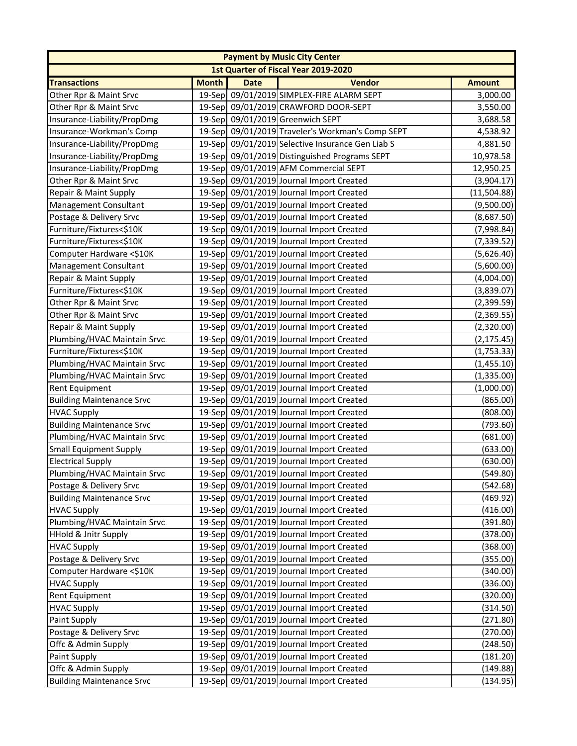| Payment by Music City Center | | | | |
|---|---|---|---|---|
| 1st Quarter of Fiscal Year 2019-2020 | | | | |
| **Transactions** | **Month** | **Date** | **Vendor** | **Amount** |
| Other Rpr & Maint Srvc | 19-Sep | 09/01/2019 | SIMPLEX-FIRE ALARM SEPT | 3,000.00 |
| Other Rpr & Maint Srvc | 19-Sep | 09/01/2019 | CRAWFORD DOOR-SEPT | 3,550.00 |
| Insurance-Liability/PropDmg | 19-Sep | 09/01/2019 | Greenwich SEPT | 3,688.58 |
| Insurance-Workman's Comp | 19-Sep | 09/01/2019 | Traveler's Workman's Comp SEPT | 4,538.92 |
| Insurance-Liability/PropDmg | 19-Sep | 09/01/2019 | Selective Insurance Gen Liab S | 4,881.50 |
| Insurance-Liability/PropDmg | 19-Sep | 09/01/2019 | Distinguished Programs SEPT | 10,978.58 |
| Insurance-Liability/PropDmg | 19-Sep | 09/01/2019 | AFM Commercial SEPT | 12,950.25 |
| Other Rpr & Maint Srvc | 19-Sep | 09/01/2019 | Journal Import Created | (3,904.17) |
| Repair & Maint Supply | 19-Sep | 09/01/2019 | Journal Import Created | (11,504.88) |
| Management Consultant | 19-Sep | 09/01/2019 | Journal Import Created | (9,500.00) |
| Postage & Delivery Srvc | 19-Sep | 09/01/2019 | Journal Import Created | (8,687.50) |
| Furniture/Fixtures<$10K | 19-Sep | 09/01/2019 | Journal Import Created | (7,998.84) |
| Furniture/Fixtures<$10K | 19-Sep | 09/01/2019 | Journal Import Created | (7,339.52) |
| Computer Hardware <$10K | 19-Sep | 09/01/2019 | Journal Import Created | (5,626.40) |
| Management Consultant | 19-Sep | 09/01/2019 | Journal Import Created | (5,600.00) |
| Repair & Maint Supply | 19-Sep | 09/01/2019 | Journal Import Created | (4,004.00) |
| Furniture/Fixtures<$10K | 19-Sep | 09/01/2019 | Journal Import Created | (3,839.07) |
| Other Rpr & Maint Srvc | 19-Sep | 09/01/2019 | Journal Import Created | (2,399.59) |
| Other Rpr & Maint Srvc | 19-Sep | 09/01/2019 | Journal Import Created | (2,369.55) |
| Repair & Maint Supply | 19-Sep | 09/01/2019 | Journal Import Created | (2,320.00) |
| Plumbing/HVAC Maintain Srvc | 19-Sep | 09/01/2019 | Journal Import Created | (2,175.45) |
| Furniture/Fixtures<$10K | 19-Sep | 09/01/2019 | Journal Import Created | (1,753.33) |
| Plumbing/HVAC Maintain Srvc | 19-Sep | 09/01/2019 | Journal Import Created | (1,455.10) |
| Plumbing/HVAC Maintain Srvc | 19-Sep | 09/01/2019 | Journal Import Created | (1,335.00) |
| Rent Equipment | 19-Sep | 09/01/2019 | Journal Import Created | (1,000.00) |
| Building Maintenance Srvc | 19-Sep | 09/01/2019 | Journal Import Created | (865.00) |
| HVAC Supply | 19-Sep | 09/01/2019 | Journal Import Created | (808.00) |
| Building Maintenance Srvc | 19-Sep | 09/01/2019 | Journal Import Created | (793.60) |
| Plumbing/HVAC Maintain Srvc | 19-Sep | 09/01/2019 | Journal Import Created | (681.00) |
| Small Equipment Supply | 19-Sep | 09/01/2019 | Journal Import Created | (633.00) |
| Electrical Supply | 19-Sep | 09/01/2019 | Journal Import Created | (630.00) |
| Plumbing/HVAC Maintain Srvc | 19-Sep | 09/01/2019 | Journal Import Created | (549.80) |
| Postage & Delivery Srvc | 19-Sep | 09/01/2019 | Journal Import Created | (542.68) |
| Building Maintenance Srvc | 19-Sep | 09/01/2019 | Journal Import Created | (469.92) |
| HVAC Supply | 19-Sep | 09/01/2019 | Journal Import Created | (416.00) |
| Plumbing/HVAC Maintain Srvc | 19-Sep | 09/01/2019 | Journal Import Created | (391.80) |
| HHold & Jnitr Supply | 19-Sep | 09/01/2019 | Journal Import Created | (378.00) |
| HVAC Supply | 19-Sep | 09/01/2019 | Journal Import Created | (368.00) |
| Postage & Delivery Srvc | 19-Sep | 09/01/2019 | Journal Import Created | (355.00) |
| Computer Hardware <$10K | 19-Sep | 09/01/2019 | Journal Import Created | (340.00) |
| HVAC Supply | 19-Sep | 09/01/2019 | Journal Import Created | (336.00) |
| Rent Equipment | 19-Sep | 09/01/2019 | Journal Import Created | (320.00) |
| HVAC Supply | 19-Sep | 09/01/2019 | Journal Import Created | (314.50) |
| Paint Supply | 19-Sep | 09/01/2019 | Journal Import Created | (271.80) |
| Postage & Delivery Srvc | 19-Sep | 09/01/2019 | Journal Import Created | (270.00) |
| Offc & Admin Supply | 19-Sep | 09/01/2019 | Journal Import Created | (248.50) |
| Paint Supply | 19-Sep | 09/01/2019 | Journal Import Created | (181.20) |
| Offc & Admin Supply | 19-Sep | 09/01/2019 | Journal Import Created | (149.88) |
| Building Maintenance Srvc | 19-Sep | 09/01/2019 | Journal Import Created | (134.95) |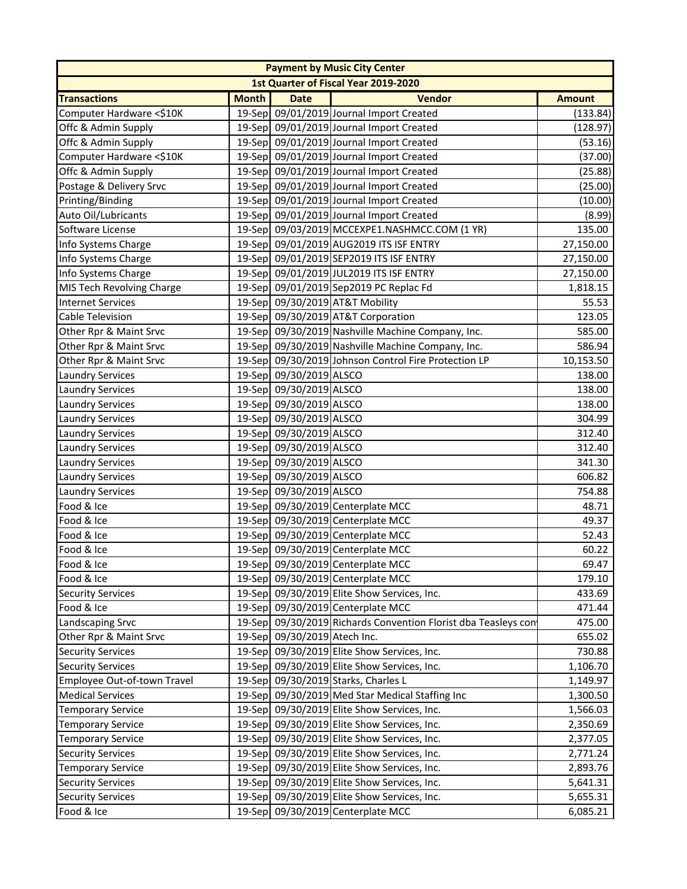| Payment by Music City Center | | | | |
|---|---|---|---|---|
| 1st Quarter of Fiscal Year 2019-2020 | | | | |
| **Transactions** | **Month** | **Date** | **Vendor** | **Amount** |
| Computer Hardware <$10K | 19-Sep | 09/01/2019 | Journal Import Created | (133.84) |
| Offc & Admin Supply | 19-Sep | 09/01/2019 | Journal Import Created | (128.97) |
| Offc & Admin Supply | 19-Sep | 09/01/2019 | Journal Import Created | (53.16) |
| Computer Hardware <$10K | 19-Sep | 09/01/2019 | Journal Import Created | (37.00) |
| Offc & Admin Supply | 19-Sep | 09/01/2019 | Journal Import Created | (25.88) |
| Postage & Delivery Srvc | 19-Sep | 09/01/2019 | Journal Import Created | (25.00) |
| Printing/Binding | 19-Sep | 09/01/2019 | Journal Import Created | (10.00) |
| Auto Oil/Lubricants | 19-Sep | 09/01/2019 | Journal Import Created | (8.99) |
| Software License | 19-Sep | 09/03/2019 | MCCEXPE1.NASHMCC.COM (1 YR) | 135.00 |
| Info Systems Charge | 19-Sep | 09/01/2019 | AUG2019 ITS ISF ENTRY | 27,150.00 |
| Info Systems Charge | 19-Sep | 09/01/2019 | SEP2019 ITS ISF ENTRY | 27,150.00 |
| Info Systems Charge | 19-Sep | 09/01/2019 | JUL2019 ITS ISF ENTRY | 27,150.00 |
| MIS Tech Revolving Charge | 19-Sep | 09/01/2019 | Sep2019 PC Replac Fd | 1,818.15 |
| Internet Services | 19-Sep | 09/30/2019 | AT&T Mobility | 55.53 |
| Cable Television | 19-Sep | 09/30/2019 | AT&T Corporation | 123.05 |
| Other Rpr & Maint Srvc | 19-Sep | 09/30/2019 | Nashville Machine Company, Inc. | 585.00 |
| Other Rpr & Maint Srvc | 19-Sep | 09/30/2019 | Nashville Machine Company, Inc. | 586.94 |
| Other Rpr & Maint Srvc | 19-Sep | 09/30/2019 | Johnson Control Fire Protection LP | 10,153.50 |
| Laundry Services | 19-Sep | 09/30/2019 | ALSCO | 138.00 |
| Laundry Services | 19-Sep | 09/30/2019 | ALSCO | 138.00 |
| Laundry Services | 19-Sep | 09/30/2019 | ALSCO | 138.00 |
| Laundry Services | 19-Sep | 09/30/2019 | ALSCO | 304.99 |
| Laundry Services | 19-Sep | 09/30/2019 | ALSCO | 312.40 |
| Laundry Services | 19-Sep | 09/30/2019 | ALSCO | 312.40 |
| Laundry Services | 19-Sep | 09/30/2019 | ALSCO | 341.30 |
| Laundry Services | 19-Sep | 09/30/2019 | ALSCO | 606.82 |
| Laundry Services | 19-Sep | 09/30/2019 | ALSCO | 754.88 |
| Food & Ice | 19-Sep | 09/30/2019 | Centerplate MCC | 48.71 |
| Food & Ice | 19-Sep | 09/30/2019 | Centerplate MCC | 49.37 |
| Food & Ice | 19-Sep | 09/30/2019 | Centerplate MCC | 52.43 |
| Food & Ice | 19-Sep | 09/30/2019 | Centerplate MCC | 60.22 |
| Food & Ice | 19-Sep | 09/30/2019 | Centerplate MCC | 69.47 |
| Food & Ice | 19-Sep | 09/30/2019 | Centerplate MCC | 179.10 |
| Security Services | 19-Sep | 09/30/2019 | Elite Show Services, Inc. | 433.69 |
| Food & Ice | 19-Sep | 09/30/2019 | Centerplate MCC | 471.44 |
| Landscaping Srvc | 19-Sep | 09/30/2019 | Richards Convention Florist dba Teasleys con | 475.00 |
| Other Rpr & Maint Srvc | 19-Sep | 09/30/2019 | Atech Inc. | 655.02 |
| Security Services | 19-Sep | 09/30/2019 | Elite Show Services, Inc. | 730.88 |
| Security Services | 19-Sep | 09/30/2019 | Elite Show Services, Inc. | 1,106.70 |
| Employee Out-of-town Travel | 19-Sep | 09/30/2019 | Starks, Charles L | 1,149.97 |
| Medical Services | 19-Sep | 09/30/2019 | Med Star Medical Staffing Inc | 1,300.50 |
| Temporary Service | 19-Sep | 09/30/2019 | Elite Show Services, Inc. | 1,566.03 |
| Temporary Service | 19-Sep | 09/30/2019 | Elite Show Services, Inc. | 2,350.69 |
| Temporary Service | 19-Sep | 09/30/2019 | Elite Show Services, Inc. | 2,377.05 |
| Security Services | 19-Sep | 09/30/2019 | Elite Show Services, Inc. | 2,771.24 |
| Temporary Service | 19-Sep | 09/30/2019 | Elite Show Services, Inc. | 2,893.76 |
| Security Services | 19-Sep | 09/30/2019 | Elite Show Services, Inc. | 5,641.31 |
| Security Services | 19-Sep | 09/30/2019 | Elite Show Services, Inc. | 5,655.31 |
| Food & Ice | 19-Sep | 09/30/2019 | Centerplate MCC | 6,085.21 |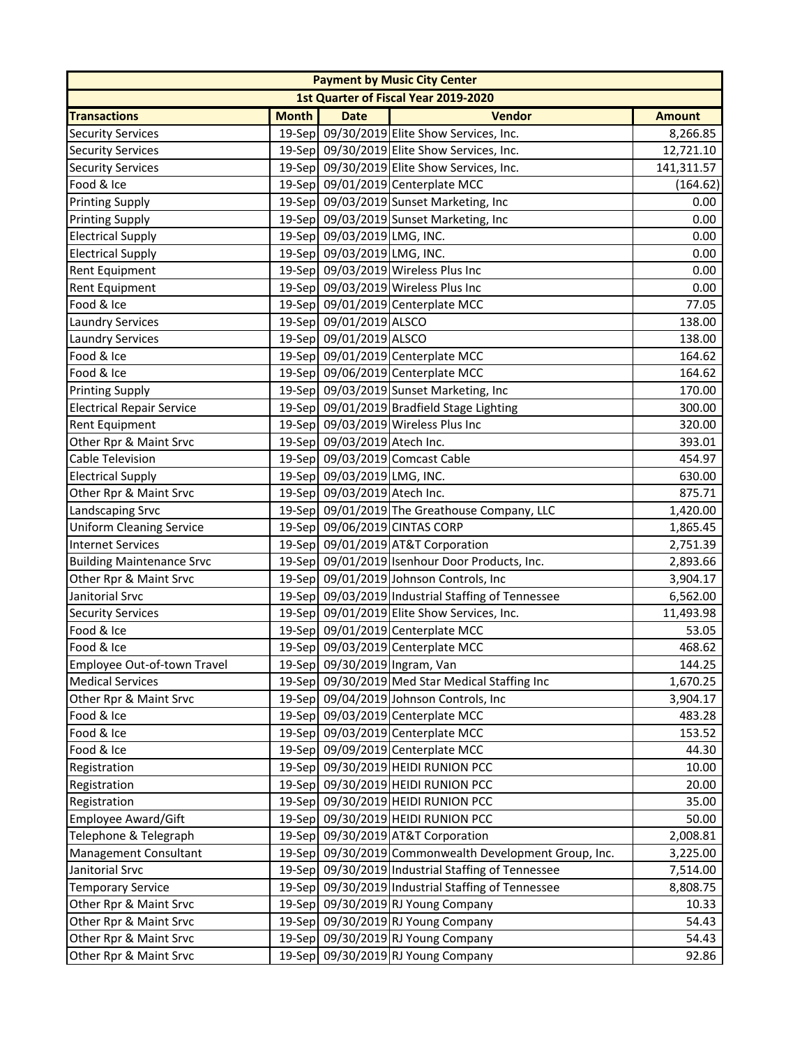| Payment by Music City Center | | | | |
|---|---|---|---|---|
| 1st Quarter of Fiscal Year 2019-2020 | | | | |
| **Transactions** | **Month** | **Date** | **Vendor** | **Amount** |
| Security Services | 19-Sep | 09/30/2019 | Elite Show Services, Inc. | 8,266.85 |
| Security Services | 19-Sep | 09/30/2019 | Elite Show Services, Inc. | 12,721.10 |
| Security Services | 19-Sep | 09/30/2019 | Elite Show Services, Inc. | 141,311.57 |
| Food & Ice | 19-Sep | 09/01/2019 | Centerplate MCC | (164.62) |
| Printing Supply | 19-Sep | 09/03/2019 | Sunset Marketing, Inc | 0.00 |
| Printing Supply | 19-Sep | 09/03/2019 | Sunset Marketing, Inc | 0.00 |
| Electrical Supply | 19-Sep | 09/03/2019 | LMG, INC. | 0.00 |
| Electrical Supply | 19-Sep | 09/03/2019 | LMG, INC. | 0.00 |
| Rent Equipment | 19-Sep | 09/03/2019 | Wireless Plus Inc | 0.00 |
| Rent Equipment | 19-Sep | 09/03/2019 | Wireless Plus Inc | 0.00 |
| Food & Ice | 19-Sep | 09/01/2019 | Centerplate MCC | 77.05 |
| Laundry Services | 19-Sep | 09/01/2019 | ALSCO | 138.00 |
| Laundry Services | 19-Sep | 09/01/2019 | ALSCO | 138.00 |
| Food & Ice | 19-Sep | 09/01/2019 | Centerplate MCC | 164.62 |
| Food & Ice | 19-Sep | 09/06/2019 | Centerplate MCC | 164.62 |
| Printing Supply | 19-Sep | 09/03/2019 | Sunset Marketing, Inc | 170.00 |
| Electrical Repair Service | 19-Sep | 09/01/2019 | Bradfield Stage Lighting | 300.00 |
| Rent Equipment | 19-Sep | 09/03/2019 | Wireless Plus Inc | 320.00 |
| Other Rpr & Maint Srvc | 19-Sep | 09/03/2019 | Atech Inc. | 393.01 |
| Cable Television | 19-Sep | 09/03/2019 | Comcast Cable | 454.97 |
| Electrical Supply | 19-Sep | 09/03/2019 | LMG, INC. | 630.00 |
| Other Rpr & Maint Srvc | 19-Sep | 09/03/2019 | Atech Inc. | 875.71 |
| Landscaping Srvc | 19-Sep | 09/01/2019 | The Greathouse Company, LLC | 1,420.00 |
| Uniform Cleaning Service | 19-Sep | 09/06/2019 | CINTAS CORP | 1,865.45 |
| Internet Services | 19-Sep | 09/01/2019 | AT&T Corporation | 2,751.39 |
| Building Maintenance Srvc | 19-Sep | 09/01/2019 | Isenhour Door Products, Inc. | 2,893.66 |
| Other Rpr & Maint Srvc | 19-Sep | 09/01/2019 | Johnson Controls, Inc | 3,904.17 |
| Janitorial Srvc | 19-Sep | 09/03/2019 | Industrial Staffing of Tennessee | 6,562.00 |
| Security Services | 19-Sep | 09/01/2019 | Elite Show Services, Inc. | 11,493.98 |
| Food & Ice | 19-Sep | 09/01/2019 | Centerplate MCC | 53.05 |
| Food & Ice | 19-Sep | 09/03/2019 | Centerplate MCC | 468.62 |
| Employee Out-of-town Travel | 19-Sep | 09/30/2019 | Ingram, Van | 144.25 |
| Medical Services | 19-Sep | 09/30/2019 | Med Star Medical Staffing Inc | 1,670.25 |
| Other Rpr & Maint Srvc | 19-Sep | 09/04/2019 | Johnson Controls, Inc | 3,904.17 |
| Food & Ice | 19-Sep | 09/03/2019 | Centerplate MCC | 483.28 |
| Food & Ice | 19-Sep | 09/03/2019 | Centerplate MCC | 153.52 |
| Food & Ice | 19-Sep | 09/09/2019 | Centerplate MCC | 44.30 |
| Registration | 19-Sep | 09/30/2019 | HEIDI RUNION PCC | 10.00 |
| Registration | 19-Sep | 09/30/2019 | HEIDI RUNION PCC | 20.00 |
| Registration | 19-Sep | 09/30/2019 | HEIDI RUNION PCC | 35.00 |
| Employee Award/Gift | 19-Sep | 09/30/2019 | HEIDI RUNION PCC | 50.00 |
| Telephone & Telegraph | 19-Sep | 09/30/2019 | AT&T Corporation | 2,008.81 |
| Management Consultant | 19-Sep | 09/30/2019 | Commonwealth Development Group, Inc. | 3,225.00 |
| Janitorial Srvc | 19-Sep | 09/30/2019 | Industrial Staffing of Tennessee | 7,514.00 |
| Temporary Service | 19-Sep | 09/30/2019 | Industrial Staffing of Tennessee | 8,808.75 |
| Other Rpr & Maint Srvc | 19-Sep | 09/30/2019 | RJ Young Company | 10.33 |
| Other Rpr & Maint Srvc | 19-Sep | 09/30/2019 | RJ Young Company | 54.43 |
| Other Rpr & Maint Srvc | 19-Sep | 09/30/2019 | RJ Young Company | 54.43 |
| Other Rpr & Maint Srvc | 19-Sep | 09/30/2019 | RJ Young Company | 92.86 |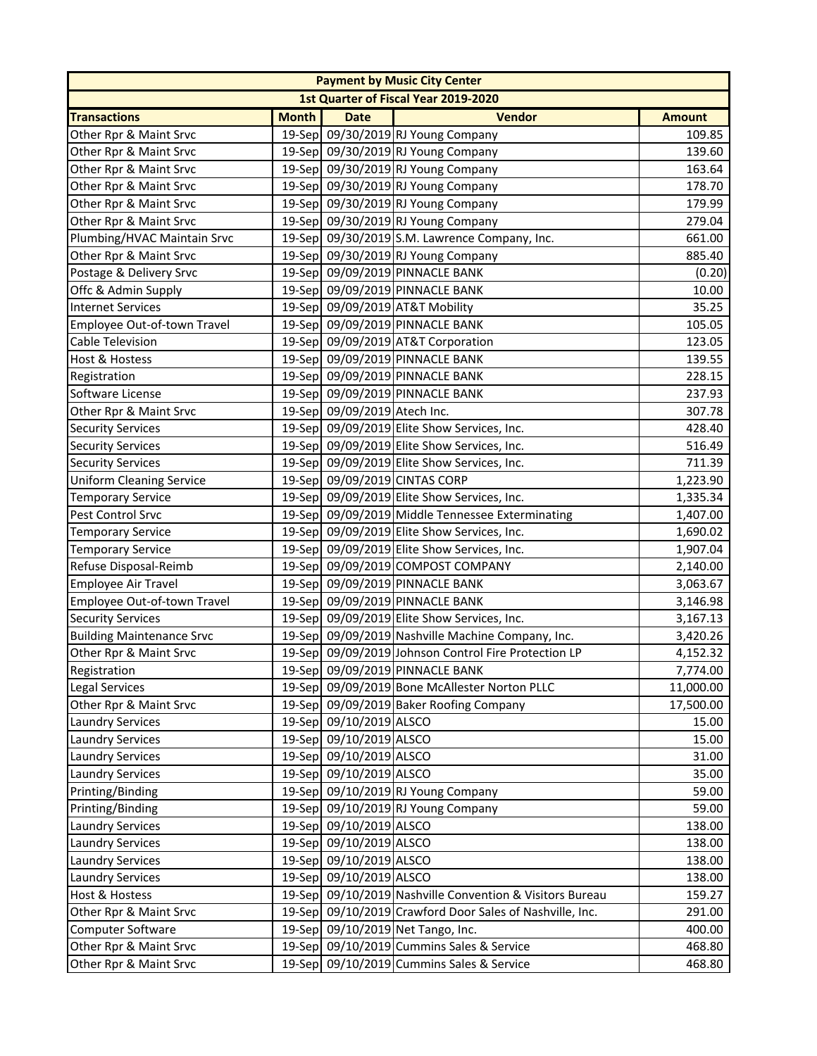| Payment by Music City Center | | | | |
|---|---|---|---|---|
| 1st Quarter of Fiscal Year 2019-2020 | | | | |
| **Transactions** | **Month** | **Date** | **Vendor** | **Amount** |
| Other Rpr & Maint Srvc | 19-Sep | 09/30/2019 | RJ Young Company | 109.85 |
| Other Rpr & Maint Srvc | 19-Sep | 09/30/2019 | RJ Young Company | 139.60 |
| Other Rpr & Maint Srvc | 19-Sep | 09/30/2019 | RJ Young Company | 163.64 |
| Other Rpr & Maint Srvc | 19-Sep | 09/30/2019 | RJ Young Company | 178.70 |
| Other Rpr & Maint Srvc | 19-Sep | 09/30/2019 | RJ Young Company | 179.99 |
| Other Rpr & Maint Srvc | 19-Sep | 09/30/2019 | RJ Young Company | 279.04 |
| Plumbing/HVAC Maintain Srvc | 19-Sep | 09/30/2019 | S.M. Lawrence Company, Inc. | 661.00 |
| Other Rpr & Maint Srvc | 19-Sep | 09/30/2019 | RJ Young Company | 885.40 |
| Postage & Delivery Srvc | 19-Sep | 09/09/2019 | PINNACLE BANK | (0.20) |
| Offc & Admin Supply | 19-Sep | 09/09/2019 | PINNACLE BANK | 10.00 |
| Internet Services | 19-Sep | 09/09/2019 | AT&T Mobility | 35.25 |
| Employee Out-of-town Travel | 19-Sep | 09/09/2019 | PINNACLE BANK | 105.05 |
| Cable Television | 19-Sep | 09/09/2019 | AT&T Corporation | 123.05 |
| Host & Hostess | 19-Sep | 09/09/2019 | PINNACLE BANK | 139.55 |
| Registration | 19-Sep | 09/09/2019 | PINNACLE BANK | 228.15 |
| Software License | 19-Sep | 09/09/2019 | PINNACLE BANK | 237.93 |
| Other Rpr & Maint Srvc | 19-Sep | 09/09/2019 | Atech Inc. | 307.78 |
| Security Services | 19-Sep | 09/09/2019 | Elite Show Services, Inc. | 428.40 |
| Security Services | 19-Sep | 09/09/2019 | Elite Show Services, Inc. | 516.49 |
| Security Services | 19-Sep | 09/09/2019 | Elite Show Services, Inc. | 711.39 |
| Uniform Cleaning Service | 19-Sep | 09/09/2019 | CINTAS CORP | 1,223.90 |
| Temporary Service | 19-Sep | 09/09/2019 | Elite Show Services, Inc. | 1,335.34 |
| Pest Control Srvc | 19-Sep | 09/09/2019 | Middle Tennessee Exterminating | 1,407.00 |
| Temporary Service | 19-Sep | 09/09/2019 | Elite Show Services, Inc. | 1,690.02 |
| Temporary Service | 19-Sep | 09/09/2019 | Elite Show Services, Inc. | 1,907.04 |
| Refuse Disposal-Reimb | 19-Sep | 09/09/2019 | COMPOST COMPANY | 2,140.00 |
| Employee Air Travel | 19-Sep | 09/09/2019 | PINNACLE BANK | 3,063.67 |
| Employee Out-of-town Travel | 19-Sep | 09/09/2019 | PINNACLE BANK | 3,146.98 |
| Security Services | 19-Sep | 09/09/2019 | Elite Show Services, Inc. | 3,167.13 |
| Building Maintenance Srvc | 19-Sep | 09/09/2019 | Nashville Machine Company, Inc. | 3,420.26 |
| Other Rpr & Maint Srvc | 19-Sep | 09/09/2019 | Johnson Control Fire Protection LP | 4,152.32 |
| Registration | 19-Sep | 09/09/2019 | PINNACLE BANK | 7,774.00 |
| Legal Services | 19-Sep | 09/09/2019 | Bone McAllester Norton PLLC | 11,000.00 |
| Other Rpr & Maint Srvc | 19-Sep | 09/09/2019 | Baker Roofing Company | 17,500.00 |
| Laundry Services | 19-Sep | 09/10/2019 | ALSCO | 15.00 |
| Laundry Services | 19-Sep | 09/10/2019 | ALSCO | 15.00 |
| Laundry Services | 19-Sep | 09/10/2019 | ALSCO | 31.00 |
| Laundry Services | 19-Sep | 09/10/2019 | ALSCO | 35.00 |
| Printing/Binding | 19-Sep | 09/10/2019 | RJ Young Company | 59.00 |
| Printing/Binding | 19-Sep | 09/10/2019 | RJ Young Company | 59.00 |
| Laundry Services | 19-Sep | 09/10/2019 | ALSCO | 138.00 |
| Laundry Services | 19-Sep | 09/10/2019 | ALSCO | 138.00 |
| Laundry Services | 19-Sep | 09/10/2019 | ALSCO | 138.00 |
| Laundry Services | 19-Sep | 09/10/2019 | ALSCO | 138.00 |
| Host & Hostess | 19-Sep | 09/10/2019 | Nashville Convention & Visitors Bureau | 159.27 |
| Other Rpr & Maint Srvc | 19-Sep | 09/10/2019 | Crawford Door Sales of Nashville, Inc. | 291.00 |
| Computer Software | 19-Sep | 09/10/2019 | Net Tango, Inc. | 400.00 |
| Other Rpr & Maint Srvc | 19-Sep | 09/10/2019 | Cummins Sales & Service | 468.80 |
| Other Rpr & Maint Srvc | 19-Sep | 09/10/2019 | Cummins Sales & Service | 468.80 |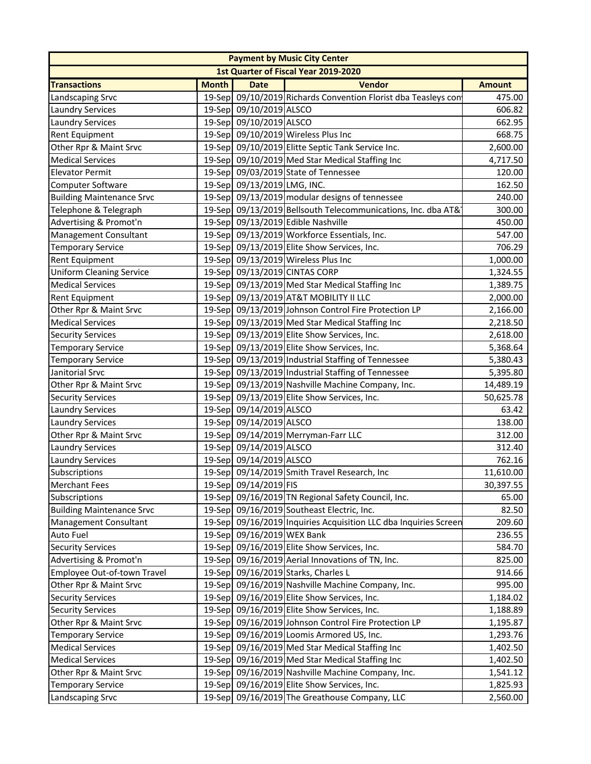| Payment by Music City Center | | | | |
|---|---|---|---|---|
| 1st Quarter of Fiscal Year 2019-2020 | | | | |
| **Transactions** | **Month** | **Date** | **Vendor** | **Amount** |
| Landscaping Srvc | 19-Sep | 09/10/2019 | Richards Convention Florist dba Teasleys con | 475.00 |
| Laundry Services | 19-Sep | 09/10/2019 | ALSCO | 606.82 |
| Laundry Services | 19-Sep | 09/10/2019 | ALSCO | 662.95 |
| Rent Equipment | 19-Sep | 09/10/2019 | Wireless Plus Inc | 668.75 |
| Other Rpr & Maint Srvc | 19-Sep | 09/10/2019 | Elitte Septic Tank Service Inc. | 2,600.00 |
| Medical Services | 19-Sep | 09/10/2019 | Med Star Medical Staffing Inc | 4,717.50 |
| Elevator Permit | 19-Sep | 09/03/2019 | State of Tennessee | 120.00 |
| Computer Software | 19-Sep | 09/13/2019 | LMG, INC. | 162.50 |
| Building Maintenance Srvc | 19-Sep | 09/13/2019 | modular designs of tennessee | 240.00 |
| Telephone & Telegraph | 19-Sep | 09/13/2019 | Bellsouth Telecommunications, Inc. dba AT&T | 300.00 |
| Advertising & Promot'n | 19-Sep | 09/13/2019 | Edible Nashville | 450.00 |
| Management Consultant | 19-Sep | 09/13/2019 | Workforce Essentials, Inc. | 547.00 |
| Temporary Service | 19-Sep | 09/13/2019 | Elite Show Services, Inc. | 706.29 |
| Rent Equipment | 19-Sep | 09/13/2019 | Wireless Plus Inc | 1,000.00 |
| Uniform Cleaning Service | 19-Sep | 09/13/2019 | CINTAS CORP | 1,324.55 |
| Medical Services | 19-Sep | 09/13/2019 | Med Star Medical Staffing Inc | 1,389.75 |
| Rent Equipment | 19-Sep | 09/13/2019 | AT&T MOBILITY II LLC | 2,000.00 |
| Other Rpr & Maint Srvc | 19-Sep | 09/13/2019 | Johnson Control Fire Protection LP | 2,166.00 |
| Medical Services | 19-Sep | 09/13/2019 | Med Star Medical Staffing Inc | 2,218.50 |
| Security Services | 19-Sep | 09/13/2019 | Elite Show Services, Inc. | 2,618.00 |
| Temporary Service | 19-Sep | 09/13/2019 | Elite Show Services, Inc. | 5,368.64 |
| Temporary Service | 19-Sep | 09/13/2019 | Industrial Staffing of Tennessee | 5,380.43 |
| Janitorial Srvc | 19-Sep | 09/13/2019 | Industrial Staffing of Tennessee | 5,395.80 |
| Other Rpr & Maint Srvc | 19-Sep | 09/13/2019 | Nashville Machine Company, Inc. | 14,489.19 |
| Security Services | 19-Sep | 09/13/2019 | Elite Show Services, Inc. | 50,625.78 |
| Laundry Services | 19-Sep | 09/14/2019 | ALSCO | 63.42 |
| Laundry Services | 19-Sep | 09/14/2019 | ALSCO | 138.00 |
| Other Rpr & Maint Srvc | 19-Sep | 09/14/2019 | Merryman-Farr LLC | 312.00 |
| Laundry Services | 19-Sep | 09/14/2019 | ALSCO | 312.40 |
| Laundry Services | 19-Sep | 09/14/2019 | ALSCO | 762.16 |
| Subscriptions | 19-Sep | 09/14/2019 | Smith Travel Research, Inc | 11,610.00 |
| Merchant Fees | 19-Sep | 09/14/2019 | FIS | 30,397.55 |
| Subscriptions | 19-Sep | 09/16/2019 | TN Regional Safety Council, Inc. | 65.00 |
| Building Maintenance Srvc | 19-Sep | 09/16/2019 | Southeast Electric, Inc. | 82.50 |
| Management Consultant | 19-Sep | 09/16/2019 | Inquiries Acquisition LLC dba Inquiries Screen | 209.60 |
| Auto Fuel | 19-Sep | 09/16/2019 | WEX Bank | 236.55 |
| Security Services | 19-Sep | 09/16/2019 | Elite Show Services, Inc. | 584.70 |
| Advertising & Promot'n | 19-Sep | 09/16/2019 | Aerial Innovations of TN, Inc. | 825.00 |
| Employee Out-of-town Travel | 19-Sep | 09/16/2019 | Starks, Charles L | 914.66 |
| Other Rpr & Maint Srvc | 19-Sep | 09/16/2019 | Nashville Machine Company, Inc. | 995.00 |
| Security Services | 19-Sep | 09/16/2019 | Elite Show Services, Inc. | 1,184.02 |
| Security Services | 19-Sep | 09/16/2019 | Elite Show Services, Inc. | 1,188.89 |
| Other Rpr & Maint Srvc | 19-Sep | 09/16/2019 | Johnson Control Fire Protection LP | 1,195.87 |
| Temporary Service | 19-Sep | 09/16/2019 | Loomis Armored US, Inc. | 1,293.76 |
| Medical Services | 19-Sep | 09/16/2019 | Med Star Medical Staffing Inc | 1,402.50 |
| Medical Services | 19-Sep | 09/16/2019 | Med Star Medical Staffing Inc | 1,402.50 |
| Other Rpr & Maint Srvc | 19-Sep | 09/16/2019 | Nashville Machine Company, Inc. | 1,541.12 |
| Temporary Service | 19-Sep | 09/16/2019 | Elite Show Services, Inc. | 1,825.93 |
| Landscaping Srvc | 19-Sep | 09/16/2019 | The Greathouse Company, LLC | 2,560.00 |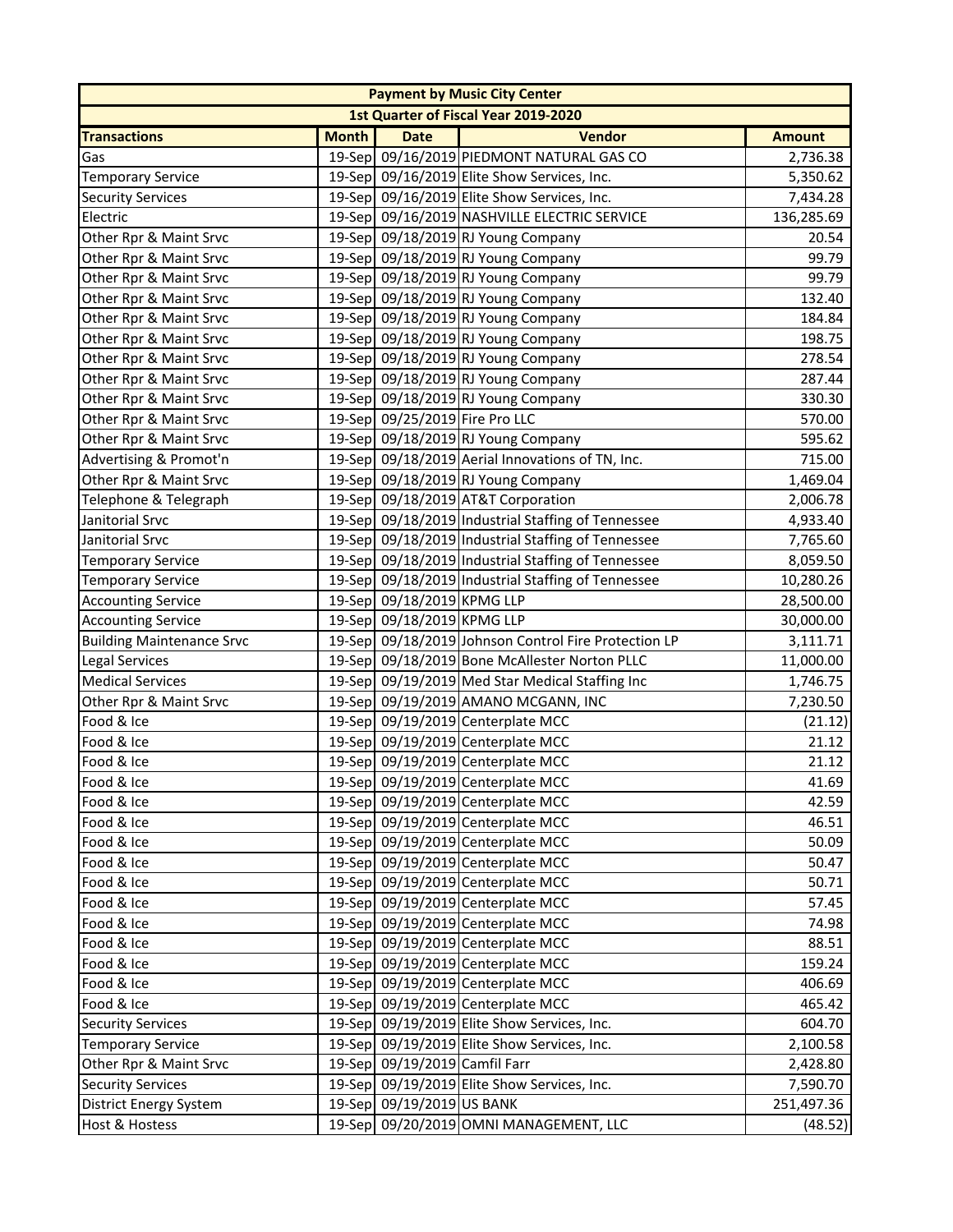| Payment by Music City Center | | | | |
|---|---|---|---|---|
| 1st Quarter of Fiscal Year 2019-2020 | | | | |
| **Transactions** | **Month** | **Date** | **Vendor** | **Amount** |
| Gas | 19-Sep | 09/16/2019 | PIEDMONT NATURAL GAS CO | 2,736.38 |
| Temporary Service | 19-Sep | 09/16/2019 | Elite Show Services, Inc. | 5,350.62 |
| Security Services | 19-Sep | 09/16/2019 | Elite Show Services, Inc. | 7,434.28 |
| Electric | 19-Sep | 09/16/2019 | NASHVILLE ELECTRIC SERVICE | 136,285.69 |
| Other Rpr & Maint Srvc | 19-Sep | 09/18/2019 | RJ Young Company | 20.54 |
| Other Rpr & Maint Srvc | 19-Sep | 09/18/2019 | RJ Young Company | 99.79 |
| Other Rpr & Maint Srvc | 19-Sep | 09/18/2019 | RJ Young Company | 99.79 |
| Other Rpr & Maint Srvc | 19-Sep | 09/18/2019 | RJ Young Company | 132.40 |
| Other Rpr & Maint Srvc | 19-Sep | 09/18/2019 | RJ Young Company | 184.84 |
| Other Rpr & Maint Srvc | 19-Sep | 09/18/2019 | RJ Young Company | 198.75 |
| Other Rpr & Maint Srvc | 19-Sep | 09/18/2019 | RJ Young Company | 278.54 |
| Other Rpr & Maint Srvc | 19-Sep | 09/18/2019 | RJ Young Company | 287.44 |
| Other Rpr & Maint Srvc | 19-Sep | 09/18/2019 | RJ Young Company | 330.30 |
| Other Rpr & Maint Srvc | 19-Sep | 09/25/2019 | Fire Pro LLC | 570.00 |
| Other Rpr & Maint Srvc | 19-Sep | 09/18/2019 | RJ Young Company | 595.62 |
| Advertising & Promot'n | 19-Sep | 09/18/2019 | Aerial Innovations of TN, Inc. | 715.00 |
| Other Rpr & Maint Srvc | 19-Sep | 09/18/2019 | RJ Young Company | 1,469.04 |
| Telephone & Telegraph | 19-Sep | 09/18/2019 | AT&T Corporation | 2,006.78 |
| Janitorial Srvc | 19-Sep | 09/18/2019 | Industrial Staffing of Tennessee | 4,933.40 |
| Janitorial Srvc | 19-Sep | 09/18/2019 | Industrial Staffing of Tennessee | 7,765.60 |
| Temporary Service | 19-Sep | 09/18/2019 | Industrial Staffing of Tennessee | 8,059.50 |
| Temporary Service | 19-Sep | 09/18/2019 | Industrial Staffing of Tennessee | 10,280.26 |
| Accounting Service | 19-Sep | 09/18/2019 | KPMG LLP | 28,500.00 |
| Accounting Service | 19-Sep | 09/18/2019 | KPMG LLP | 30,000.00 |
| Building Maintenance Srvc | 19-Sep | 09/18/2019 | Johnson Control Fire Protection LP | 3,111.71 |
| Legal Services | 19-Sep | 09/18/2019 | Bone McAllester Norton PLLC | 11,000.00 |
| Medical Services | 19-Sep | 09/19/2019 | Med Star Medical Staffing Inc | 1,746.75 |
| Other Rpr & Maint Srvc | 19-Sep | 09/19/2019 | AMANO MCGANN, INC | 7,230.50 |
| Food & Ice | 19-Sep | 09/19/2019 | Centerplate MCC | (21.12) |
| Food & Ice | 19-Sep | 09/19/2019 | Centerplate MCC | 21.12 |
| Food & Ice | 19-Sep | 09/19/2019 | Centerplate MCC | 21.12 |
| Food & Ice | 19-Sep | 09/19/2019 | Centerplate MCC | 41.69 |
| Food & Ice | 19-Sep | 09/19/2019 | Centerplate MCC | 42.59 |
| Food & Ice | 19-Sep | 09/19/2019 | Centerplate MCC | 46.51 |
| Food & Ice | 19-Sep | 09/19/2019 | Centerplate MCC | 50.09 |
| Food & Ice | 19-Sep | 09/19/2019 | Centerplate MCC | 50.47 |
| Food & Ice | 19-Sep | 09/19/2019 | Centerplate MCC | 50.71 |
| Food & Ice | 19-Sep | 09/19/2019 | Centerplate MCC | 57.45 |
| Food & Ice | 19-Sep | 09/19/2019 | Centerplate MCC | 74.98 |
| Food & Ice | 19-Sep | 09/19/2019 | Centerplate MCC | 88.51 |
| Food & Ice | 19-Sep | 09/19/2019 | Centerplate MCC | 159.24 |
| Food & Ice | 19-Sep | 09/19/2019 | Centerplate MCC | 406.69 |
| Food & Ice | 19-Sep | 09/19/2019 | Centerplate MCC | 465.42 |
| Security Services | 19-Sep | 09/19/2019 | Elite Show Services, Inc. | 604.70 |
| Temporary Service | 19-Sep | 09/19/2019 | Elite Show Services, Inc. | 2,100.58 |
| Other Rpr & Maint Srvc | 19-Sep | 09/19/2019 | Camfil Farr | 2,428.80 |
| Security Services | 19-Sep | 09/19/2019 | Elite Show Services, Inc. | 7,590.70 |
| District Energy System | 19-Sep | 09/19/2019 | US BANK | 251,497.36 |
| Host & Hostess | 19-Sep | 09/20/2019 | OMNI MANAGEMENT, LLC | (48.52) |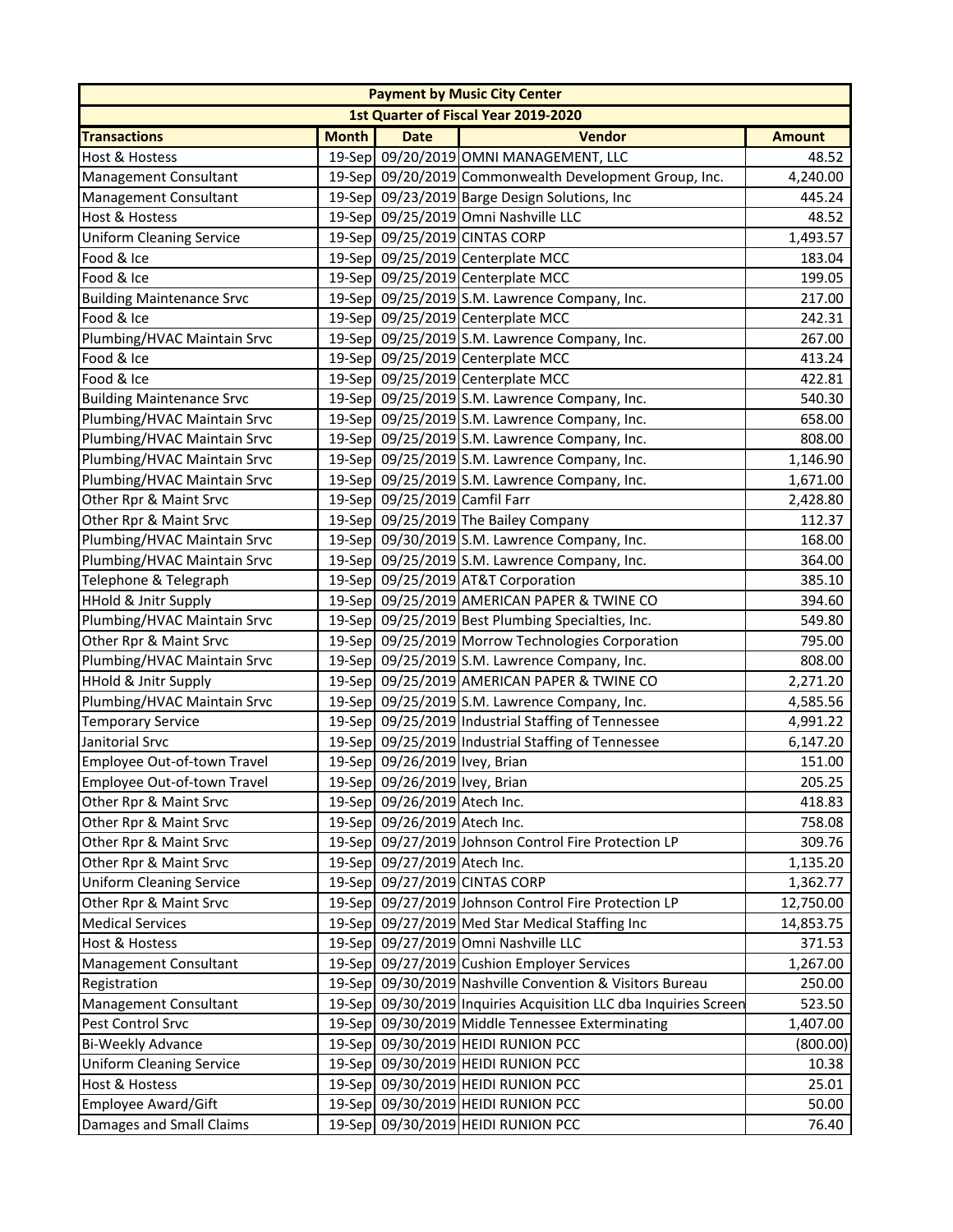| Payment by Music City Center | | | | |
|---|---|---|---|---|
| 1st Quarter of Fiscal Year 2019-2020 | | | | |
| **Transactions** | **Month** | **Date** | **Vendor** | **Amount** |
| Host & Hostess | 19-Sep | 09/20/2019 | OMNI MANAGEMENT, LLC | 48.52 |
| Management Consultant | 19-Sep | 09/20/2019 | Commonwealth Development Group, Inc. | 4,240.00 |
| Management Consultant | 19-Sep | 09/23/2019 | Barge Design Solutions, Inc | 445.24 |
| Host & Hostess | 19-Sep | 09/25/2019 | Omni Nashville LLC | 48.52 |
| Uniform Cleaning Service | 19-Sep | 09/25/2019 | CINTAS CORP | 1,493.57 |
| Food & Ice | 19-Sep | 09/25/2019 | Centerplate MCC | 183.04 |
| Food & Ice | 19-Sep | 09/25/2019 | Centerplate MCC | 199.05 |
| Building Maintenance Srvc | 19-Sep | 09/25/2019 | S.M. Lawrence Company, Inc. | 217.00 |
| Food & Ice | 19-Sep | 09/25/2019 | Centerplate MCC | 242.31 |
| Plumbing/HVAC Maintain Srvc | 19-Sep | 09/25/2019 | S.M. Lawrence Company, Inc. | 267.00 |
| Food & Ice | 19-Sep | 09/25/2019 | Centerplate MCC | 413.24 |
| Food & Ice | 19-Sep | 09/25/2019 | Centerplate MCC | 422.81 |
| Building Maintenance Srvc | 19-Sep | 09/25/2019 | S.M. Lawrence Company, Inc. | 540.30 |
| Plumbing/HVAC Maintain Srvc | 19-Sep | 09/25/2019 | S.M. Lawrence Company, Inc. | 658.00 |
| Plumbing/HVAC Maintain Srvc | 19-Sep | 09/25/2019 | S.M. Lawrence Company, Inc. | 808.00 |
| Plumbing/HVAC Maintain Srvc | 19-Sep | 09/25/2019 | S.M. Lawrence Company, Inc. | 1,146.90 |
| Plumbing/HVAC Maintain Srvc | 19-Sep | 09/25/2019 | S.M. Lawrence Company, Inc. | 1,671.00 |
| Other Rpr & Maint Srvc | 19-Sep | 09/25/2019 | Camfil Farr | 2,428.80 |
| Other Rpr & Maint Srvc | 19-Sep | 09/25/2019 | The Bailey Company | 112.37 |
| Plumbing/HVAC Maintain Srvc | 19-Sep | 09/30/2019 | S.M. Lawrence Company, Inc. | 168.00 |
| Plumbing/HVAC Maintain Srvc | 19-Sep | 09/25/2019 | S.M. Lawrence Company, Inc. | 364.00 |
| Telephone & Telegraph | 19-Sep | 09/25/2019 | AT&T Corporation | 385.10 |
| HHold & Jnitr Supply | 19-Sep | 09/25/2019 | AMERICAN PAPER & TWINE CO | 394.60 |
| Plumbing/HVAC Maintain Srvc | 19-Sep | 09/25/2019 | Best Plumbing Specialties, Inc. | 549.80 |
| Other Rpr & Maint Srvc | 19-Sep | 09/25/2019 | Morrow Technologies Corporation | 795.00 |
| Plumbing/HVAC Maintain Srvc | 19-Sep | 09/25/2019 | S.M. Lawrence Company, Inc. | 808.00 |
| HHold & Jnitr Supply | 19-Sep | 09/25/2019 | AMERICAN PAPER & TWINE CO | 2,271.20 |
| Plumbing/HVAC Maintain Srvc | 19-Sep | 09/25/2019 | S.M. Lawrence Company, Inc. | 4,585.56 |
| Temporary Service | 19-Sep | 09/25/2019 | Industrial Staffing of Tennessee | 4,991.22 |
| Janitorial Srvc | 19-Sep | 09/25/2019 | Industrial Staffing of Tennessee | 6,147.20 |
| Employee Out-of-town Travel | 19-Sep | 09/26/2019 | Ivey, Brian | 151.00 |
| Employee Out-of-town Travel | 19-Sep | 09/26/2019 | Ivey, Brian | 205.25 |
| Other Rpr & Maint Srvc | 19-Sep | 09/26/2019 | Atech Inc. | 418.83 |
| Other Rpr & Maint Srvc | 19-Sep | 09/26/2019 | Atech Inc. | 758.08 |
| Other Rpr & Maint Srvc | 19-Sep | 09/27/2019 | Johnson Control Fire Protection LP | 309.76 |
| Other Rpr & Maint Srvc | 19-Sep | 09/27/2019 | Atech Inc. | 1,135.20 |
| Uniform Cleaning Service | 19-Sep | 09/27/2019 | CINTAS CORP | 1,362.77 |
| Other Rpr & Maint Srvc | 19-Sep | 09/27/2019 | Johnson Control Fire Protection LP | 12,750.00 |
| Medical Services | 19-Sep | 09/27/2019 | Med Star Medical Staffing Inc | 14,853.75 |
| Host & Hostess | 19-Sep | 09/27/2019 | Omni Nashville LLC | 371.53 |
| Management Consultant | 19-Sep | 09/27/2019 | Cushion Employer Services | 1,267.00 |
| Registration | 19-Sep | 09/30/2019 | Nashville Convention & Visitors Bureau | 250.00 |
| Management Consultant | 19-Sep | 09/30/2019 | Inquiries Acquisition LLC dba Inquiries Screen | 523.50 |
| Pest Control Srvc | 19-Sep | 09/30/2019 | Middle Tennessee Exterminating | 1,407.00 |
| Bi-Weekly Advance | 19-Sep | 09/30/2019 | HEIDI RUNION PCC | (800.00) |
| Uniform Cleaning Service | 19-Sep | 09/30/2019 | HEIDI RUNION PCC | 10.38 |
| Host & Hostess | 19-Sep | 09/30/2019 | HEIDI RUNION PCC | 25.01 |
| Employee Award/Gift | 19-Sep | 09/30/2019 | HEIDI RUNION PCC | 50.00 |
| Damages and Small Claims | 19-Sep | 09/30/2019 | HEIDI RUNION PCC | 76.40 |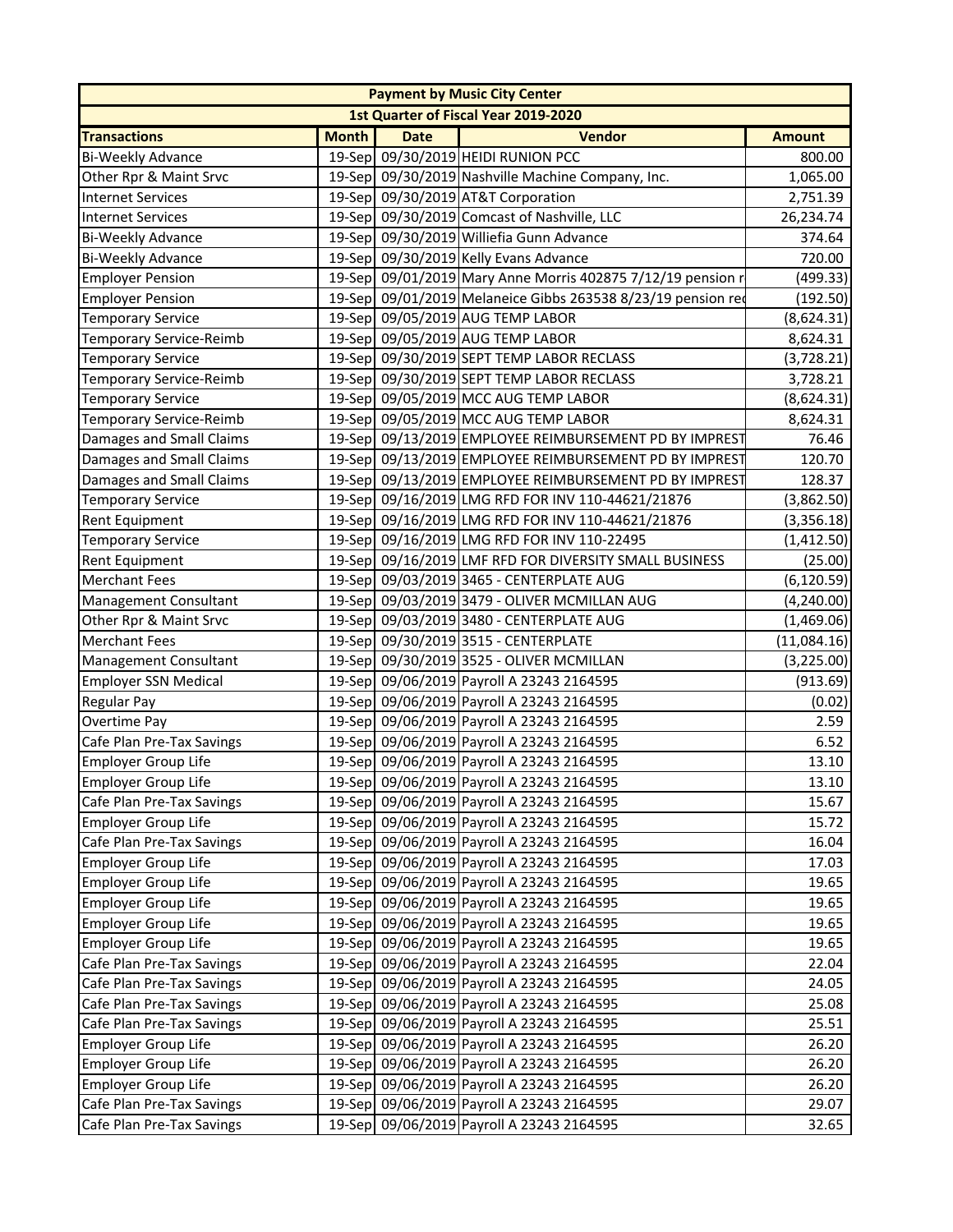| Payment by Music City Center | | | | |
|---|---|---|---|---|
| 1st Quarter of Fiscal Year 2019-2020 | | | | |
| **Transactions** | **Month** | **Date** | **Vendor** | **Amount** |
| Bi-Weekly Advance | 19-Sep | 09/30/2019 | HEIDI RUNION PCC | 800.00 |
| Other Rpr & Maint Srvc | 19-Sep | 09/30/2019 | Nashville Machine Company, Inc. | 1,065.00 |
| Internet Services | 19-Sep | 09/30/2019 | AT&T Corporation | 2,751.39 |
| Internet Services | 19-Sep | 09/30/2019 | Comcast of Nashville, LLC | 26,234.74 |
| Bi-Weekly Advance | 19-Sep | 09/30/2019 | Williefia Gunn Advance | 374.64 |
| Bi-Weekly Advance | 19-Sep | 09/30/2019 | Kelly Evans Advance | 720.00 |
| Employer Pension | 19-Sep | 09/01/2019 | Mary Anne Morris 402875 7/12/19 pension r | (499.33) |
| Employer Pension | 19-Sep | 09/01/2019 | Melaneice Gibbs 263538 8/23/19 pension red | (192.50) |
| Temporary Service | 19-Sep | 09/05/2019 | AUG TEMP LABOR | (8,624.31) |
| Temporary Service-Reimb | 19-Sep | 09/05/2019 | AUG TEMP LABOR | 8,624.31 |
| Temporary Service | 19-Sep | 09/30/2019 | SEPT TEMP LABOR RECLASS | (3,728.21) |
| Temporary Service-Reimb | 19-Sep | 09/30/2019 | SEPT TEMP LABOR RECLASS | 3,728.21 |
| Temporary Service | 19-Sep | 09/05/2019 | MCC AUG TEMP LABOR | (8,624.31) |
| Temporary Service-Reimb | 19-Sep | 09/05/2019 | MCC AUG TEMP LABOR | 8,624.31 |
| Damages and Small Claims | 19-Sep | 09/13/2019 | EMPLOYEE REIMBURSEMENT PD BY IMPREST | 76.46 |
| Damages and Small Claims | 19-Sep | 09/13/2019 | EMPLOYEE REIMBURSEMENT PD BY IMPREST | 120.70 |
| Damages and Small Claims | 19-Sep | 09/13/2019 | EMPLOYEE REIMBURSEMENT PD BY IMPREST | 128.37 |
| Temporary Service | 19-Sep | 09/16/2019 | LMG RFD FOR INV 110-44621/21876 | (3,862.50) |
| Rent Equipment | 19-Sep | 09/16/2019 | LMG RFD FOR INV 110-44621/21876 | (3,356.18) |
| Temporary Service | 19-Sep | 09/16/2019 | LMG RFD FOR INV 110-22495 | (1,412.50) |
| Rent Equipment | 19-Sep | 09/16/2019 | LMF RFD FOR DIVERSITY SMALL BUSINESS | (25.00) |
| Merchant Fees | 19-Sep | 09/03/2019 | 3465 - CENTERPLATE AUG | (6,120.59) |
| Management Consultant | 19-Sep | 09/03/2019 | 3479 - OLIVER MCMILLAN AUG | (4,240.00) |
| Other Rpr & Maint Srvc | 19-Sep | 09/03/2019 | 3480 - CENTERPLATE AUG | (1,469.06) |
| Merchant Fees | 19-Sep | 09/30/2019 | 3515 - CENTERPLATE | (11,084.16) |
| Management Consultant | 19-Sep | 09/30/2019 | 3525 - OLIVER MCMILLAN | (3,225.00) |
| Employer SSN Medical | 19-Sep | 09/06/2019 | Payroll A 23243 2164595 | (913.69) |
| Regular Pay | 19-Sep | 09/06/2019 | Payroll A 23243 2164595 | (0.02) |
| Overtime Pay | 19-Sep | 09/06/2019 | Payroll A 23243 2164595 | 2.59 |
| Cafe Plan Pre-Tax Savings | 19-Sep | 09/06/2019 | Payroll A 23243 2164595 | 6.52 |
| Employer Group Life | 19-Sep | 09/06/2019 | Payroll A 23243 2164595 | 13.10 |
| Employer Group Life | 19-Sep | 09/06/2019 | Payroll A 23243 2164595 | 13.10 |
| Cafe Plan Pre-Tax Savings | 19-Sep | 09/06/2019 | Payroll A 23243 2164595 | 15.67 |
| Employer Group Life | 19-Sep | 09/06/2019 | Payroll A 23243 2164595 | 15.72 |
| Cafe Plan Pre-Tax Savings | 19-Sep | 09/06/2019 | Payroll A 23243 2164595 | 16.04 |
| Employer Group Life | 19-Sep | 09/06/2019 | Payroll A 23243 2164595 | 17.03 |
| Employer Group Life | 19-Sep | 09/06/2019 | Payroll A 23243 2164595 | 19.65 |
| Employer Group Life | 19-Sep | 09/06/2019 | Payroll A 23243 2164595 | 19.65 |
| Employer Group Life | 19-Sep | 09/06/2019 | Payroll A 23243 2164595 | 19.65 |
| Employer Group Life | 19-Sep | 09/06/2019 | Payroll A 23243 2164595 | 19.65 |
| Cafe Plan Pre-Tax Savings | 19-Sep | 09/06/2019 | Payroll A 23243 2164595 | 22.04 |
| Cafe Plan Pre-Tax Savings | 19-Sep | 09/06/2019 | Payroll A 23243 2164595 | 24.05 |
| Cafe Plan Pre-Tax Savings | 19-Sep | 09/06/2019 | Payroll A 23243 2164595 | 25.08 |
| Cafe Plan Pre-Tax Savings | 19-Sep | 09/06/2019 | Payroll A 23243 2164595 | 25.51 |
| Employer Group Life | 19-Sep | 09/06/2019 | Payroll A 23243 2164595 | 26.20 |
| Employer Group Life | 19-Sep | 09/06/2019 | Payroll A 23243 2164595 | 26.20 |
| Employer Group Life | 19-Sep | 09/06/2019 | Payroll A 23243 2164595 | 26.20 |
| Cafe Plan Pre-Tax Savings | 19-Sep | 09/06/2019 | Payroll A 23243 2164595 | 29.07 |
| Cafe Plan Pre-Tax Savings | 19-Sep | 09/06/2019 | Payroll A 23243 2164595 | 32.65 |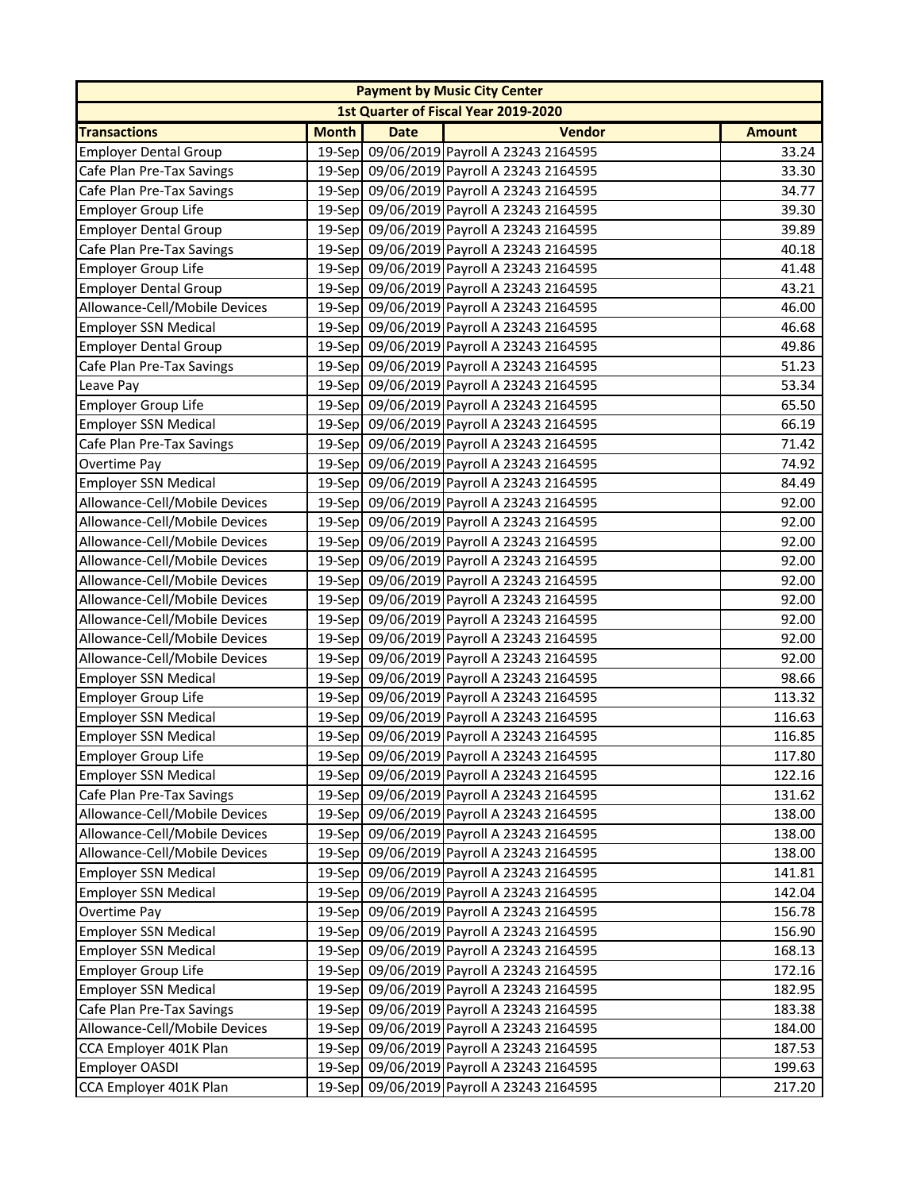| Payment by Music City Center | | | | |
|---|---|---|---|---|
| 1st Quarter of Fiscal Year 2019-2020 | | | | |
| **Transactions** | **Month** | **Date** | **Vendor** | **Amount** |
| Employer Dental Group | 19-Sep | 09/06/2019 | Payroll A 23243 2164595 | 33.24 |
| Cafe Plan Pre-Tax Savings | 19-Sep | 09/06/2019 | Payroll A 23243 2164595 | 33.30 |
| Cafe Plan Pre-Tax Savings | 19-Sep | 09/06/2019 | Payroll A 23243 2164595 | 34.77 |
| Employer Group Life | 19-Sep | 09/06/2019 | Payroll A 23243 2164595 | 39.30 |
| Employer Dental Group | 19-Sep | 09/06/2019 | Payroll A 23243 2164595 | 39.89 |
| Cafe Plan Pre-Tax Savings | 19-Sep | 09/06/2019 | Payroll A 23243 2164595 | 40.18 |
| Employer Group Life | 19-Sep | 09/06/2019 | Payroll A 23243 2164595 | 41.48 |
| Employer Dental Group | 19-Sep | 09/06/2019 | Payroll A 23243 2164595 | 43.21 |
| Allowance-Cell/Mobile Devices | 19-Sep | 09/06/2019 | Payroll A 23243 2164595 | 46.00 |
| Employer SSN Medical | 19-Sep | 09/06/2019 | Payroll A 23243 2164595 | 46.68 |
| Employer Dental Group | 19-Sep | 09/06/2019 | Payroll A 23243 2164595 | 49.86 |
| Cafe Plan Pre-Tax Savings | 19-Sep | 09/06/2019 | Payroll A 23243 2164595 | 51.23 |
| Leave Pay | 19-Sep | 09/06/2019 | Payroll A 23243 2164595 | 53.34 |
| Employer Group Life | 19-Sep | 09/06/2019 | Payroll A 23243 2164595 | 65.50 |
| Employer SSN Medical | 19-Sep | 09/06/2019 | Payroll A 23243 2164595 | 66.19 |
| Cafe Plan Pre-Tax Savings | 19-Sep | 09/06/2019 | Payroll A 23243 2164595 | 71.42 |
| Overtime Pay | 19-Sep | 09/06/2019 | Payroll A 23243 2164595 | 74.92 |
| Employer SSN Medical | 19-Sep | 09/06/2019 | Payroll A 23243 2164595 | 84.49 |
| Allowance-Cell/Mobile Devices | 19-Sep | 09/06/2019 | Payroll A 23243 2164595 | 92.00 |
| Allowance-Cell/Mobile Devices | 19-Sep | 09/06/2019 | Payroll A 23243 2164595 | 92.00 |
| Allowance-Cell/Mobile Devices | 19-Sep | 09/06/2019 | Payroll A 23243 2164595 | 92.00 |
| Allowance-Cell/Mobile Devices | 19-Sep | 09/06/2019 | Payroll A 23243 2164595 | 92.00 |
| Allowance-Cell/Mobile Devices | 19-Sep | 09/06/2019 | Payroll A 23243 2164595 | 92.00 |
| Allowance-Cell/Mobile Devices | 19-Sep | 09/06/2019 | Payroll A 23243 2164595 | 92.00 |
| Allowance-Cell/Mobile Devices | 19-Sep | 09/06/2019 | Payroll A 23243 2164595 | 92.00 |
| Allowance-Cell/Mobile Devices | 19-Sep | 09/06/2019 | Payroll A 23243 2164595 | 92.00 |
| Allowance-Cell/Mobile Devices | 19-Sep | 09/06/2019 | Payroll A 23243 2164595 | 92.00 |
| Employer SSN Medical | 19-Sep | 09/06/2019 | Payroll A 23243 2164595 | 98.66 |
| Employer Group Life | 19-Sep | 09/06/2019 | Payroll A 23243 2164595 | 113.32 |
| Employer SSN Medical | 19-Sep | 09/06/2019 | Payroll A 23243 2164595 | 116.63 |
| Employer SSN Medical | 19-Sep | 09/06/2019 | Payroll A 23243 2164595 | 116.85 |
| Employer Group Life | 19-Sep | 09/06/2019 | Payroll A 23243 2164595 | 117.80 |
| Employer SSN Medical | 19-Sep | 09/06/2019 | Payroll A 23243 2164595 | 122.16 |
| Cafe Plan Pre-Tax Savings | 19-Sep | 09/06/2019 | Payroll A 23243 2164595 | 131.62 |
| Allowance-Cell/Mobile Devices | 19-Sep | 09/06/2019 | Payroll A 23243 2164595 | 138.00 |
| Allowance-Cell/Mobile Devices | 19-Sep | 09/06/2019 | Payroll A 23243 2164595 | 138.00 |
| Allowance-Cell/Mobile Devices | 19-Sep | 09/06/2019 | Payroll A 23243 2164595 | 138.00 |
| Employer SSN Medical | 19-Sep | 09/06/2019 | Payroll A 23243 2164595 | 141.81 |
| Employer SSN Medical | 19-Sep | 09/06/2019 | Payroll A 23243 2164595 | 142.04 |
| Overtime Pay | 19-Sep | 09/06/2019 | Payroll A 23243 2164595 | 156.78 |
| Employer SSN Medical | 19-Sep | 09/06/2019 | Payroll A 23243 2164595 | 156.90 |
| Employer SSN Medical | 19-Sep | 09/06/2019 | Payroll A 23243 2164595 | 168.13 |
| Employer Group Life | 19-Sep | 09/06/2019 | Payroll A 23243 2164595 | 172.16 |
| Employer SSN Medical | 19-Sep | 09/06/2019 | Payroll A 23243 2164595 | 182.95 |
| Cafe Plan Pre-Tax Savings | 19-Sep | 09/06/2019 | Payroll A 23243 2164595 | 183.38 |
| Allowance-Cell/Mobile Devices | 19-Sep | 09/06/2019 | Payroll A 23243 2164595 | 184.00 |
| CCA Employer 401K Plan | 19-Sep | 09/06/2019 | Payroll A 23243 2164595 | 187.53 |
| Employer OASDI | 19-Sep | 09/06/2019 | Payroll A 23243 2164595 | 199.63 |
| CCA Employer 401K Plan | 19-Sep | 09/06/2019 | Payroll A 23243 2164595 | 217.20 |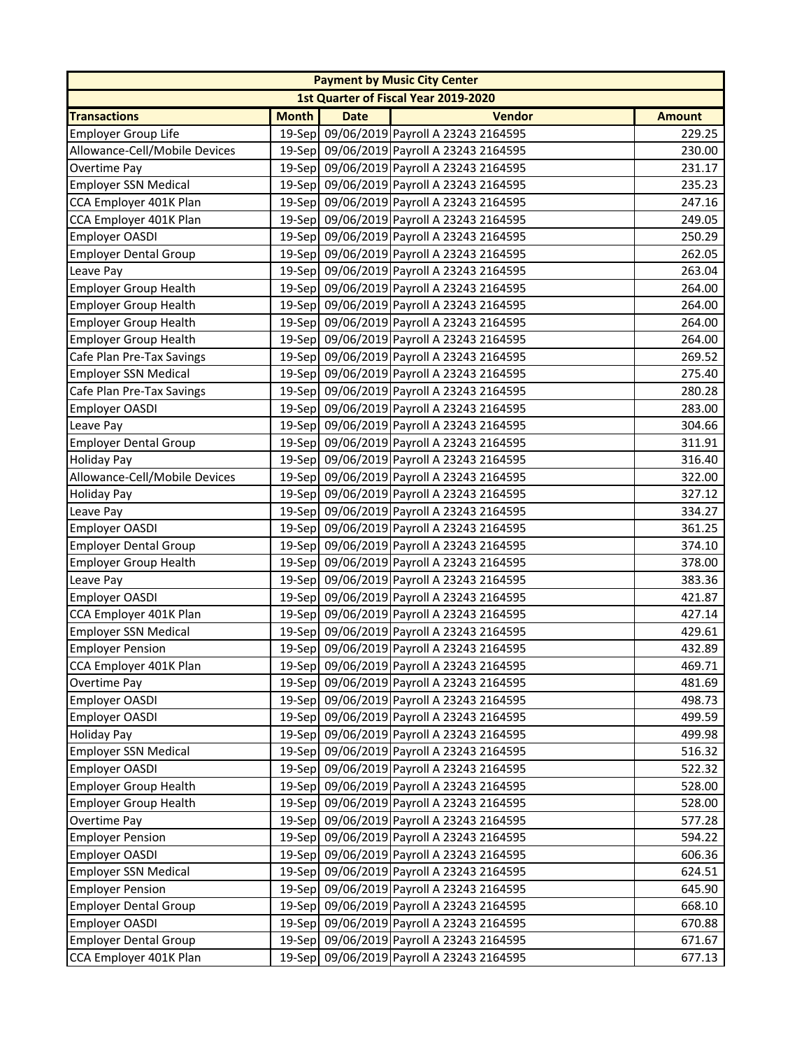| Payment by Music City Center | | | | |
|---|---|---|---|---|
| 1st Quarter of Fiscal Year 2019-2020 | | | | |
| **Transactions** | **Month** | **Date** | **Vendor** | **Amount** |
| Employer Group Life | 19-Sep | 09/06/2019 | Payroll A 23243 2164595 | 229.25 |
| Allowance-Cell/Mobile Devices | 19-Sep | 09/06/2019 | Payroll A 23243 2164595 | 230.00 |
| Overtime Pay | 19-Sep | 09/06/2019 | Payroll A 23243 2164595 | 231.17 |
| Employer SSN Medical | 19-Sep | 09/06/2019 | Payroll A 23243 2164595 | 235.23 |
| CCA Employer 401K Plan | 19-Sep | 09/06/2019 | Payroll A 23243 2164595 | 247.16 |
| CCA Employer 401K Plan | 19-Sep | 09/06/2019 | Payroll A 23243 2164595 | 249.05 |
| Employer OASDI | 19-Sep | 09/06/2019 | Payroll A 23243 2164595 | 250.29 |
| Employer Dental Group | 19-Sep | 09/06/2019 | Payroll A 23243 2164595 | 262.05 |
| Leave Pay | 19-Sep | 09/06/2019 | Payroll A 23243 2164595 | 263.04 |
| Employer Group Health | 19-Sep | 09/06/2019 | Payroll A 23243 2164595 | 264.00 |
| Employer Group Health | 19-Sep | 09/06/2019 | Payroll A 23243 2164595 | 264.00 |
| Employer Group Health | 19-Sep | 09/06/2019 | Payroll A 23243 2164595 | 264.00 |
| Employer Group Health | 19-Sep | 09/06/2019 | Payroll A 23243 2164595 | 264.00 |
| Cafe Plan Pre-Tax Savings | 19-Sep | 09/06/2019 | Payroll A 23243 2164595 | 269.52 |
| Employer SSN Medical | 19-Sep | 09/06/2019 | Payroll A 23243 2164595 | 275.40 |
| Cafe Plan Pre-Tax Savings | 19-Sep | 09/06/2019 | Payroll A 23243 2164595 | 280.28 |
| Employer OASDI | 19-Sep | 09/06/2019 | Payroll A 23243 2164595 | 283.00 |
| Leave Pay | 19-Sep | 09/06/2019 | Payroll A 23243 2164595 | 304.66 |
| Employer Dental Group | 19-Sep | 09/06/2019 | Payroll A 23243 2164595 | 311.91 |
| Holiday Pay | 19-Sep | 09/06/2019 | Payroll A 23243 2164595 | 316.40 |
| Allowance-Cell/Mobile Devices | 19-Sep | 09/06/2019 | Payroll A 23243 2164595 | 322.00 |
| Holiday Pay | 19-Sep | 09/06/2019 | Payroll A 23243 2164595 | 327.12 |
| Leave Pay | 19-Sep | 09/06/2019 | Payroll A 23243 2164595 | 334.27 |
| Employer OASDI | 19-Sep | 09/06/2019 | Payroll A 23243 2164595 | 361.25 |
| Employer Dental Group | 19-Sep | 09/06/2019 | Payroll A 23243 2164595 | 374.10 |
| Employer Group Health | 19-Sep | 09/06/2019 | Payroll A 23243 2164595 | 378.00 |
| Leave Pay | 19-Sep | 09/06/2019 | Payroll A 23243 2164595 | 383.36 |
| Employer OASDI | 19-Sep | 09/06/2019 | Payroll A 23243 2164595 | 421.87 |
| CCA Employer 401K Plan | 19-Sep | 09/06/2019 | Payroll A 23243 2164595 | 427.14 |
| Employer SSN Medical | 19-Sep | 09/06/2019 | Payroll A 23243 2164595 | 429.61 |
| Employer Pension | 19-Sep | 09/06/2019 | Payroll A 23243 2164595 | 432.89 |
| CCA Employer 401K Plan | 19-Sep | 09/06/2019 | Payroll A 23243 2164595 | 469.71 |
| Overtime Pay | 19-Sep | 09/06/2019 | Payroll A 23243 2164595 | 481.69 |
| Employer OASDI | 19-Sep | 09/06/2019 | Payroll A 23243 2164595 | 498.73 |
| Employer OASDI | 19-Sep | 09/06/2019 | Payroll A 23243 2164595 | 499.59 |
| Holiday Pay | 19-Sep | 09/06/2019 | Payroll A 23243 2164595 | 499.98 |
| Employer SSN Medical | 19-Sep | 09/06/2019 | Payroll A 23243 2164595 | 516.32 |
| Employer OASDI | 19-Sep | 09/06/2019 | Payroll A 23243 2164595 | 522.32 |
| Employer Group Health | 19-Sep | 09/06/2019 | Payroll A 23243 2164595 | 528.00 |
| Employer Group Health | 19-Sep | 09/06/2019 | Payroll A 23243 2164595 | 528.00 |
| Overtime Pay | 19-Sep | 09/06/2019 | Payroll A 23243 2164595 | 577.28 |
| Employer Pension | 19-Sep | 09/06/2019 | Payroll A 23243 2164595 | 594.22 |
| Employer OASDI | 19-Sep | 09/06/2019 | Payroll A 23243 2164595 | 606.36 |
| Employer SSN Medical | 19-Sep | 09/06/2019 | Payroll A 23243 2164595 | 624.51 |
| Employer Pension | 19-Sep | 09/06/2019 | Payroll A 23243 2164595 | 645.90 |
| Employer Dental Group | 19-Sep | 09/06/2019 | Payroll A 23243 2164595 | 668.10 |
| Employer OASDI | 19-Sep | 09/06/2019 | Payroll A 23243 2164595 | 670.88 |
| Employer Dental Group | 19-Sep | 09/06/2019 | Payroll A 23243 2164595 | 671.67 |
| CCA Employer 401K Plan | 19-Sep | 09/06/2019 | Payroll A 23243 2164595 | 677.13 |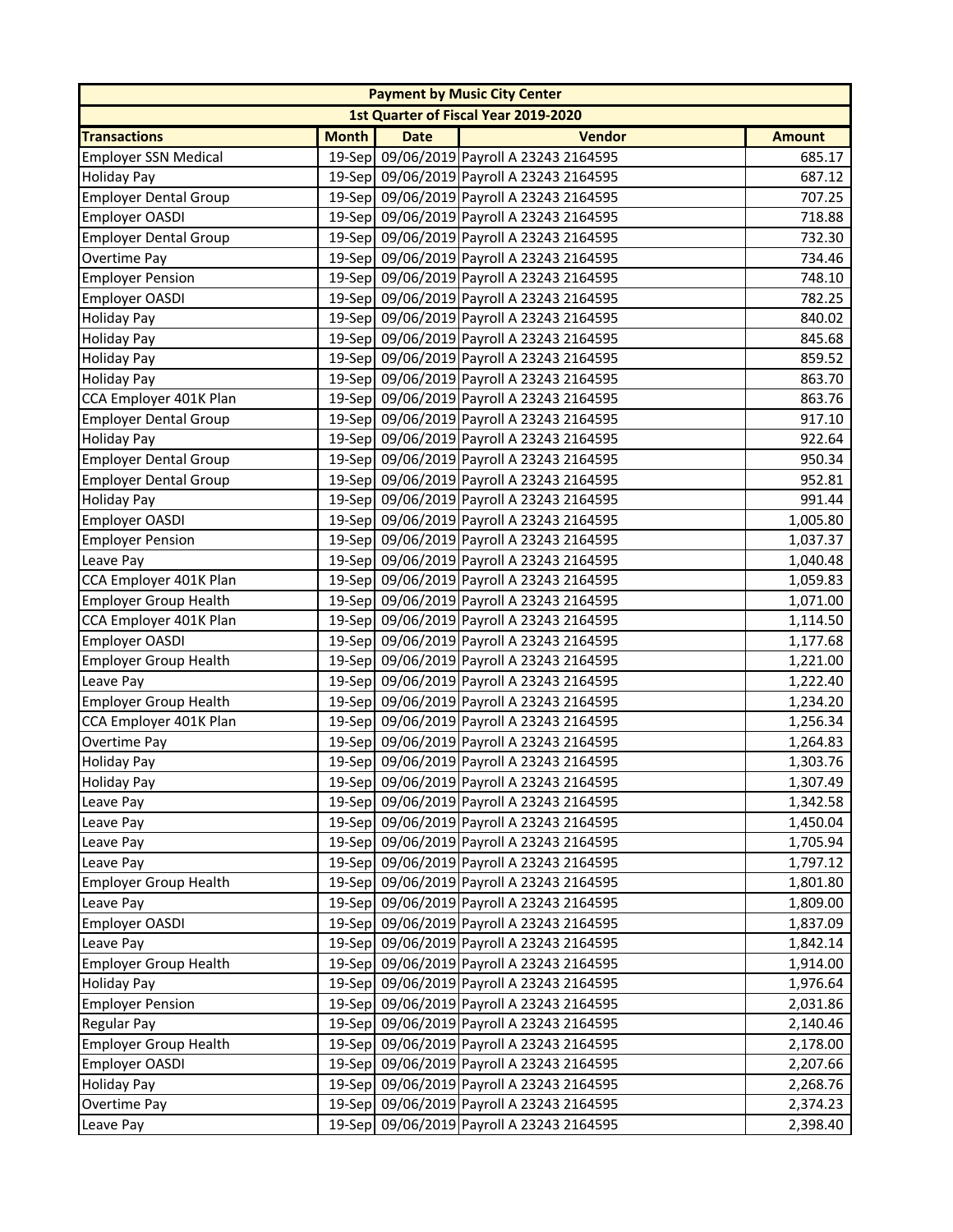| Payment by Music City Center | | | | |
|---|---|---|---|---|
| 1st Quarter of Fiscal Year 2019-2020 | | | | |
| **Transactions** | **Month** | **Date** | **Vendor** | **Amount** |
| Employer SSN Medical | 19-Sep | 09/06/2019 | Payroll A 23243 2164595 | 685.17 |
| Holiday Pay | 19-Sep | 09/06/2019 | Payroll A 23243 2164595 | 687.12 |
| Employer Dental Group | 19-Sep | 09/06/2019 | Payroll A 23243 2164595 | 707.25 |
| Employer OASDI | 19-Sep | 09/06/2019 | Payroll A 23243 2164595 | 718.88 |
| Employer Dental Group | 19-Sep | 09/06/2019 | Payroll A 23243 2164595 | 732.30 |
| Overtime Pay | 19-Sep | 09/06/2019 | Payroll A 23243 2164595 | 734.46 |
| Employer Pension | 19-Sep | 09/06/2019 | Payroll A 23243 2164595 | 748.10 |
| Employer OASDI | 19-Sep | 09/06/2019 | Payroll A 23243 2164595 | 782.25 |
| Holiday Pay | 19-Sep | 09/06/2019 | Payroll A 23243 2164595 | 840.02 |
| Holiday Pay | 19-Sep | 09/06/2019 | Payroll A 23243 2164595 | 845.68 |
| Holiday Pay | 19-Sep | 09/06/2019 | Payroll A 23243 2164595 | 859.52 |
| Holiday Pay | 19-Sep | 09/06/2019 | Payroll A 23243 2164595 | 863.70 |
| CCA Employer 401K Plan | 19-Sep | 09/06/2019 | Payroll A 23243 2164595 | 863.76 |
| Employer Dental Group | 19-Sep | 09/06/2019 | Payroll A 23243 2164595 | 917.10 |
| Holiday Pay | 19-Sep | 09/06/2019 | Payroll A 23243 2164595 | 922.64 |
| Employer Dental Group | 19-Sep | 09/06/2019 | Payroll A 23243 2164595 | 950.34 |
| Employer Dental Group | 19-Sep | 09/06/2019 | Payroll A 23243 2164595 | 952.81 |
| Holiday Pay | 19-Sep | 09/06/2019 | Payroll A 23243 2164595 | 991.44 |
| Employer OASDI | 19-Sep | 09/06/2019 | Payroll A 23243 2164595 | 1,005.80 |
| Employer Pension | 19-Sep | 09/06/2019 | Payroll A 23243 2164595 | 1,037.37 |
| Leave Pay | 19-Sep | 09/06/2019 | Payroll A 23243 2164595 | 1,040.48 |
| CCA Employer 401K Plan | 19-Sep | 09/06/2019 | Payroll A 23243 2164595 | 1,059.83 |
| Employer Group Health | 19-Sep | 09/06/2019 | Payroll A 23243 2164595 | 1,071.00 |
| CCA Employer 401K Plan | 19-Sep | 09/06/2019 | Payroll A 23243 2164595 | 1,114.50 |
| Employer OASDI | 19-Sep | 09/06/2019 | Payroll A 23243 2164595 | 1,177.68 |
| Employer Group Health | 19-Sep | 09/06/2019 | Payroll A 23243 2164595 | 1,221.00 |
| Leave Pay | 19-Sep | 09/06/2019 | Payroll A 23243 2164595 | 1,222.40 |
| Employer Group Health | 19-Sep | 09/06/2019 | Payroll A 23243 2164595 | 1,234.20 |
| CCA Employer 401K Plan | 19-Sep | 09/06/2019 | Payroll A 23243 2164595 | 1,256.34 |
| Overtime Pay | 19-Sep | 09/06/2019 | Payroll A 23243 2164595 | 1,264.83 |
| Holiday Pay | 19-Sep | 09/06/2019 | Payroll A 23243 2164595 | 1,303.76 |
| Holiday Pay | 19-Sep | 09/06/2019 | Payroll A 23243 2164595 | 1,307.49 |
| Leave Pay | 19-Sep | 09/06/2019 | Payroll A 23243 2164595 | 1,342.58 |
| Leave Pay | 19-Sep | 09/06/2019 | Payroll A 23243 2164595 | 1,450.04 |
| Leave Pay | 19-Sep | 09/06/2019 | Payroll A 23243 2164595 | 1,705.94 |
| Leave Pay | 19-Sep | 09/06/2019 | Payroll A 23243 2164595 | 1,797.12 |
| Employer Group Health | 19-Sep | 09/06/2019 | Payroll A 23243 2164595 | 1,801.80 |
| Leave Pay | 19-Sep | 09/06/2019 | Payroll A 23243 2164595 | 1,809.00 |
| Employer OASDI | 19-Sep | 09/06/2019 | Payroll A 23243 2164595 | 1,837.09 |
| Leave Pay | 19-Sep | 09/06/2019 | Payroll A 23243 2164595 | 1,842.14 |
| Employer Group Health | 19-Sep | 09/06/2019 | Payroll A 23243 2164595 | 1,914.00 |
| Holiday Pay | 19-Sep | 09/06/2019 | Payroll A 23243 2164595 | 1,976.64 |
| Employer Pension | 19-Sep | 09/06/2019 | Payroll A 23243 2164595 | 2,031.86 |
| Regular Pay | 19-Sep | 09/06/2019 | Payroll A 23243 2164595 | 2,140.46 |
| Employer Group Health | 19-Sep | 09/06/2019 | Payroll A 23243 2164595 | 2,178.00 |
| Employer OASDI | 19-Sep | 09/06/2019 | Payroll A 23243 2164595 | 2,207.66 |
| Holiday Pay | 19-Sep | 09/06/2019 | Payroll A 23243 2164595 | 2,268.76 |
| Overtime Pay | 19-Sep | 09/06/2019 | Payroll A 23243 2164595 | 2,374.23 |
| Leave Pay | 19-Sep | 09/06/2019 | Payroll A 23243 2164595 | 2,398.40 |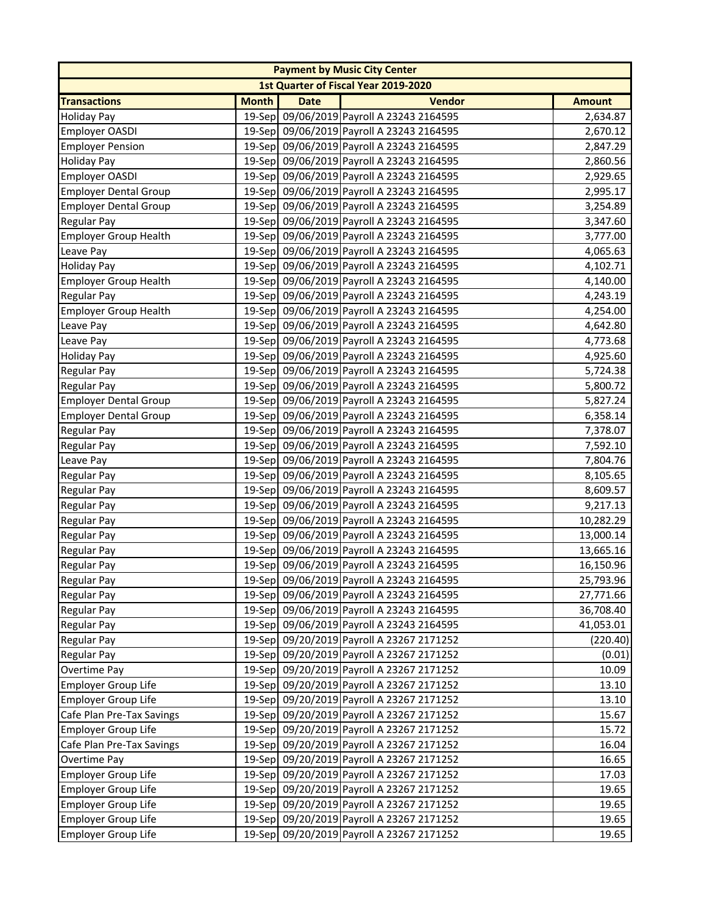| Payment by Music City Center | | | | |
|---|---|---|---|---|
| 1st Quarter of Fiscal Year 2019-2020 | | | | |
| **Transactions** | **Month** | **Date** | **Vendor** | **Amount** |
| Holiday Pay | 19-Sep | 09/06/2019 | Payroll A 23243 2164595 | 2,634.87 |
| Employer OASDI | 19-Sep | 09/06/2019 | Payroll A 23243 2164595 | 2,670.12 |
| Employer Pension | 19-Sep | 09/06/2019 | Payroll A 23243 2164595 | 2,847.29 |
| Holiday Pay | 19-Sep | 09/06/2019 | Payroll A 23243 2164595 | 2,860.56 |
| Employer OASDI | 19-Sep | 09/06/2019 | Payroll A 23243 2164595 | 2,929.65 |
| Employer Dental Group | 19-Sep | 09/06/2019 | Payroll A 23243 2164595 | 2,995.17 |
| Employer Dental Group | 19-Sep | 09/06/2019 | Payroll A 23243 2164595 | 3,254.89 |
| Regular Pay | 19-Sep | 09/06/2019 | Payroll A 23243 2164595 | 3,347.60 |
| Employer Group Health | 19-Sep | 09/06/2019 | Payroll A 23243 2164595 | 3,777.00 |
| Leave Pay | 19-Sep | 09/06/2019 | Payroll A 23243 2164595 | 4,065.63 |
| Holiday Pay | 19-Sep | 09/06/2019 | Payroll A 23243 2164595 | 4,102.71 |
| Employer Group Health | 19-Sep | 09/06/2019 | Payroll A 23243 2164595 | 4,140.00 |
| Regular Pay | 19-Sep | 09/06/2019 | Payroll A 23243 2164595 | 4,243.19 |
| Employer Group Health | 19-Sep | 09/06/2019 | Payroll A 23243 2164595 | 4,254.00 |
| Leave Pay | 19-Sep | 09/06/2019 | Payroll A 23243 2164595 | 4,642.80 |
| Leave Pay | 19-Sep | 09/06/2019 | Payroll A 23243 2164595 | 4,773.68 |
| Holiday Pay | 19-Sep | 09/06/2019 | Payroll A 23243 2164595 | 4,925.60 |
| Regular Pay | 19-Sep | 09/06/2019 | Payroll A 23243 2164595 | 5,724.38 |
| Regular Pay | 19-Sep | 09/06/2019 | Payroll A 23243 2164595 | 5,800.72 |
| Employer Dental Group | 19-Sep | 09/06/2019 | Payroll A 23243 2164595 | 5,827.24 |
| Employer Dental Group | 19-Sep | 09/06/2019 | Payroll A 23243 2164595 | 6,358.14 |
| Regular Pay | 19-Sep | 09/06/2019 | Payroll A 23243 2164595 | 7,378.07 |
| Regular Pay | 19-Sep | 09/06/2019 | Payroll A 23243 2164595 | 7,592.10 |
| Leave Pay | 19-Sep | 09/06/2019 | Payroll A 23243 2164595 | 7,804.76 |
| Regular Pay | 19-Sep | 09/06/2019 | Payroll A 23243 2164595 | 8,105.65 |
| Regular Pay | 19-Sep | 09/06/2019 | Payroll A 23243 2164595 | 8,609.57 |
| Regular Pay | 19-Sep | 09/06/2019 | Payroll A 23243 2164595 | 9,217.13 |
| Regular Pay | 19-Sep | 09/06/2019 | Payroll A 23243 2164595 | 10,282.29 |
| Regular Pay | 19-Sep | 09/06/2019 | Payroll A 23243 2164595 | 13,000.14 |
| Regular Pay | 19-Sep | 09/06/2019 | Payroll A 23243 2164595 | 13,665.16 |
| Regular Pay | 19-Sep | 09/06/2019 | Payroll A 23243 2164595 | 16,150.96 |
| Regular Pay | 19-Sep | 09/06/2019 | Payroll A 23243 2164595 | 25,793.96 |
| Regular Pay | 19-Sep | 09/06/2019 | Payroll A 23243 2164595 | 27,771.66 |
| Regular Pay | 19-Sep | 09/06/2019 | Payroll A 23243 2164595 | 36,708.40 |
| Regular Pay | 19-Sep | 09/06/2019 | Payroll A 23243 2164595 | 41,053.01 |
| Regular Pay | 19-Sep | 09/20/2019 | Payroll A 23267 2171252 | (220.40) |
| Regular Pay | 19-Sep | 09/20/2019 | Payroll A 23267 2171252 | (0.01) |
| Overtime Pay | 19-Sep | 09/20/2019 | Payroll A 23267 2171252 | 10.09 |
| Employer Group Life | 19-Sep | 09/20/2019 | Payroll A 23267 2171252 | 13.10 |
| Employer Group Life | 19-Sep | 09/20/2019 | Payroll A 23267 2171252 | 13.10 |
| Cafe Plan Pre-Tax Savings | 19-Sep | 09/20/2019 | Payroll A 23267 2171252 | 15.67 |
| Employer Group Life | 19-Sep | 09/20/2019 | Payroll A 23267 2171252 | 15.72 |
| Cafe Plan Pre-Tax Savings | 19-Sep | 09/20/2019 | Payroll A 23267 2171252 | 16.04 |
| Overtime Pay | 19-Sep | 09/20/2019 | Payroll A 23267 2171252 | 16.65 |
| Employer Group Life | 19-Sep | 09/20/2019 | Payroll A 23267 2171252 | 17.03 |
| Employer Group Life | 19-Sep | 09/20/2019 | Payroll A 23267 2171252 | 19.65 |
| Employer Group Life | 19-Sep | 09/20/2019 | Payroll A 23267 2171252 | 19.65 |
| Employer Group Life | 19-Sep | 09/20/2019 | Payroll A 23267 2171252 | 19.65 |
| Employer Group Life | 19-Sep | 09/20/2019 | Payroll A 23267 2171252 | 19.65 |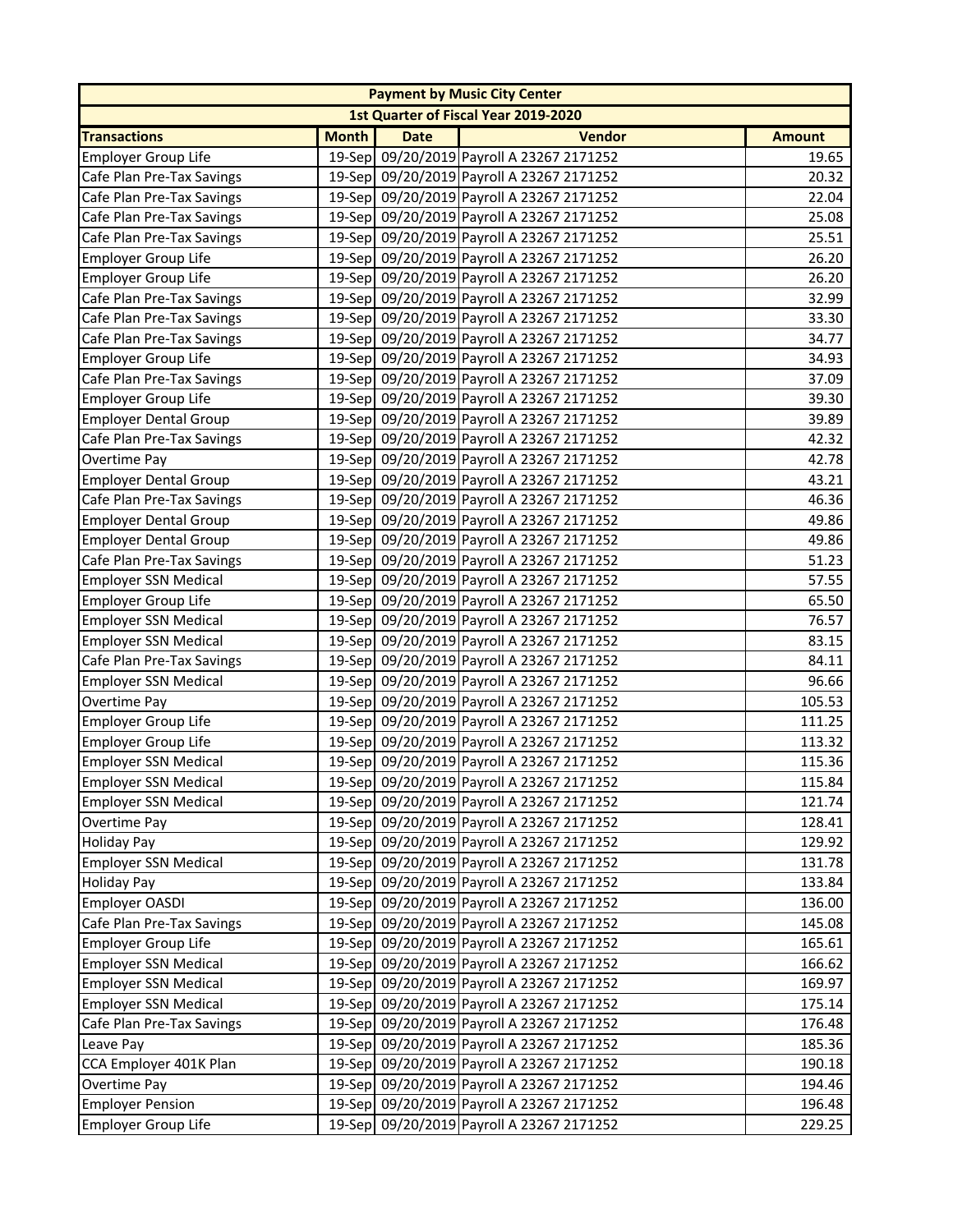| Payment by Music City Center | | | | |
|---|---|---|---|---|
| 1st Quarter of Fiscal Year 2019-2020 | | | | |
| **Transactions** | **Month** | **Date** | **Vendor** | **Amount** |
| Employer Group Life | 19-Sep | 09/20/2019 | Payroll A 23267 2171252 | 19.65 |
| Cafe Plan Pre-Tax Savings | 19-Sep | 09/20/2019 | Payroll A 23267 2171252 | 20.32 |
| Cafe Plan Pre-Tax Savings | 19-Sep | 09/20/2019 | Payroll A 23267 2171252 | 22.04 |
| Cafe Plan Pre-Tax Savings | 19-Sep | 09/20/2019 | Payroll A 23267 2171252 | 25.08 |
| Cafe Plan Pre-Tax Savings | 19-Sep | 09/20/2019 | Payroll A 23267 2171252 | 25.51 |
| Employer Group Life | 19-Sep | 09/20/2019 | Payroll A 23267 2171252 | 26.20 |
| Employer Group Life | 19-Sep | 09/20/2019 | Payroll A 23267 2171252 | 26.20 |
| Cafe Plan Pre-Tax Savings | 19-Sep | 09/20/2019 | Payroll A 23267 2171252 | 32.99 |
| Cafe Plan Pre-Tax Savings | 19-Sep | 09/20/2019 | Payroll A 23267 2171252 | 33.30 |
| Cafe Plan Pre-Tax Savings | 19-Sep | 09/20/2019 | Payroll A 23267 2171252 | 34.77 |
| Employer Group Life | 19-Sep | 09/20/2019 | Payroll A 23267 2171252 | 34.93 |
| Cafe Plan Pre-Tax Savings | 19-Sep | 09/20/2019 | Payroll A 23267 2171252 | 37.09 |
| Employer Group Life | 19-Sep | 09/20/2019 | Payroll A 23267 2171252 | 39.30 |
| Employer Dental Group | 19-Sep | 09/20/2019 | Payroll A 23267 2171252 | 39.89 |
| Cafe Plan Pre-Tax Savings | 19-Sep | 09/20/2019 | Payroll A 23267 2171252 | 42.32 |
| Overtime Pay | 19-Sep | 09/20/2019 | Payroll A 23267 2171252 | 42.78 |
| Employer Dental Group | 19-Sep | 09/20/2019 | Payroll A 23267 2171252 | 43.21 |
| Cafe Plan Pre-Tax Savings | 19-Sep | 09/20/2019 | Payroll A 23267 2171252 | 46.36 |
| Employer Dental Group | 19-Sep | 09/20/2019 | Payroll A 23267 2171252 | 49.86 |
| Employer Dental Group | 19-Sep | 09/20/2019 | Payroll A 23267 2171252 | 49.86 |
| Cafe Plan Pre-Tax Savings | 19-Sep | 09/20/2019 | Payroll A 23267 2171252 | 51.23 |
| Employer SSN Medical | 19-Sep | 09/20/2019 | Payroll A 23267 2171252 | 57.55 |
| Employer Group Life | 19-Sep | 09/20/2019 | Payroll A 23267 2171252 | 65.50 |
| Employer SSN Medical | 19-Sep | 09/20/2019 | Payroll A 23267 2171252 | 76.57 |
| Employer SSN Medical | 19-Sep | 09/20/2019 | Payroll A 23267 2171252 | 83.15 |
| Cafe Plan Pre-Tax Savings | 19-Sep | 09/20/2019 | Payroll A 23267 2171252 | 84.11 |
| Employer SSN Medical | 19-Sep | 09/20/2019 | Payroll A 23267 2171252 | 96.66 |
| Overtime Pay | 19-Sep | 09/20/2019 | Payroll A 23267 2171252 | 105.53 |
| Employer Group Life | 19-Sep | 09/20/2019 | Payroll A 23267 2171252 | 111.25 |
| Employer Group Life | 19-Sep | 09/20/2019 | Payroll A 23267 2171252 | 113.32 |
| Employer SSN Medical | 19-Sep | 09/20/2019 | Payroll A 23267 2171252 | 115.36 |
| Employer SSN Medical | 19-Sep | 09/20/2019 | Payroll A 23267 2171252 | 115.84 |
| Employer SSN Medical | 19-Sep | 09/20/2019 | Payroll A 23267 2171252 | 121.74 |
| Overtime Pay | 19-Sep | 09/20/2019 | Payroll A 23267 2171252 | 128.41 |
| Holiday Pay | 19-Sep | 09/20/2019 | Payroll A 23267 2171252 | 129.92 |
| Employer SSN Medical | 19-Sep | 09/20/2019 | Payroll A 23267 2171252 | 131.78 |
| Holiday Pay | 19-Sep | 09/20/2019 | Payroll A 23267 2171252 | 133.84 |
| Employer OASDI | 19-Sep | 09/20/2019 | Payroll A 23267 2171252 | 136.00 |
| Cafe Plan Pre-Tax Savings | 19-Sep | 09/20/2019 | Payroll A 23267 2171252 | 145.08 |
| Employer Group Life | 19-Sep | 09/20/2019 | Payroll A 23267 2171252 | 165.61 |
| Employer SSN Medical | 19-Sep | 09/20/2019 | Payroll A 23267 2171252 | 166.62 |
| Employer SSN Medical | 19-Sep | 09/20/2019 | Payroll A 23267 2171252 | 169.97 |
| Employer SSN Medical | 19-Sep | 09/20/2019 | Payroll A 23267 2171252 | 175.14 |
| Cafe Plan Pre-Tax Savings | 19-Sep | 09/20/2019 | Payroll A 23267 2171252 | 176.48 |
| Leave Pay | 19-Sep | 09/20/2019 | Payroll A 23267 2171252 | 185.36 |
| CCA Employer 401K Plan | 19-Sep | 09/20/2019 | Payroll A 23267 2171252 | 190.18 |
| Overtime Pay | 19-Sep | 09/20/2019 | Payroll A 23267 2171252 | 194.46 |
| Employer Pension | 19-Sep | 09/20/2019 | Payroll A 23267 2171252 | 196.48 |
| Employer Group Life | 19-Sep | 09/20/2019 | Payroll A 23267 2171252 | 229.25 |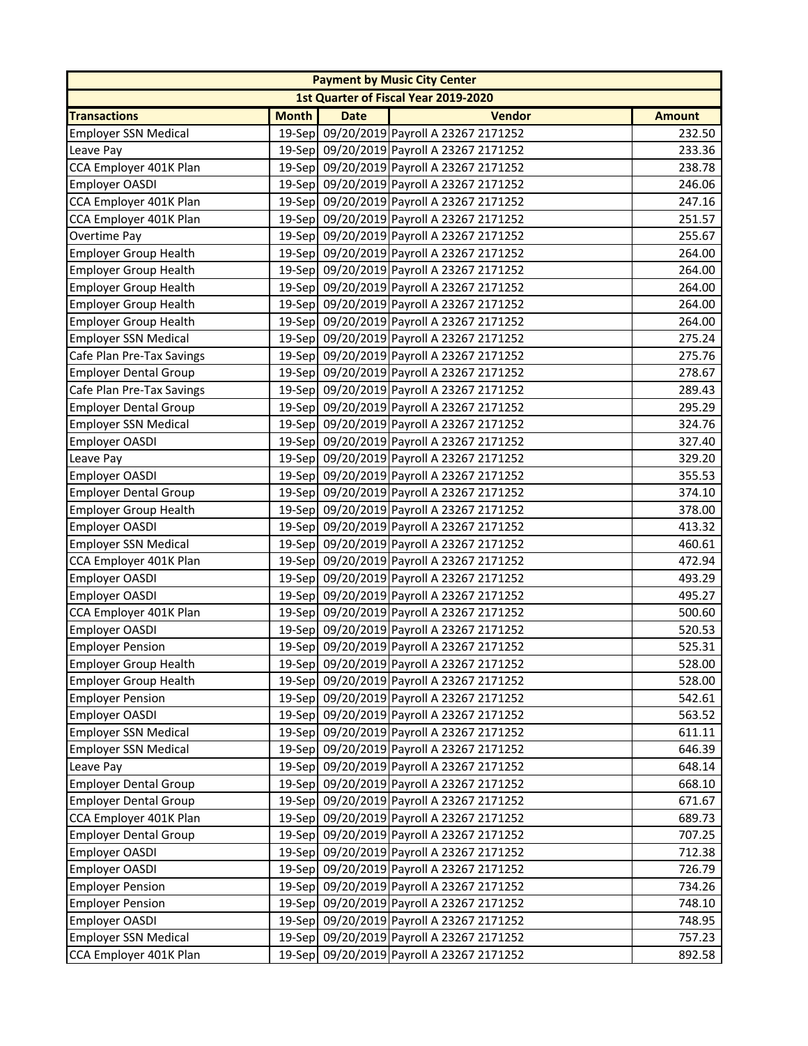| Payment by Music City Center | | | | |
|---|---|---|---|---|
| 1st Quarter of Fiscal Year 2019-2020 | | | | |
| **Transactions** | **Month** | **Date** | **Vendor** | **Amount** |
| Employer SSN Medical | 19-Sep | 09/20/2019 | Payroll A 23267 2171252 | 232.50 |
| Leave Pay | 19-Sep | 09/20/2019 | Payroll A 23267 2171252 | 233.36 |
| CCA Employer 401K Plan | 19-Sep | 09/20/2019 | Payroll A 23267 2171252 | 238.78 |
| Employer OASDI | 19-Sep | 09/20/2019 | Payroll A 23267 2171252 | 246.06 |
| CCA Employer 401K Plan | 19-Sep | 09/20/2019 | Payroll A 23267 2171252 | 247.16 |
| CCA Employer 401K Plan | 19-Sep | 09/20/2019 | Payroll A 23267 2171252 | 251.57 |
| Overtime Pay | 19-Sep | 09/20/2019 | Payroll A 23267 2171252 | 255.67 |
| Employer Group Health | 19-Sep | 09/20/2019 | Payroll A 23267 2171252 | 264.00 |
| Employer Group Health | 19-Sep | 09/20/2019 | Payroll A 23267 2171252 | 264.00 |
| Employer Group Health | 19-Sep | 09/20/2019 | Payroll A 23267 2171252 | 264.00 |
| Employer Group Health | 19-Sep | 09/20/2019 | Payroll A 23267 2171252 | 264.00 |
| Employer Group Health | 19-Sep | 09/20/2019 | Payroll A 23267 2171252 | 264.00 |
| Employer SSN Medical | 19-Sep | 09/20/2019 | Payroll A 23267 2171252 | 275.24 |
| Cafe Plan Pre-Tax Savings | 19-Sep | 09/20/2019 | Payroll A 23267 2171252 | 275.76 |
| Employer Dental Group | 19-Sep | 09/20/2019 | Payroll A 23267 2171252 | 278.67 |
| Cafe Plan Pre-Tax Savings | 19-Sep | 09/20/2019 | Payroll A 23267 2171252 | 289.43 |
| Employer Dental Group | 19-Sep | 09/20/2019 | Payroll A 23267 2171252 | 295.29 |
| Employer SSN Medical | 19-Sep | 09/20/2019 | Payroll A 23267 2171252 | 324.76 |
| Employer OASDI | 19-Sep | 09/20/2019 | Payroll A 23267 2171252 | 327.40 |
| Leave Pay | 19-Sep | 09/20/2019 | Payroll A 23267 2171252 | 329.20 |
| Employer OASDI | 19-Sep | 09/20/2019 | Payroll A 23267 2171252 | 355.53 |
| Employer Dental Group | 19-Sep | 09/20/2019 | Payroll A 23267 2171252 | 374.10 |
| Employer Group Health | 19-Sep | 09/20/2019 | Payroll A 23267 2171252 | 378.00 |
| Employer OASDI | 19-Sep | 09/20/2019 | Payroll A 23267 2171252 | 413.32 |
| Employer SSN Medical | 19-Sep | 09/20/2019 | Payroll A 23267 2171252 | 460.61 |
| CCA Employer 401K Plan | 19-Sep | 09/20/2019 | Payroll A 23267 2171252 | 472.94 |
| Employer OASDI | 19-Sep | 09/20/2019 | Payroll A 23267 2171252 | 493.29 |
| Employer OASDI | 19-Sep | 09/20/2019 | Payroll A 23267 2171252 | 495.27 |
| CCA Employer 401K Plan | 19-Sep | 09/20/2019 | Payroll A 23267 2171252 | 500.60 |
| Employer OASDI | 19-Sep | 09/20/2019 | Payroll A 23267 2171252 | 520.53 |
| Employer Pension | 19-Sep | 09/20/2019 | Payroll A 23267 2171252 | 525.31 |
| Employer Group Health | 19-Sep | 09/20/2019 | Payroll A 23267 2171252 | 528.00 |
| Employer Group Health | 19-Sep | 09/20/2019 | Payroll A 23267 2171252 | 528.00 |
| Employer Pension | 19-Sep | 09/20/2019 | Payroll A 23267 2171252 | 542.61 |
| Employer OASDI | 19-Sep | 09/20/2019 | Payroll A 23267 2171252 | 563.52 |
| Employer SSN Medical | 19-Sep | 09/20/2019 | Payroll A 23267 2171252 | 611.11 |
| Employer SSN Medical | 19-Sep | 09/20/2019 | Payroll A 23267 2171252 | 646.39 |
| Leave Pay | 19-Sep | 09/20/2019 | Payroll A 23267 2171252 | 648.14 |
| Employer Dental Group | 19-Sep | 09/20/2019 | Payroll A 23267 2171252 | 668.10 |
| Employer Dental Group | 19-Sep | 09/20/2019 | Payroll A 23267 2171252 | 671.67 |
| CCA Employer 401K Plan | 19-Sep | 09/20/2019 | Payroll A 23267 2171252 | 689.73 |
| Employer Dental Group | 19-Sep | 09/20/2019 | Payroll A 23267 2171252 | 707.25 |
| Employer OASDI | 19-Sep | 09/20/2019 | Payroll A 23267 2171252 | 712.38 |
| Employer OASDI | 19-Sep | 09/20/2019 | Payroll A 23267 2171252 | 726.79 |
| Employer Pension | 19-Sep | 09/20/2019 | Payroll A 23267 2171252 | 734.26 |
| Employer Pension | 19-Sep | 09/20/2019 | Payroll A 23267 2171252 | 748.10 |
| Employer OASDI | 19-Sep | 09/20/2019 | Payroll A 23267 2171252 | 748.95 |
| Employer SSN Medical | 19-Sep | 09/20/2019 | Payroll A 23267 2171252 | 757.23 |
| CCA Employer 401K Plan | 19-Sep | 09/20/2019 | Payroll A 23267 2171252 | 892.58 |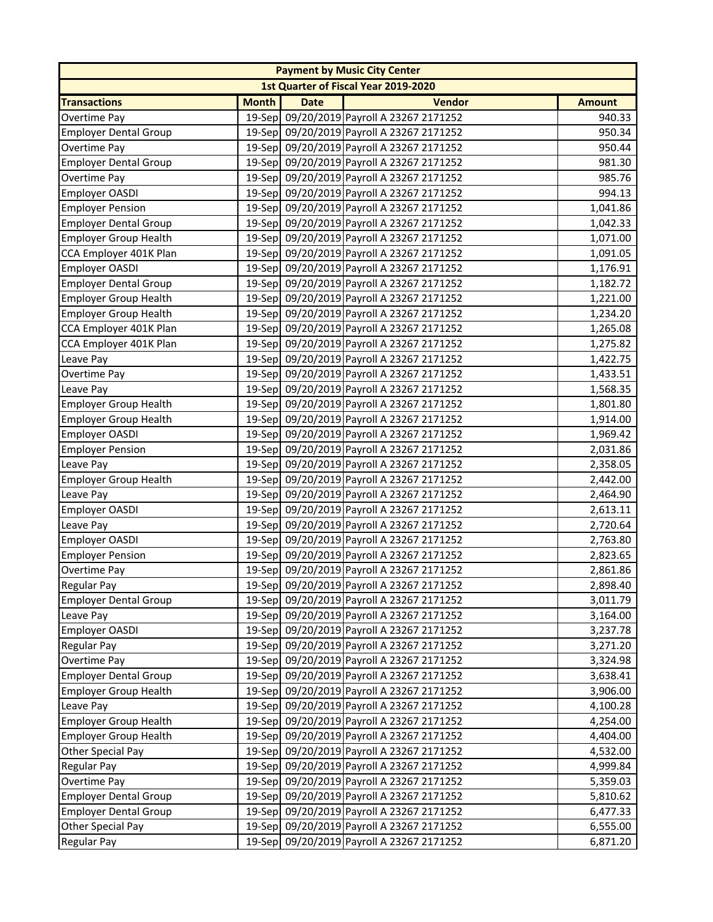| Payment by Music City Center | | | | |
|---|---|---|---|---|
| 1st Quarter of Fiscal Year 2019-2020 | | | | |
| **Transactions** | **Month** | **Date** | **Vendor** | **Amount** |
| Overtime Pay | 19-Sep | 09/20/2019 | Payroll A 23267 2171252 | 940.33 |
| Employer Dental Group | 19-Sep | 09/20/2019 | Payroll A 23267 2171252 | 950.34 |
| Overtime Pay | 19-Sep | 09/20/2019 | Payroll A 23267 2171252 | 950.44 |
| Employer Dental Group | 19-Sep | 09/20/2019 | Payroll A 23267 2171252 | 981.30 |
| Overtime Pay | 19-Sep | 09/20/2019 | Payroll A 23267 2171252 | 985.76 |
| Employer OASDI | 19-Sep | 09/20/2019 | Payroll A 23267 2171252 | 994.13 |
| Employer Pension | 19-Sep | 09/20/2019 | Payroll A 23267 2171252 | 1,041.86 |
| Employer Dental Group | 19-Sep | 09/20/2019 | Payroll A 23267 2171252 | 1,042.33 |
| Employer Group Health | 19-Sep | 09/20/2019 | Payroll A 23267 2171252 | 1,071.00 |
| CCA Employer 401K Plan | 19-Sep | 09/20/2019 | Payroll A 23267 2171252 | 1,091.05 |
| Employer OASDI | 19-Sep | 09/20/2019 | Payroll A 23267 2171252 | 1,176.91 |
| Employer Dental Group | 19-Sep | 09/20/2019 | Payroll A 23267 2171252 | 1,182.72 |
| Employer Group Health | 19-Sep | 09/20/2019 | Payroll A 23267 2171252 | 1,221.00 |
| Employer Group Health | 19-Sep | 09/20/2019 | Payroll A 23267 2171252 | 1,234.20 |
| CCA Employer 401K Plan | 19-Sep | 09/20/2019 | Payroll A 23267 2171252 | 1,265.08 |
| CCA Employer 401K Plan | 19-Sep | 09/20/2019 | Payroll A 23267 2171252 | 1,275.82 |
| Leave Pay | 19-Sep | 09/20/2019 | Payroll A 23267 2171252 | 1,422.75 |
| Overtime Pay | 19-Sep | 09/20/2019 | Payroll A 23267 2171252 | 1,433.51 |
| Leave Pay | 19-Sep | 09/20/2019 | Payroll A 23267 2171252 | 1,568.35 |
| Employer Group Health | 19-Sep | 09/20/2019 | Payroll A 23267 2171252 | 1,801.80 |
| Employer Group Health | 19-Sep | 09/20/2019 | Payroll A 23267 2171252 | 1,914.00 |
| Employer OASDI | 19-Sep | 09/20/2019 | Payroll A 23267 2171252 | 1,969.42 |
| Employer Pension | 19-Sep | 09/20/2019 | Payroll A 23267 2171252 | 2,031.86 |
| Leave Pay | 19-Sep | 09/20/2019 | Payroll A 23267 2171252 | 2,358.05 |
| Employer Group Health | 19-Sep | 09/20/2019 | Payroll A 23267 2171252 | 2,442.00 |
| Leave Pay | 19-Sep | 09/20/2019 | Payroll A 23267 2171252 | 2,464.90 |
| Employer OASDI | 19-Sep | 09/20/2019 | Payroll A 23267 2171252 | 2,613.11 |
| Leave Pay | 19-Sep | 09/20/2019 | Payroll A 23267 2171252 | 2,720.64 |
| Employer OASDI | 19-Sep | 09/20/2019 | Payroll A 23267 2171252 | 2,763.80 |
| Employer Pension | 19-Sep | 09/20/2019 | Payroll A 23267 2171252 | 2,823.65 |
| Overtime Pay | 19-Sep | 09/20/2019 | Payroll A 23267 2171252 | 2,861.86 |
| Regular Pay | 19-Sep | 09/20/2019 | Payroll A 23267 2171252 | 2,898.40 |
| Employer Dental Group | 19-Sep | 09/20/2019 | Payroll A 23267 2171252 | 3,011.79 |
| Leave Pay | 19-Sep | 09/20/2019 | Payroll A 23267 2171252 | 3,164.00 |
| Employer OASDI | 19-Sep | 09/20/2019 | Payroll A 23267 2171252 | 3,237.78 |
| Regular Pay | 19-Sep | 09/20/2019 | Payroll A 23267 2171252 | 3,271.20 |
| Overtime Pay | 19-Sep | 09/20/2019 | Payroll A 23267 2171252 | 3,324.98 |
| Employer Dental Group | 19-Sep | 09/20/2019 | Payroll A 23267 2171252 | 3,638.41 |
| Employer Group Health | 19-Sep | 09/20/2019 | Payroll A 23267 2171252 | 3,906.00 |
| Leave Pay | 19-Sep | 09/20/2019 | Payroll A 23267 2171252 | 4,100.28 |
| Employer Group Health | 19-Sep | 09/20/2019 | Payroll A 23267 2171252 | 4,254.00 |
| Employer Group Health | 19-Sep | 09/20/2019 | Payroll A 23267 2171252 | 4,404.00 |
| Other Special Pay | 19-Sep | 09/20/2019 | Payroll A 23267 2171252 | 4,532.00 |
| Regular Pay | 19-Sep | 09/20/2019 | Payroll A 23267 2171252 | 4,999.84 |
| Overtime Pay | 19-Sep | 09/20/2019 | Payroll A 23267 2171252 | 5,359.03 |
| Employer Dental Group | 19-Sep | 09/20/2019 | Payroll A 23267 2171252 | 5,810.62 |
| Employer Dental Group | 19-Sep | 09/20/2019 | Payroll A 23267 2171252 | 6,477.33 |
| Other Special Pay | 19-Sep | 09/20/2019 | Payroll A 23267 2171252 | 6,555.00 |
| Regular Pay | 19-Sep | 09/20/2019 | Payroll A 23267 2171252 | 6,871.20 |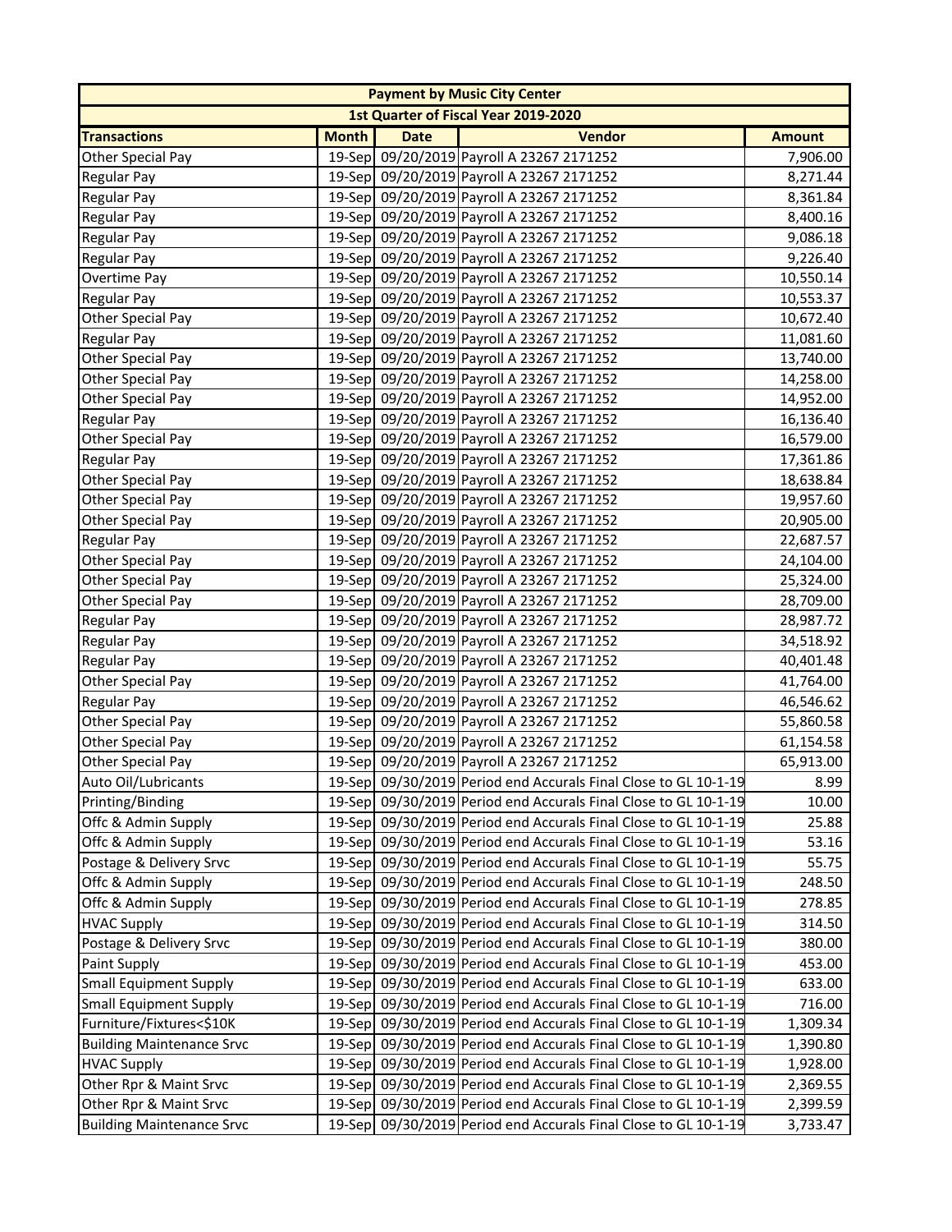| Payment by Music City Center | | | | |
|---|---|---|---|---|
| 1st Quarter of Fiscal Year 2019-2020 | | | | |
| **Transactions** | **Month** | **Date** | **Vendor** | **Amount** |
| Other Special Pay | 19-Sep | 09/20/2019 | Payroll A 23267 2171252 | 7,906.00 |
| Regular Pay | 19-Sep | 09/20/2019 | Payroll A 23267 2171252 | 8,271.44 |
| Regular Pay | 19-Sep | 09/20/2019 | Payroll A 23267 2171252 | 8,361.84 |
| Regular Pay | 19-Sep | 09/20/2019 | Payroll A 23267 2171252 | 8,400.16 |
| Regular Pay | 19-Sep | 09/20/2019 | Payroll A 23267 2171252 | 9,086.18 |
| Regular Pay | 19-Sep | 09/20/2019 | Payroll A 23267 2171252 | 9,226.40 |
| Overtime Pay | 19-Sep | 09/20/2019 | Payroll A 23267 2171252 | 10,550.14 |
| Regular Pay | 19-Sep | 09/20/2019 | Payroll A 23267 2171252 | 10,553.37 |
| Other Special Pay | 19-Sep | 09/20/2019 | Payroll A 23267 2171252 | 10,672.40 |
| Regular Pay | 19-Sep | 09/20/2019 | Payroll A 23267 2171252 | 11,081.60 |
| Other Special Pay | 19-Sep | 09/20/2019 | Payroll A 23267 2171252 | 13,740.00 |
| Other Special Pay | 19-Sep | 09/20/2019 | Payroll A 23267 2171252 | 14,258.00 |
| Other Special Pay | 19-Sep | 09/20/2019 | Payroll A 23267 2171252 | 14,952.00 |
| Regular Pay | 19-Sep | 09/20/2019 | Payroll A 23267 2171252 | 16,136.40 |
| Other Special Pay | 19-Sep | 09/20/2019 | Payroll A 23267 2171252 | 16,579.00 |
| Regular Pay | 19-Sep | 09/20/2019 | Payroll A 23267 2171252 | 17,361.86 |
| Other Special Pay | 19-Sep | 09/20/2019 | Payroll A 23267 2171252 | 18,638.84 |
| Other Special Pay | 19-Sep | 09/20/2019 | Payroll A 23267 2171252 | 19,957.60 |
| Other Special Pay | 19-Sep | 09/20/2019 | Payroll A 23267 2171252 | 20,905.00 |
| Regular Pay | 19-Sep | 09/20/2019 | Payroll A 23267 2171252 | 22,687.57 |
| Other Special Pay | 19-Sep | 09/20/2019 | Payroll A 23267 2171252 | 24,104.00 |
| Other Special Pay | 19-Sep | 09/20/2019 | Payroll A 23267 2171252 | 25,324.00 |
| Other Special Pay | 19-Sep | 09/20/2019 | Payroll A 23267 2171252 | 28,709.00 |
| Regular Pay | 19-Sep | 09/20/2019 | Payroll A 23267 2171252 | 28,987.72 |
| Regular Pay | 19-Sep | 09/20/2019 | Payroll A 23267 2171252 | 34,518.92 |
| Regular Pay | 19-Sep | 09/20/2019 | Payroll A 23267 2171252 | 40,401.48 |
| Other Special Pay | 19-Sep | 09/20/2019 | Payroll A 23267 2171252 | 41,764.00 |
| Regular Pay | 19-Sep | 09/20/2019 | Payroll A 23267 2171252 | 46,546.62 |
| Other Special Pay | 19-Sep | 09/20/2019 | Payroll A 23267 2171252 | 55,860.58 |
| Other Special Pay | 19-Sep | 09/20/2019 | Payroll A 23267 2171252 | 61,154.58 |
| Other Special Pay | 19-Sep | 09/20/2019 | Payroll A 23267 2171252 | 65,913.00 |
| Auto Oil/Lubricants | 19-Sep | 09/30/2019 | Period end Accurals Final Close to GL 10-1-19 | 8.99 |
| Printing/Binding | 19-Sep | 09/30/2019 | Period end Accurals Final Close to GL 10-1-19 | 10.00 |
| Offc & Admin Supply | 19-Sep | 09/30/2019 | Period end Accurals Final Close to GL 10-1-19 | 25.88 |
| Offc & Admin Supply | 19-Sep | 09/30/2019 | Period end Accurals Final Close to GL 10-1-19 | 53.16 |
| Postage & Delivery Srvc | 19-Sep | 09/30/2019 | Period end Accurals Final Close to GL 10-1-19 | 55.75 |
| Offc & Admin Supply | 19-Sep | 09/30/2019 | Period end Accurals Final Close to GL 10-1-19 | 248.50 |
| Offc & Admin Supply | 19-Sep | 09/30/2019 | Period end Accurals Final Close to GL 10-1-19 | 278.85 |
| HVAC Supply | 19-Sep | 09/30/2019 | Period end Accurals Final Close to GL 10-1-19 | 314.50 |
| Postage & Delivery Srvc | 19-Sep | 09/30/2019 | Period end Accurals Final Close to GL 10-1-19 | 380.00 |
| Paint Supply | 19-Sep | 09/30/2019 | Period end Accurals Final Close to GL 10-1-19 | 453.00 |
| Small Equipment Supply | 19-Sep | 09/30/2019 | Period end Accurals Final Close to GL 10-1-19 | 633.00 |
| Small Equipment Supply | 19-Sep | 09/30/2019 | Period end Accurals Final Close to GL 10-1-19 | 716.00 |
| Furniture/Fixtures<$10K | 19-Sep | 09/30/2019 | Period end Accurals Final Close to GL 10-1-19 | 1,309.34 |
| Building Maintenance Srvc | 19-Sep | 09/30/2019 | Period end Accurals Final Close to GL 10-1-19 | 1,390.80 |
| HVAC Supply | 19-Sep | 09/30/2019 | Period end Accurals Final Close to GL 10-1-19 | 1,928.00 |
| Other Rpr & Maint Srvc | 19-Sep | 09/30/2019 | Period end Accurals Final Close to GL 10-1-19 | 2,369.55 |
| Other Rpr & Maint Srvc | 19-Sep | 09/30/2019 | Period end Accurals Final Close to GL 10-1-19 | 2,399.59 |
| Building Maintenance Srvc | 19-Sep | 09/30/2019 | Period end Accurals Final Close to GL 10-1-19 | 3,733.47 |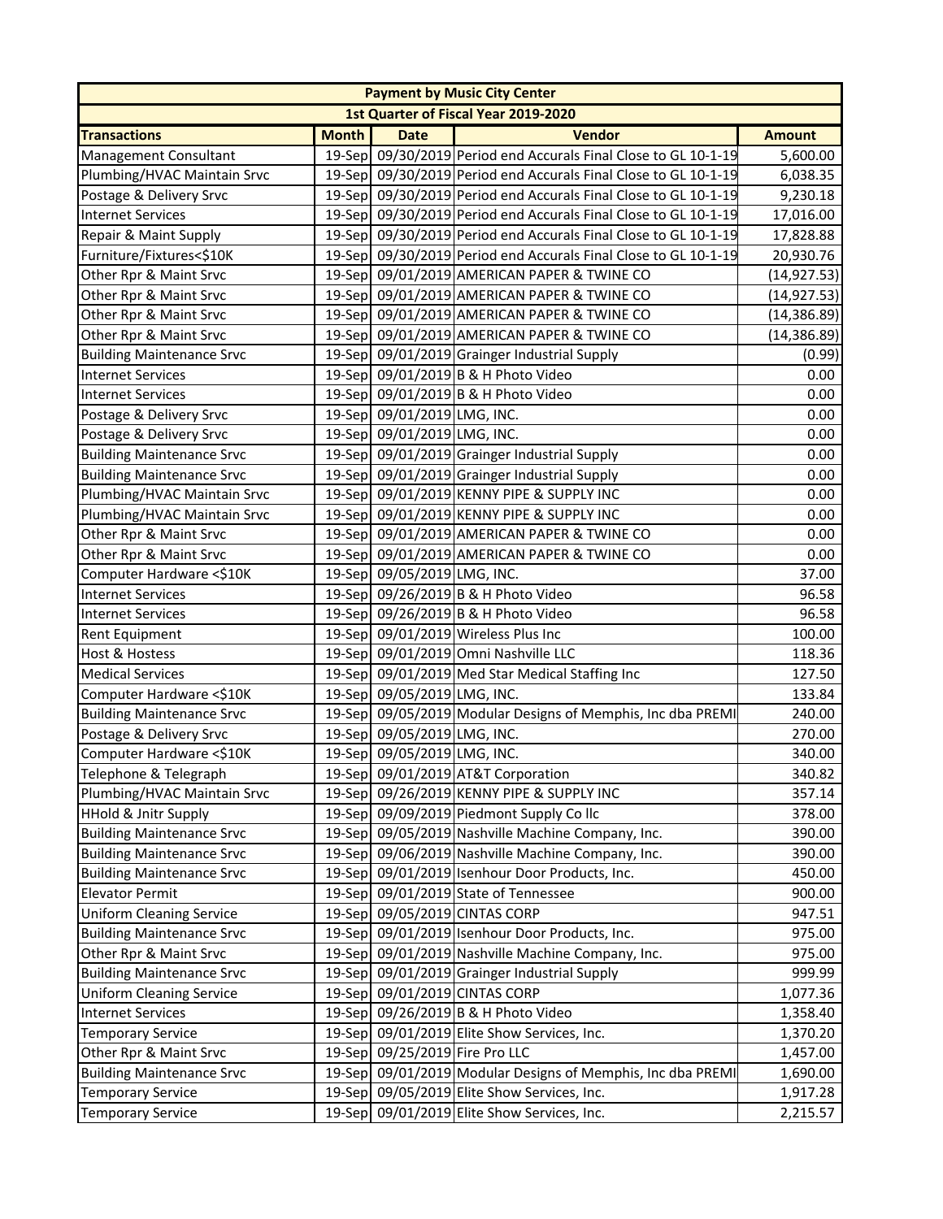| Payment by Music City Center | | | | |
|---|---|---|---|---|
| 1st Quarter of Fiscal Year 2019-2020 | | | | |
| **Transactions** | **Month** | **Date** | **Vendor** | **Amount** |
| Management Consultant | 19-Sep | 09/30/2019 | Period end Accurals Final Close to GL 10-1-19 | 5,600.00 |
| Plumbing/HVAC Maintain Srvc | 19-Sep | 09/30/2019 | Period end Accurals Final Close to GL 10-1-19 | 6,038.35 |
| Postage & Delivery Srvc | 19-Sep | 09/30/2019 | Period end Accurals Final Close to GL 10-1-19 | 9,230.18 |
| Internet Services | 19-Sep | 09/30/2019 | Period end Accurals Final Close to GL 10-1-19 | 17,016.00 |
| Repair & Maint Supply | 19-Sep | 09/30/2019 | Period end Accurals Final Close to GL 10-1-19 | 17,828.88 |
| Furniture/Fixtures<$10K | 19-Sep | 09/30/2019 | Period end Accurals Final Close to GL 10-1-19 | 20,930.76 |
| Other Rpr & Maint Srvc | 19-Sep | 09/01/2019 | AMERICAN PAPER & TWINE CO | (14,927.53) |
| Other Rpr & Maint Srvc | 19-Sep | 09/01/2019 | AMERICAN PAPER & TWINE CO | (14,927.53) |
| Other Rpr & Maint Srvc | 19-Sep | 09/01/2019 | AMERICAN PAPER & TWINE CO | (14,386.89) |
| Other Rpr & Maint Srvc | 19-Sep | 09/01/2019 | AMERICAN PAPER & TWINE CO | (14,386.89) |
| Building Maintenance Srvc | 19-Sep | 09/01/2019 | Grainger Industrial Supply | (0.99) |
| Internet Services | 19-Sep | 09/01/2019 | B & H Photo Video | 0.00 |
| Internet Services | 19-Sep | 09/01/2019 | B & H Photo Video | 0.00 |
| Postage & Delivery Srvc | 19-Sep | 09/01/2019 | LMG, INC. | 0.00 |
| Postage & Delivery Srvc | 19-Sep | 09/01/2019 | LMG, INC. | 0.00 |
| Building Maintenance Srvc | 19-Sep | 09/01/2019 | Grainger Industrial Supply | 0.00 |
| Building Maintenance Srvc | 19-Sep | 09/01/2019 | Grainger Industrial Supply | 0.00 |
| Plumbing/HVAC Maintain Srvc | 19-Sep | 09/01/2019 | KENNY PIPE & SUPPLY INC | 0.00 |
| Plumbing/HVAC Maintain Srvc | 19-Sep | 09/01/2019 | KENNY PIPE & SUPPLY INC | 0.00 |
| Other Rpr & Maint Srvc | 19-Sep | 09/01/2019 | AMERICAN PAPER & TWINE CO | 0.00 |
| Other Rpr & Maint Srvc | 19-Sep | 09/01/2019 | AMERICAN PAPER & TWINE CO | 0.00 |
| Computer Hardware <$10K | 19-Sep | 09/05/2019 | LMG, INC. | 37.00 |
| Internet Services | 19-Sep | 09/26/2019 | B & H Photo Video | 96.58 |
| Internet Services | 19-Sep | 09/26/2019 | B & H Photo Video | 96.58 |
| Rent Equipment | 19-Sep | 09/01/2019 | Wireless Plus Inc | 100.00 |
| Host & Hostess | 19-Sep | 09/01/2019 | Omni Nashville LLC | 118.36 |
| Medical Services | 19-Sep | 09/01/2019 | Med Star Medical Staffing Inc | 127.50 |
| Computer Hardware <$10K | 19-Sep | 09/05/2019 | LMG, INC. | 133.84 |
| Building Maintenance Srvc | 19-Sep | 09/05/2019 | Modular Designs of Memphis, Inc dba PREMI | 240.00 |
| Postage & Delivery Srvc | 19-Sep | 09/05/2019 | LMG, INC. | 270.00 |
| Computer Hardware <$10K | 19-Sep | 09/05/2019 | LMG, INC. | 340.00 |
| Telephone & Telegraph | 19-Sep | 09/01/2019 | AT&T Corporation | 340.82 |
| Plumbing/HVAC Maintain Srvc | 19-Sep | 09/26/2019 | KENNY PIPE & SUPPLY INC | 357.14 |
| HHold & Jnitr Supply | 19-Sep | 09/09/2019 | Piedmont Supply Co llc | 378.00 |
| Building Maintenance Srvc | 19-Sep | 09/05/2019 | Nashville Machine Company, Inc. | 390.00 |
| Building Maintenance Srvc | 19-Sep | 09/06/2019 | Nashville Machine Company, Inc. | 390.00 |
| Building Maintenance Srvc | 19-Sep | 09/01/2019 | Isenhour Door Products, Inc. | 450.00 |
| Elevator Permit | 19-Sep | 09/01/2019 | State of Tennessee | 900.00 |
| Uniform Cleaning Service | 19-Sep | 09/05/2019 | CINTAS CORP | 947.51 |
| Building Maintenance Srvc | 19-Sep | 09/01/2019 | Isenhour Door Products, Inc. | 975.00 |
| Other Rpr & Maint Srvc | 19-Sep | 09/01/2019 | Nashville Machine Company, Inc. | 975.00 |
| Building Maintenance Srvc | 19-Sep | 09/01/2019 | Grainger Industrial Supply | 999.99 |
| Uniform Cleaning Service | 19-Sep | 09/01/2019 | CINTAS CORP | 1,077.36 |
| Internet Services | 19-Sep | 09/26/2019 | B & H Photo Video | 1,358.40 |
| Temporary Service | 19-Sep | 09/01/2019 | Elite Show Services, Inc. | 1,370.20 |
| Other Rpr & Maint Srvc | 19-Sep | 09/25/2019 | Fire Pro LLC | 1,457.00 |
| Building Maintenance Srvc | 19-Sep | 09/01/2019 | Modular Designs of Memphis, Inc dba PREMI | 1,690.00 |
| Temporary Service | 19-Sep | 09/05/2019 | Elite Show Services, Inc. | 1,917.28 |
| Temporary Service | 19-Sep | 09/01/2019 | Elite Show Services, Inc. | 2,215.57 |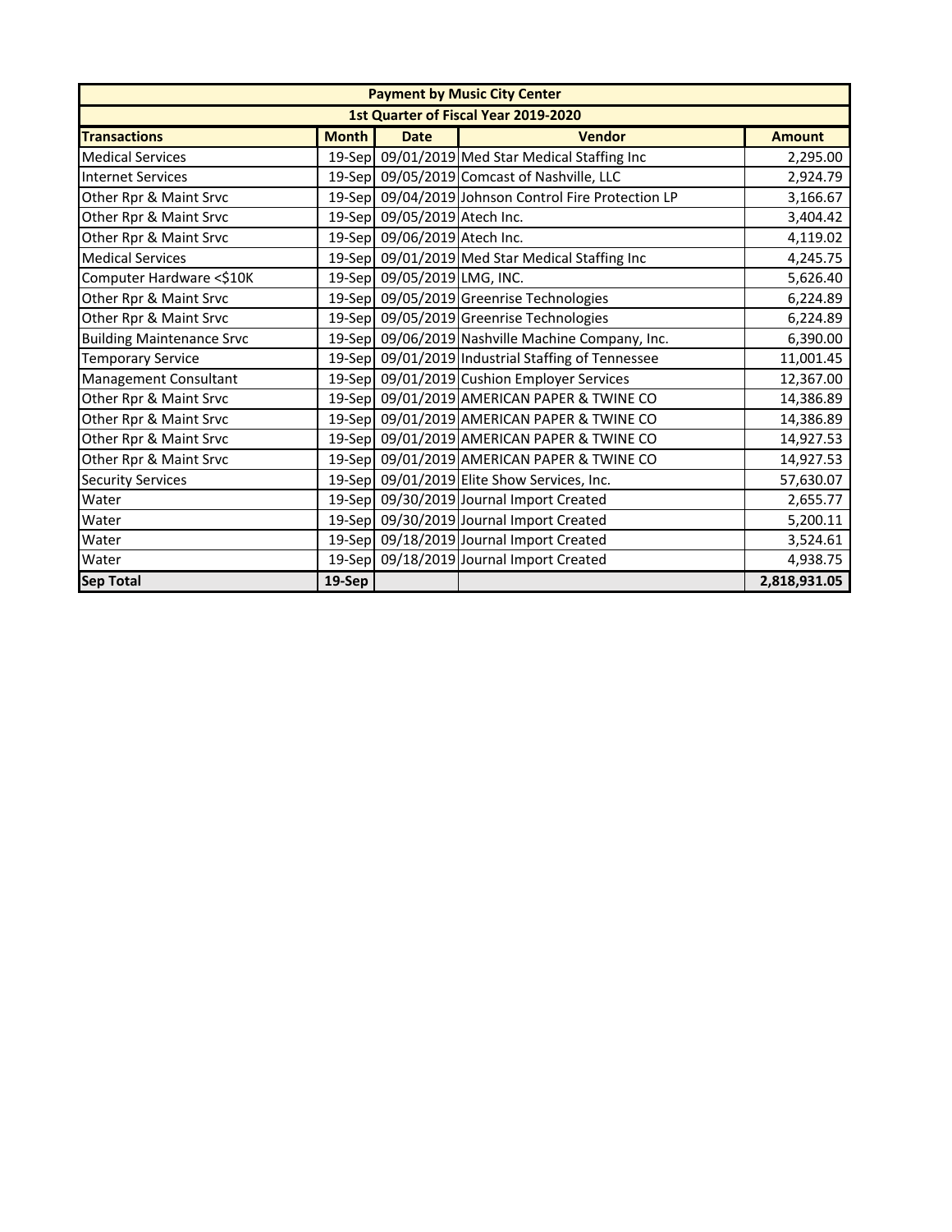| Payment by Music City Center | | | | |
|---|---|---|---|---|
| 1st Quarter of Fiscal Year 2019-2020 | | | | |
| **Transactions** | **Month** | **Date** | **Vendor** | **Amount** |
| Medical Services | 19-Sep | 09/01/2019 | Med Star Medical Staffing Inc | 2,295.00 |
| Internet Services | 19-Sep | 09/05/2019 | Comcast of Nashville, LLC | 2,924.79 |
| Other Rpr & Maint Srvc | 19-Sep | 09/04/2019 | Johnson Control Fire Protection LP | 3,166.67 |
| Other Rpr & Maint Srvc | 19-Sep | 09/05/2019 | Atech Inc. | 3,404.42 |
| Other Rpr & Maint Srvc | 19-Sep | 09/06/2019 | Atech Inc. | 4,119.02 |
| Medical Services | 19-Sep | 09/01/2019 | Med Star Medical Staffing Inc | 4,245.75 |
| Computer Hardware <$10K | 19-Sep | 09/05/2019 | LMG, INC. | 5,626.40 |
| Other Rpr & Maint Srvc | 19-Sep | 09/05/2019 | Greenrise Technologies | 6,224.89 |
| Other Rpr & Maint Srvc | 19-Sep | 09/05/2019 | Greenrise Technologies | 6,224.89 |
| Building Maintenance Srvc | 19-Sep | 09/06/2019 | Nashville Machine Company, Inc. | 6,390.00 |
| Temporary Service | 19-Sep | 09/01/2019 | Industrial Staffing of Tennessee | 11,001.45 |
| Management Consultant | 19-Sep | 09/01/2019 | Cushion Employer Services | 12,367.00 |
| Other Rpr & Maint Srvc | 19-Sep | 09/01/2019 | AMERICAN PAPER & TWINE CO | 14,386.89 |
| Other Rpr & Maint Srvc | 19-Sep | 09/01/2019 | AMERICAN PAPER & TWINE CO | 14,386.89 |
| Other Rpr & Maint Srvc | 19-Sep | 09/01/2019 | AMERICAN PAPER & TWINE CO | 14,927.53 |
| Other Rpr & Maint Srvc | 19-Sep | 09/01/2019 | AMERICAN PAPER & TWINE CO | 14,927.53 |
| Security Services | 19-Sep | 09/01/2019 | Elite Show Services, Inc. | 57,630.07 |
| Water | 19-Sep | 09/30/2019 | Journal Import Created | 2,655.77 |
| Water | 19-Sep | 09/30/2019 | Journal Import Created | 5,200.11 |
| Water | 19-Sep | 09/18/2019 | Journal Import Created | 3,524.61 |
| Water | 19-Sep | 09/18/2019 | Journal Import Created | 4,938.75 |
| **Sep Total** | **19-Sep** | | | **2,818,931.05** |